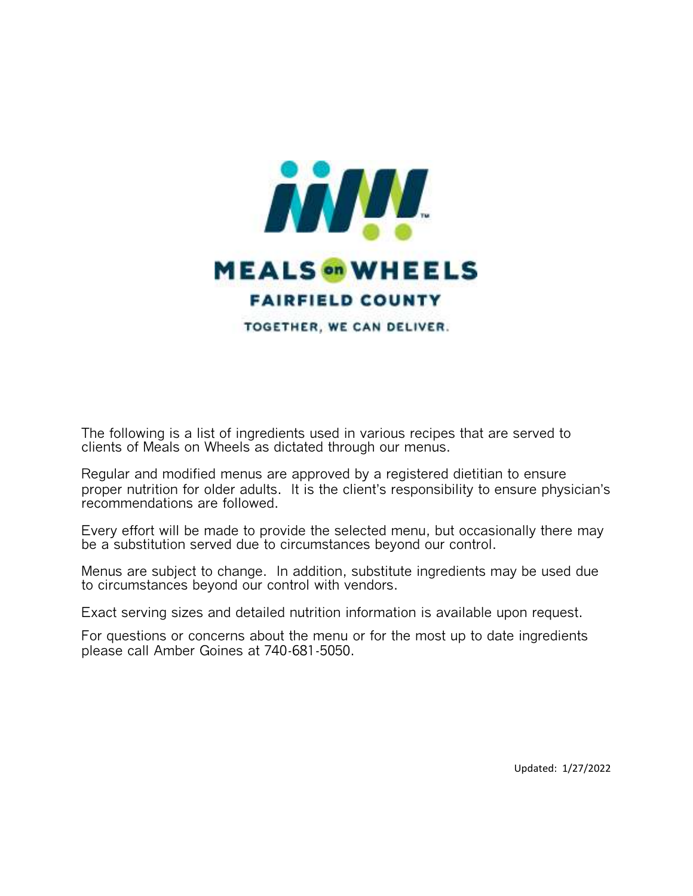# MEALS on WHEELS

## FAIRFIELD COUNTY

TOGETHER, WE CAN DELIVER.

The following is a list of ingredients used in various recipes that are served to clients of Meals on Wheels as dictated through our menus.

Regular and modified menus are approved by a registered dietitian to ensure proper nutrition for older adults. It is the client's responsibility to ensure physician's recommendations are followed.

Every effort will be made to provide the selected menu, but occasionally there may be a substitution served due to circumstances beyond our control.

Menus are subject to change. In addition, substitute ingredients may be used due to circumstances beyond our control with vendors.

Exact serving sizes and detailed nutrition information is available upon request.

For questions or concerns about the menu or for the most up to date ingredients please call Amber Goines at 740-681-5050.

Updated: 1/27/2022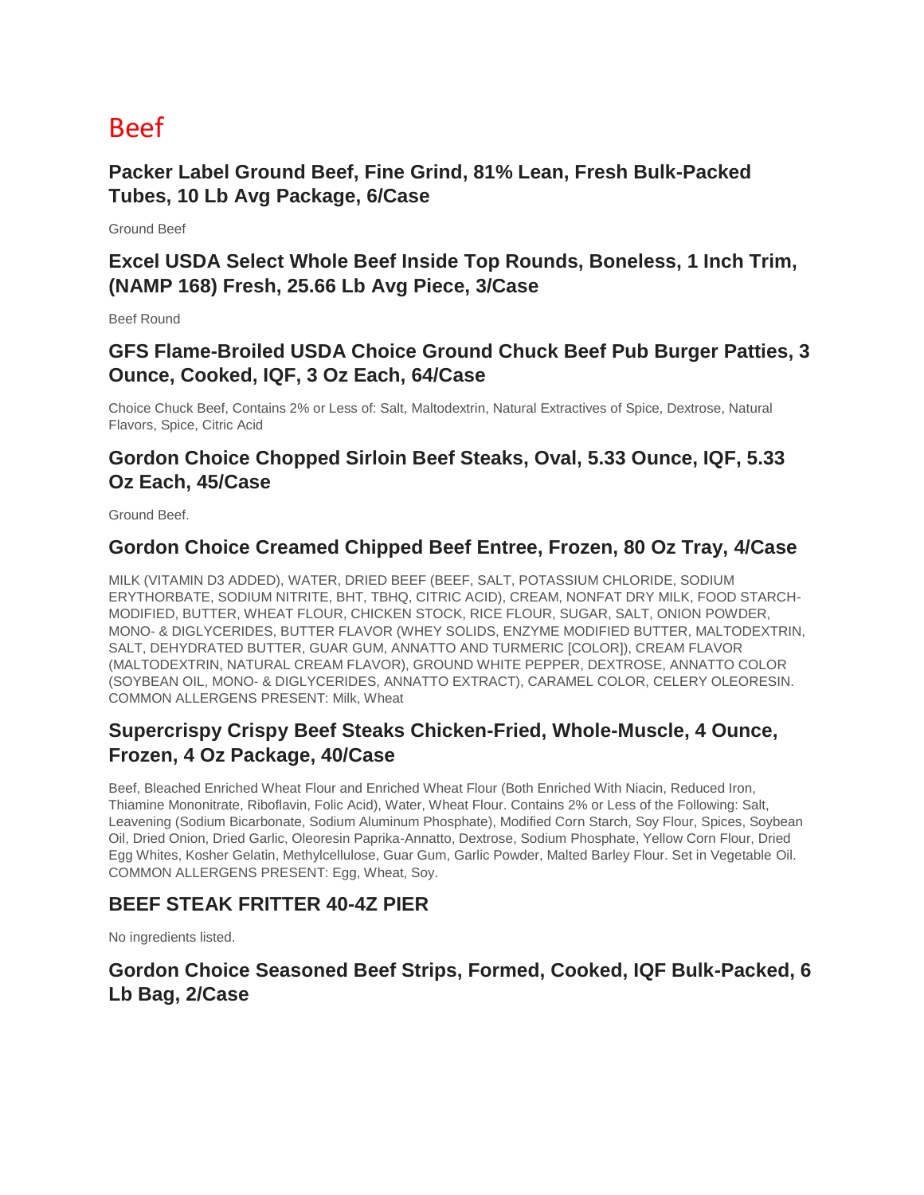# Beef

### Packer Label Ground Beef, Fine Grind, 81% Lean, Fresh Bulk-Packed Tubes, 10 Lb Avg Package, 6/Case

Ground Beef

### Excel USDA Select Whole Beef Inside Top Rounds, Boneless, 1 Inch Trim, (NAMP 168) Fresh, 25.66 Lb Avg Piece, 3/Case

Beef Round

### GFS Flame-Broiled USDA Choice Ground Chuck Beef Pub Burger Patties, 3 Ounce, Cooked, IQF, 3 Oz Each, 64/Case

Choice Chuck Beef, Contains 2% or Less of: Salt, Maltodextrin, Natural Extractives of Spice, Dextrose, Natural Flavors, Spice, Citric Acid

### Gordon Choice Chopped Sirloin Beef Steaks, Oval, 5.33 Ounce, IQF, 5.33 Oz Each, 45/Case

Ground Beef.

### Gordon Choice Creamed Chipped Beef Entree, Frozen, 80 Oz Tray, 4/Case

MILK (VITAMIN D3 ADDED), WATER, DRIED BEEF (BEEF, SALT, POTASSIUM CHLORIDE, SODIUM ERYTHORBATE, SODIUM NITRITE, BHT, TBHQ, CITRIC ACID), CREAM, NONFAT DRY MILK, FOOD STARCH-MODIFIED, BUTTER, WHEAT FLOUR, CHICKEN STOCK, RICE FLOUR, SUGAR, SALT, ONION POWDER, MONO- & DIGLYCERIDES, BUTTER FLAVOR (WHEY SOLIDS, ENZYME MODIFIED BUTTER, MALTODEXTRIN, SALT, DEHYDRATED BUTTER, GUAR GUM, ANNATTO AND TURMERIC [COLOR]), CREAM FLAVOR (MALTODEXTRIN, NATURAL CREAM FLAVOR), GROUND WHITE PEPPER, DEXTROSE, ANNATTO COLOR (SOYBEAN OIL, MONO- & DIGLYCERIDES, ANNATTO EXTRACT), CARAMEL COLOR, CELERY OLEORESIN. COMMON ALLERGENS PRESENT: Milk, Wheat

### Supercrispy Crispy Beef Steaks Chicken-Fried, Whole-Muscle, 4 Ounce, Frozen, 4 Oz Package, 40/Case

Beef, Bleached Enriched Wheat Flour and Enriched Wheat Flour (Both Enriched With Niacin, Reduced Iron, Thiamine Mononitrate, Riboflavin, Folic Acid), Water, Wheat Flour. Contains 2% or Less of the Following: Salt, Leavening (Sodium Bicarbonate, Sodium Aluminum Phosphate), Modified Corn Starch, Soy Flour, Spices, Soybean Oil, Dried Onion, Dried Garlic, Oleoresin Paprika-Annatto, Dextrose, Sodium Phosphate, Yellow Corn Flour, Dried Egg Whites, Kosher Gelatin, Methylcellulose, Guar Gum, Garlic Powder, Malted Barley Flour. Set in Vegetable Oil. COMMON ALLERGENS PRESENT: Egg, Wheat, Soy.

### BEEF STEAK FRITTER 40-4Z PIER

No ingredients listed.

### Gordon Choice Seasoned Beef Strips, Formed, Cooked, IQF Bulk-Packed, 6 Lb Bag, 2/Case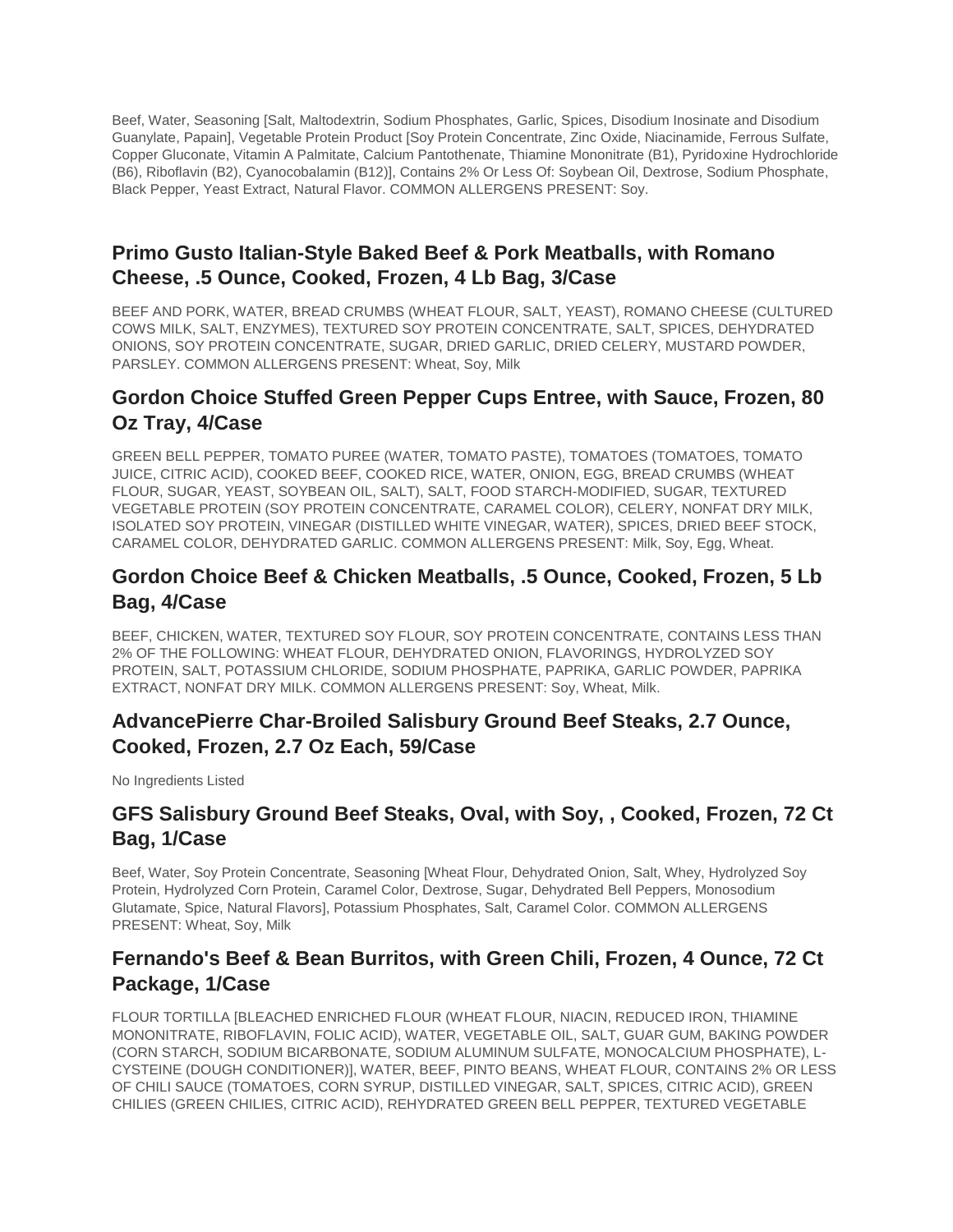Beef, Water, Seasoning [Salt, Maltodextrin, Sodium Phosphates, Garlic, Spices, Disodium Inosinate and Disodium Guanylate, Papain], Vegetable Protein Product [Soy Protein Concentrate, Zinc Oxide, Niacinamide, Ferrous Sulfate, Copper Gluconate, Vitamin A Palmitate, Calcium Pantothenate, Thiamine Mononitrate (B1), Pyridoxine Hydrochloride (B6), Riboflavin (B2), Cyanocobalamin (B12)], Contains 2% Or Less Of: Soybean Oil, Dextrose, Sodium Phosphate, Black Pepper, Yeast Extract, Natural Flavor. COMMON ALLERGENS PRESENT: Soy.

## Primo Gusto Italian-Style Baked Beef & Pork Meatballs, with Romano Cheese, .5 Ounce, Cooked, Frozen, 4 Lb Bag, 3/Case

BEEF AND PORK, WATER, BREAD CRUMBS (WHEAT FLOUR, SALT, YEAST), ROMANO CHEESE (CULTURED COWS MILK, SALT, ENZYMES), TEXTURED SOY PROTEIN CONCENTRATE, SALT, SPICES, DEHYDRATED ONIONS, SOY PROTEIN CONCENTRATE, SUGAR, DRIED GARLIC, DRIED CELERY, MUSTARD POWDER, PARSLEY. COMMON ALLERGENS PRESENT: Wheat, Soy, Milk

## Gordon Choice Stuffed Green Pepper Cups Entree, with Sauce, Frozen, 80 Oz Tray, 4/Case

GREEN BELL PEPPER, TOMATO PUREE (WATER, TOMATO PASTE), TOMATOES (TOMATOES, TOMATO JUICE, CITRIC ACID), COOKED BEEF, COOKED RICE, WATER, ONION, EGG, BREAD CRUMBS (WHEAT FLOUR, SUGAR, YEAST, SOYBEAN OIL, SALT), SALT, FOOD STARCH-MODIFIED, SUGAR, TEXTURED VEGETABLE PROTEIN (SOY PROTEIN CONCENTRATE, CARAMEL COLOR), CELERY, NONFAT DRY MILK, ISOLATED SOY PROTEIN, VINEGAR (DISTILLED WHITE VINEGAR, WATER), SPICES, DRIED BEEF STOCK, CARAMEL COLOR, DEHYDRATED GARLIC. COMMON ALLERGENS PRESENT: Milk, Soy, Egg, Wheat.

## Gordon Choice Beef & Chicken Meatballs, .5 Ounce, Cooked, Frozen, 5 Lb Bag, 4/Case

BEEF, CHICKEN, WATER, TEXTURED SOY FLOUR, SOY PROTEIN CONCENTRATE, CONTAINS LESS THAN 2% OF THE FOLLOWING: WHEAT FLOUR, DEHYDRATED ONION, FLAVORINGS, HYDROLYZED SOY PROTEIN, SALT, POTASSIUM CHLORIDE, SODIUM PHOSPHATE, PAPRIKA, GARLIC POWDER, PAPRIKA EXTRACT, NONFAT DRY MILK. COMMON ALLERGENS PRESENT: Soy, Wheat, Milk.

## AdvancePierre Char-Broiled Salisbury Ground Beef Steaks, 2.7 Ounce, Cooked, Frozen, 2.7 Oz Each, 59/Case

No Ingredients Listed

## GFS Salisbury Ground Beef Steaks, Oval, with Soy, , Cooked, Frozen, 72 Ct Bag, 1/Case

Beef, Water, Soy Protein Concentrate, Seasoning [Wheat Flour, Dehydrated Onion, Salt, Whey, Hydrolyzed Soy Protein, Hydrolyzed Corn Protein, Caramel Color, Dextrose, Sugar, Dehydrated Bell Peppers, Monosodium Glutamate, Spice, Natural Flavors], Potassium Phosphates, Salt, Caramel Color. COMMON ALLERGENS PRESENT: Wheat, Soy, Milk

## Fernando's Beef & Bean Burritos, with Green Chili, Frozen, 4 Ounce, 72 Ct Package, 1/Case

FLOUR TORTILLA [BLEACHED ENRICHED FLOUR (WHEAT FLOUR, NIACIN, REDUCED IRON, THIAMINE MONONITRATE, RIBOFLAVIN, FOLIC ACID), WATER, VEGETABLE OIL, SALT, GUAR GUM, BAKING POWDER (CORN STARCH, SODIUM BICARBONATE, SODIUM ALUMINUM SULFATE, MONOCALCIUM PHOSPHATE), L-CYSTEINE (DOUGH CONDITIONER)], WATER, BEEF, PINTO BEANS, WHEAT FLOUR, CONTAINS 2% OR LESS OF CHILI SAUCE (TOMATOES, CORN SYRUP, DISTILLED VINEGAR, SALT, SPICES, CITRIC ACID), GREEN CHILIES (GREEN CHILIES, CITRIC ACID), REHYDRATED GREEN BELL PEPPER, TEXTURED VEGETABLE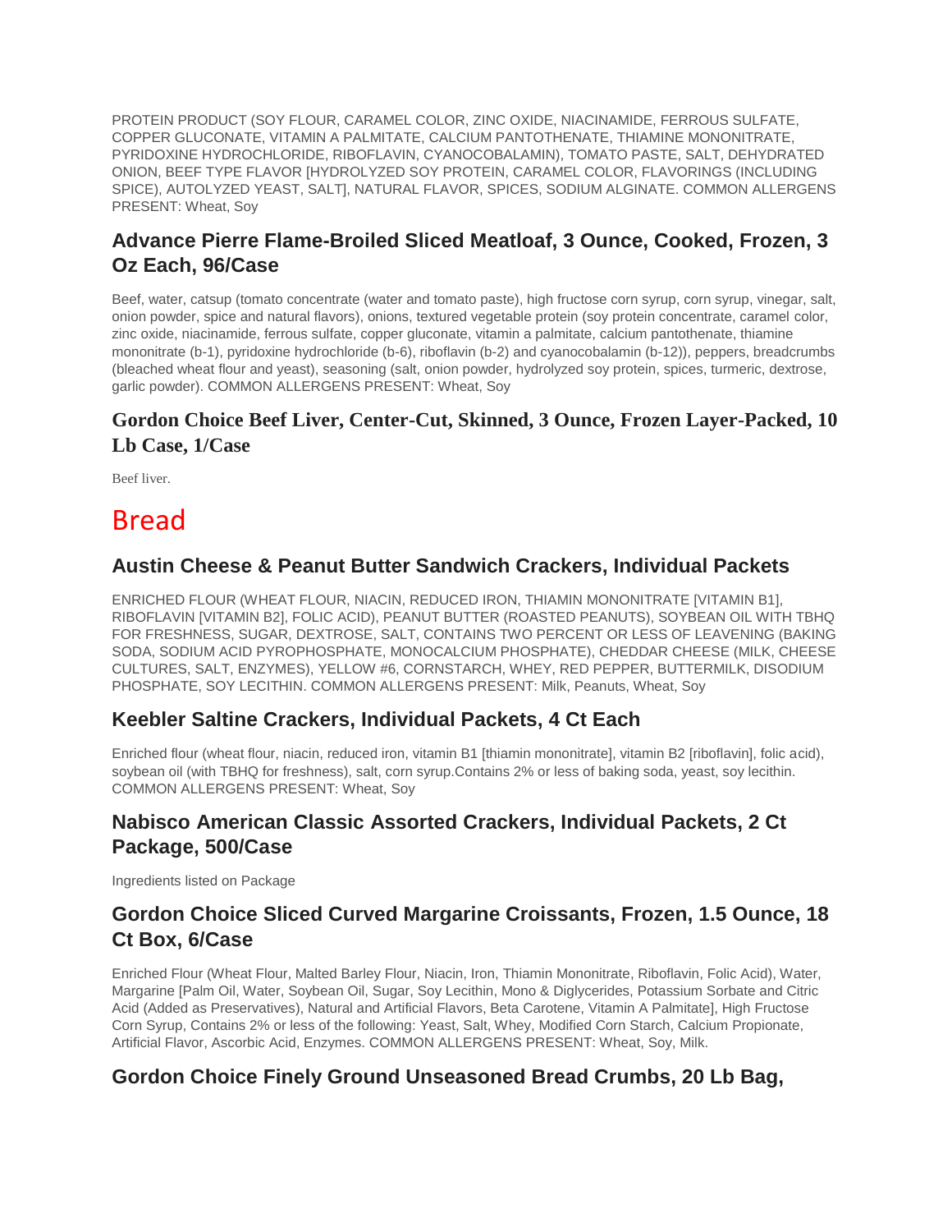PROTEIN PRODUCT (SOY FLOUR, CARAMEL COLOR, ZINC OXIDE, NIACINAMIDE, FERROUS SULFATE, COPPER GLUCONATE, VITAMIN A PALMITATE, CALCIUM PANTOTHENATE, THIAMINE MONONITRATE, PYRIDOXINE HYDROCHLORIDE, RIBOFLAVIN, CYANOCOBALAMIN), TOMATO PASTE, SALT, DEHYDRATED ONION, BEEF TYPE FLAVOR [HYDROLYZED SOY PROTEIN, CARAMEL COLOR, FLAVORINGS (INCLUDING SPICE), AUTOLYZED YEAST, SALT], NATURAL FLAVOR, SPICES, SODIUM ALGINATE. COMMON ALLERGENS PRESENT: Wheat, Soy

### Advance Pierre Flame-Broiled Sliced Meatloaf, 3 Ounce, Cooked, Frozen, 3 Oz Each, 96/Case

Beef, water, catsup (tomato concentrate (water and tomato paste), high fructose corn syrup, corn syrup, vinegar, salt, onion powder, spice and natural flavors), onions, textured vegetable protein (soy protein concentrate, caramel color, zinc oxide, niacinamide, ferrous sulfate, copper gluconate, vitamin a palmitate, calcium pantothenate, thiamine mononitrate (b-1), pyridoxine hydrochloride (b-6), riboflavin (b-2) and cyanocobalamin (b-12)), peppers, breadcrumbs (bleached wheat flour and yeast), seasoning (salt, onion powder, hydrolyzed soy protein, spices, turmeric, dextrose, garlic powder). COMMON ALLERGENS PRESENT: Wheat, Soy

### Gordon Choice Beef Liver, Center-Cut, Skinned, 3 Ounce, Frozen Layer-Packed, 10 Lb Case, 1/Case

Beef liver.

## Bread

### Austin Cheese & Peanut Butter Sandwich Crackers, Individual Packets

ENRICHED FLOUR (WHEAT FLOUR, NIACIN, REDUCED IRON, THIAMIN MONONITRATE [VITAMIN B1], RIBOFLAVIN [VITAMIN B2], FOLIC ACID), PEANUT BUTTER (ROASTED PEANUTS), SOYBEAN OIL WITH TBHQ FOR FRESHNESS, SUGAR, DEXTROSE, SALT, CONTAINS TWO PERCENT OR LESS OF LEAVENING (BAKING SODA, SODIUM ACID PYROPHOSPHATE, MONOCALCIUM PHOSPHATE), CHEDDAR CHEESE (MILK, CHEESE CULTURES, SALT, ENZYMES), YELLOW #6, CORNSTARCH, WHEY, RED PEPPER, BUTTERMILK, DISODIUM PHOSPHATE, SOY LECITHIN. COMMON ALLERGENS PRESENT: Milk, Peanuts, Wheat, Soy

### Keebler Saltine Crackers, Individual Packets, 4 Ct Each

Enriched flour (wheat flour, niacin, reduced iron, vitamin B1 [thiamin mononitrate], vitamin B2 [riboflavin], folic acid), soybean oil (with TBHQ for freshness), salt, corn syrup.Contains 2% or less of baking soda, yeast, soy lecithin. COMMON ALLERGENS PRESENT: Wheat, Soy

### Nabisco American Classic Assorted Crackers, Individual Packets, 2 Ct Package, 500/Case

Ingredients listed on Package

### Gordon Choice Sliced Curved Margarine Croissants, Frozen, 1.5 Ounce, 18 Ct Box, 6/Case

Enriched Flour (Wheat Flour, Malted Barley Flour, Niacin, Iron, Thiamin Mononitrate, Riboflavin, Folic Acid), Water, Margarine [Palm Oil, Water, Soybean Oil, Sugar, Soy Lecithin, Mono & Diglycerides, Potassium Sorbate and Citric Acid (Added as Preservatives), Natural and Artificial Flavors, Beta Carotene, Vitamin A Palmitate], High Fructose Corn Syrup, Contains 2% or less of the following: Yeast, Salt, Whey, Modified Corn Starch, Calcium Propionate, Artificial Flavor, Ascorbic Acid, Enzymes. COMMON ALLERGENS PRESENT: Wheat, Soy, Milk.

### Gordon Choice Finely Ground Unseasoned Bread Crumbs, 20 Lb Bag,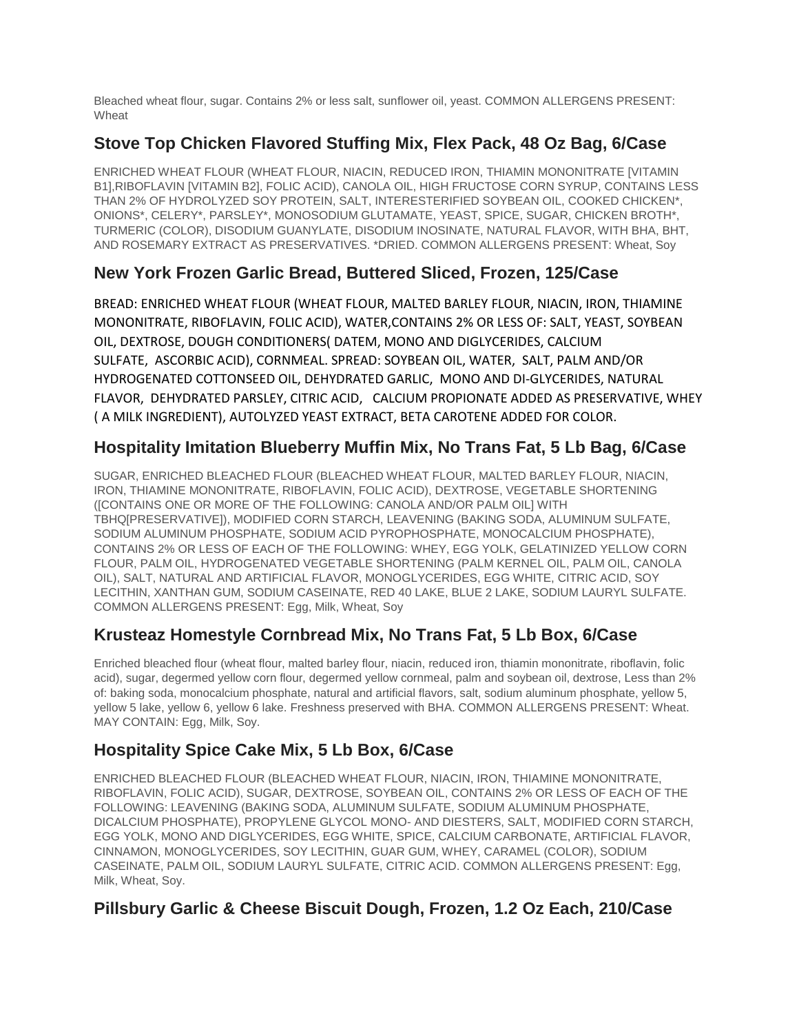Bleached wheat flour, sugar. Contains 2% or less salt, sunflower oil, yeast. COMMON ALLERGENS PRESENT: Wheat

## Stove Top Chicken Flavored Stuffing Mix, Flex Pack, 48 Oz Bag, 6/Case

ENRICHED WHEAT FLOUR (WHEAT FLOUR, NIACIN, REDUCED IRON, THIAMIN MONONITRATE [VITAMIN B1],RIBOFLAVIN [VITAMIN B2], FOLIC ACID), CANOLA OIL, HIGH FRUCTOSE CORN SYRUP, CONTAINS LESS THAN 2% OF HYDROLYZED SOY PROTEIN, SALT, INTERESTERIFIED SOYBEAN OIL, COOKED CHICKEN*, ONIONS*, CELERY*, PARSLEY*, MONOSODIUM GLUTAMATE, YEAST, SPICE, SUGAR, CHICKEN BROTH*, TURMERIC (COLOR), DISODIUM GUANYLATE, DISODIUM INOSINATE, NATURAL FLAVOR, WITH BHA, BHT, AND ROSEMARY EXTRACT AS PRESERVATIVES. *DRIED. COMMON ALLERGENS PRESENT: Wheat, Soy

## New York Frozen Garlic Bread, Buttered Sliced, Frozen, 125/Case

BREAD: ENRICHED WHEAT FLOUR (WHEAT FLOUR, MALTED BARLEY FLOUR, NIACIN, IRON, THIAMINE MONONITRATE, RIBOFLAVIN, FOLIC ACID), WATER,CONTAINS 2% OR LESS OF: SALT, YEAST, SOYBEAN OIL, DEXTROSE, DOUGH CONDITIONERS( DATEM, MONO AND DIGLYCERIDES, CALCIUM SULFATE, ASCORBIC ACID), CORNMEAL. SPREAD: SOYBEAN OIL, WATER, SALT, PALM AND/OR HYDROGENATED COTTONSEED OIL, DEHYDRATED GARLIC, MONO AND DI-GLYCERIDES, NATURAL FLAVOR, DEHYDRATED PARSLEY, CITRIC ACID, CALCIUM PROPIONATE ADDED AS PRESERVATIVE, WHEY ( A MILK INGREDIENT), AUTOLYZED YEAST EXTRACT, BETA CAROTENE ADDED FOR COLOR.

## Hospitality Imitation Blueberry Muffin Mix, No Trans Fat, 5 Lb Bag, 6/Case

SUGAR, ENRICHED BLEACHED FLOUR (BLEACHED WHEAT FLOUR, MALTED BARLEY FLOUR, NIACIN, IRON, THIAMINE MONONITRATE, RIBOFLAVIN, FOLIC ACID), DEXTROSE, VEGETABLE SHORTENING ([CONTAINS ONE OR MORE OF THE FOLLOWING: CANOLA AND/OR PALM OIL] WITH TBHQ[PRESERVATIVE]), MODIFIED CORN STARCH, LEAVENING (BAKING SODA, ALUMINUM SULFATE, SODIUM ALUMINUM PHOSPHATE, SODIUM ACID PYROPHOSPHATE, MONOCALCIUM PHOSPHATE), CONTAINS 2% OR LESS OF EACH OF THE FOLLOWING: WHEY, EGG YOLK, GELATINIZED YELLOW CORN FLOUR, PALM OIL, HYDROGENATED VEGETABLE SHORTENING (PALM KERNEL OIL, PALM OIL, CANOLA OIL), SALT, NATURAL AND ARTIFICIAL FLAVOR, MONOGLYCERIDES, EGG WHITE, CITRIC ACID, SOY LECITHIN, XANTHAN GUM, SODIUM CASEINATE, RED 40 LAKE, BLUE 2 LAKE, SODIUM LAURYL SULFATE. COMMON ALLERGENS PRESENT: Egg, Milk, Wheat, Soy

## Krusteaz Homestyle Cornbread Mix, No Trans Fat, 5 Lb Box, 6/Case

Enriched bleached flour (wheat flour, malted barley flour, niacin, reduced iron, thiamin mononitrate, riboflavin, folic acid), sugar, degermed yellow corn flour, degermed yellow cornmeal, palm and soybean oil, dextrose, Less than 2% of: baking soda, monocalcium phosphate, natural and artificial flavors, salt, sodium aluminum phosphate, yellow 5, yellow 5 lake, yellow 6, yellow 6 lake. Freshness preserved with BHA. COMMON ALLERGENS PRESENT: Wheat. MAY CONTAIN: Egg, Milk, Soy.

## Hospitality Spice Cake Mix, 5 Lb Box, 6/Case

ENRICHED BLEACHED FLOUR (BLEACHED WHEAT FLOUR, NIACIN, IRON, THIAMINE MONONITRATE, RIBOFLAVIN, FOLIC ACID), SUGAR, DEXTROSE, SOYBEAN OIL, CONTAINS 2% OR LESS OF EACH OF THE FOLLOWING: LEAVENING (BAKING SODA, ALUMINUM SULFATE, SODIUM ALUMINUM PHOSPHATE, DICALCIUM PHOSPHATE), PROPYLENE GLYCOL MONO- AND DIESTERS, SALT, MODIFIED CORN STARCH, EGG YOLK, MONO AND DIGLYCERIDES, EGG WHITE, SPICE, CALCIUM CARBONATE, ARTIFICIAL FLAVOR, CINNAMON, MONOGLYCERIDES, SOY LECITHIN, GUAR GUM, WHEY, CARAMEL (COLOR), SODIUM CASEINATE, PALM OIL, SODIUM LAURYL SULFATE, CITRIC ACID. COMMON ALLERGENS PRESENT: Egg, Milk, Wheat, Soy.

## Pillsbury Garlic & Cheese Biscuit Dough, Frozen, 1.2 Oz Each, 210/Case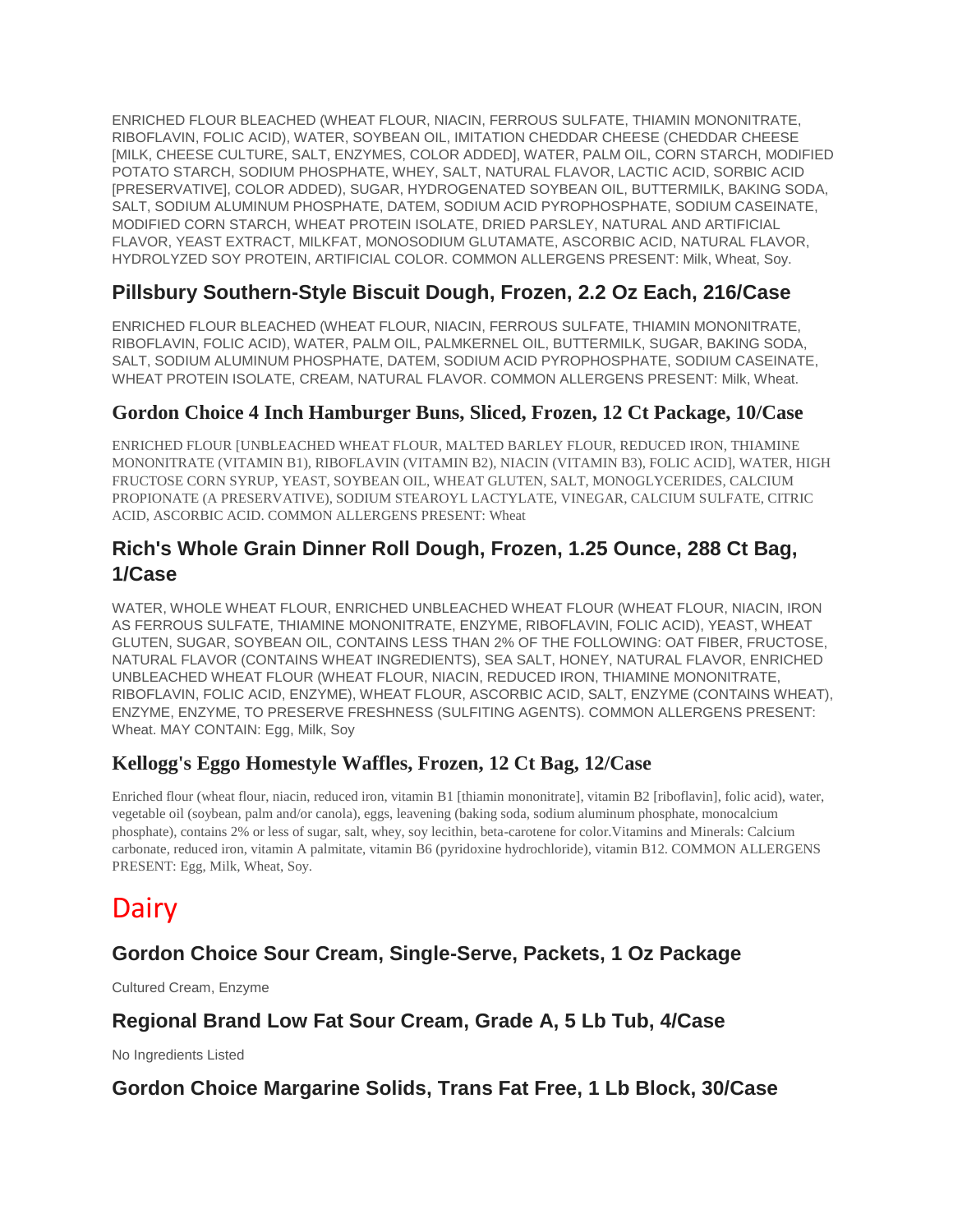ENRICHED FLOUR BLEACHED (WHEAT FLOUR, NIACIN, FERROUS SULFATE, THIAMIN MONONITRATE, RIBOFLAVIN, FOLIC ACID), WATER, SOYBEAN OIL, IMITATION CHEDDAR CHEESE (CHEDDAR CHEESE [MILK, CHEESE CULTURE, SALT, ENZYMES, COLOR ADDED], WATER, PALM OIL, CORN STARCH, MODIFIED POTATO STARCH, SODIUM PHOSPHATE, WHEY, SALT, NATURAL FLAVOR, LACTIC ACID, SORBIC ACID [PRESERVATIVE], COLOR ADDED), SUGAR, HYDROGENATED SOYBEAN OIL, BUTTERMILK, BAKING SODA, SALT, SODIUM ALUMINUM PHOSPHATE, DATEM, SODIUM ACID PYROPHOSPHATE, SODIUM CASEINATE, MODIFIED CORN STARCH, WHEAT PROTEIN ISOLATE, DRIED PARSLEY, NATURAL AND ARTIFICIAL FLAVOR, YEAST EXTRACT, MILKFAT, MONOSODIUM GLUTAMATE, ASCORBIC ACID, NATURAL FLAVOR, HYDROLYZED SOY PROTEIN, ARTIFICIAL COLOR. COMMON ALLERGENS PRESENT: Milk, Wheat, Soy.

### Pillsbury Southern-Style Biscuit Dough, Frozen, 2.2 Oz Each, 216/Case

ENRICHED FLOUR BLEACHED (WHEAT FLOUR, NIACIN, FERROUS SULFATE, THIAMIN MONONITRATE, RIBOFLAVIN, FOLIC ACID), WATER, PALM OIL, PALMKERNEL OIL, BUTTERMILK, SUGAR, BAKING SODA, SALT, SODIUM ALUMINUM PHOSPHATE, DATEM, SODIUM ACID PYROPHOSPHATE, SODIUM CASEINATE, WHEAT PROTEIN ISOLATE, CREAM, NATURAL FLAVOR. COMMON ALLERGENS PRESENT: Milk, Wheat.

### Gordon Choice 4 Inch Hamburger Buns, Sliced, Frozen, 12 Ct Package, 10/Case

ENRICHED FLOUR [UNBLEACHED WHEAT FLOUR, MALTED BARLEY FLOUR, REDUCED IRON, THIAMINE MONONITRATE (VITAMIN B1), RIBOFLAVIN (VITAMIN B2), NIACIN (VITAMIN B3), FOLIC ACID], WATER, HIGH FRUCTOSE CORN SYRUP, YEAST, SOYBEAN OIL, WHEAT GLUTEN, SALT, MONOGLYCERIDES, CALCIUM PROPIONATE (A PRESERVATIVE), SODIUM STEAROYL LACTYLATE, VINEGAR, CALCIUM SULFATE, CITRIC ACID, ASCORBIC ACID. COMMON ALLERGENS PRESENT: Wheat

### Rich's Whole Grain Dinner Roll Dough, Frozen, 1.25 Ounce, 288 Ct Bag, 1/Case

WATER, WHOLE WHEAT FLOUR, ENRICHED UNBLEACHED WHEAT FLOUR (WHEAT FLOUR, NIACIN, IRON AS FERROUS SULFATE, THIAMINE MONONITRATE, ENZYME, RIBOFLAVIN, FOLIC ACID), YEAST, WHEAT GLUTEN, SUGAR, SOYBEAN OIL, CONTAINS LESS THAN 2% OF THE FOLLOWING: OAT FIBER, FRUCTOSE, NATURAL FLAVOR (CONTAINS WHEAT INGREDIENTS), SEA SALT, HONEY, NATURAL FLAVOR, ENRICHED UNBLEACHED WHEAT FLOUR (WHEAT FLOUR, NIACIN, REDUCED IRON, THIAMINE MONONITRATE, RIBOFLAVIN, FOLIC ACID, ENZYME), WHEAT FLOUR, ASCORBIC ACID, SALT, ENZYME (CONTAINS WHEAT), ENZYME, ENZYME, TO PRESERVE FRESHNESS (SULFITING AGENTS). COMMON ALLERGENS PRESENT: Wheat. MAY CONTAIN: Egg, Milk, Soy

### Kellogg's Eggo Homestyle Waffles, Frozen, 12 Ct Bag, 12/Case

Enriched flour (wheat flour, niacin, reduced iron, vitamin B1 [thiamin mononitrate], vitamin B2 [riboflavin], folic acid), water, vegetable oil (soybean, palm and/or canola), eggs, leavening (baking soda, sodium aluminum phosphate, monocalcium phosphate), contains 2% or less of sugar, salt, whey, soy lecithin, beta-carotene for color.Vitamins and Minerals: Calcium carbonate, reduced iron, vitamin A palmitate, vitamin B6 (pyridoxine hydrochloride), vitamin B12. COMMON ALLERGENS PRESENT: Egg, Milk, Wheat, Soy.

## Dairy

### Gordon Choice Sour Cream, Single-Serve, Packets, 1 Oz Package

Cultured Cream, Enzyme

### Regional Brand Low Fat Sour Cream, Grade A, 5 Lb Tub, 4/Case

No Ingredients Listed

### Gordon Choice Margarine Solids, Trans Fat Free, 1 Lb Block, 30/Case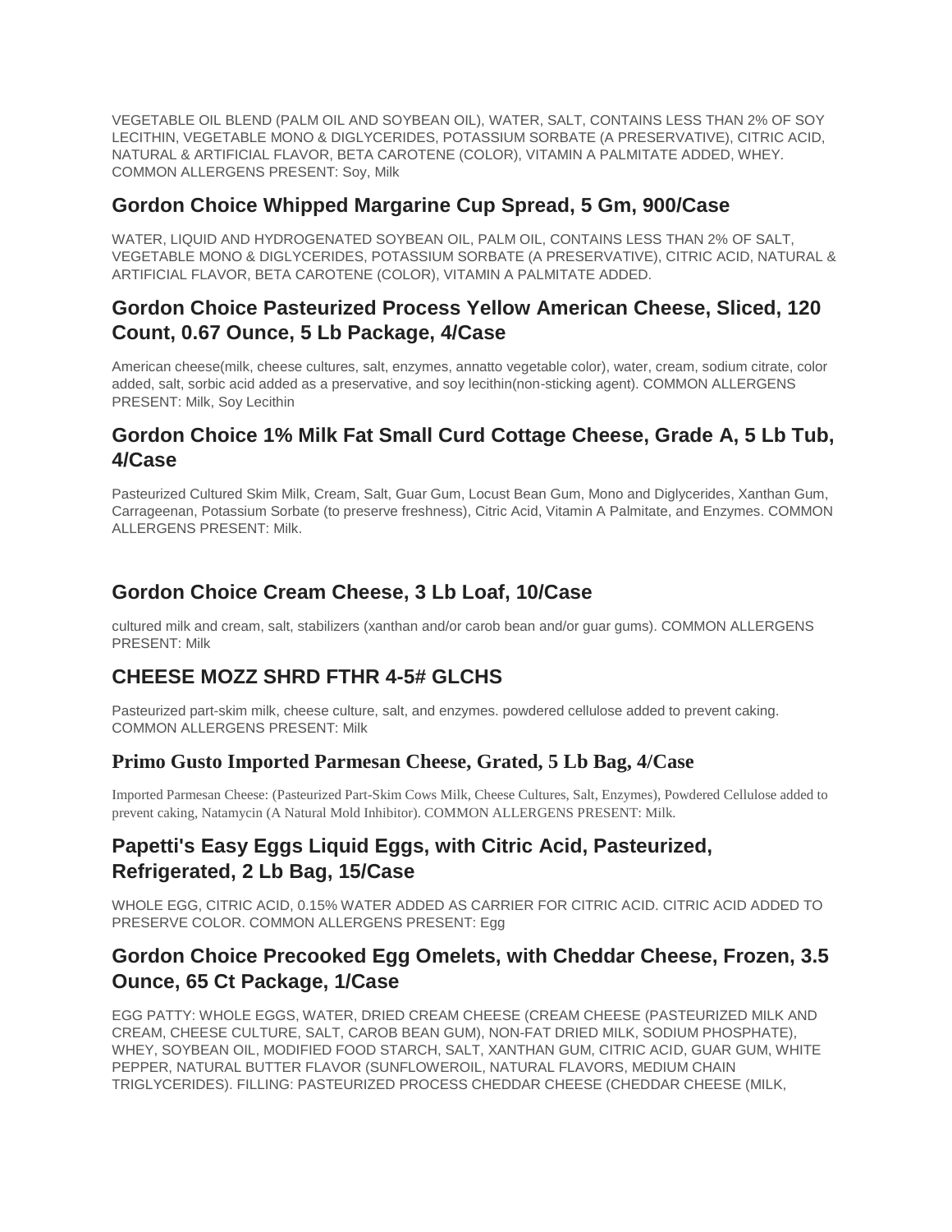VEGETABLE OIL BLEND (PALM OIL AND SOYBEAN OIL), WATER, SALT, CONTAINS LESS THAN 2% OF SOY LECITHIN, VEGETABLE MONO & DIGLYCERIDES, POTASSIUM SORBATE (A PRESERVATIVE), CITRIC ACID, NATURAL & ARTIFICIAL FLAVOR, BETA CAROTENE (COLOR), VITAMIN A PALMITATE ADDED, WHEY. COMMON ALLERGENS PRESENT: Soy, Milk

## Gordon Choice Whipped Margarine Cup Spread, 5 Gm, 900/Case

WATER, LIQUID AND HYDROGENATED SOYBEAN OIL, PALM OIL, CONTAINS LESS THAN 2% OF SALT, VEGETABLE MONO & DIGLYCERIDES, POTASSIUM SORBATE (A PRESERVATIVE), CITRIC ACID, NATURAL & ARTIFICIAL FLAVOR, BETA CAROTENE (COLOR), VITAMIN A PALMITATE ADDED.

## Gordon Choice Pasteurized Process Yellow American Cheese, Sliced, 120 Count, 0.67 Ounce, 5 Lb Package, 4/Case

American cheese(milk, cheese cultures, salt, enzymes, annatto vegetable color), water, cream, sodium citrate, color added, salt, sorbic acid added as a preservative, and soy lecithin(non-sticking agent). COMMON ALLERGENS PRESENT: Milk, Soy Lecithin

## Gordon Choice 1% Milk Fat Small Curd Cottage Cheese, Grade A, 5 Lb Tub, 4/Case

Pasteurized Cultured Skim Milk, Cream, Salt, Guar Gum, Locust Bean Gum, Mono and Diglycerides, Xanthan Gum, Carrageenan, Potassium Sorbate (to preserve freshness), Citric Acid, Vitamin A Palmitate, and Enzymes. COMMON ALLERGENS PRESENT: Milk.

## Gordon Choice Cream Cheese, 3 Lb Loaf, 10/Case

cultured milk and cream, salt, stabilizers (xanthan and/or carob bean and/or guar gums). COMMON ALLERGENS PRESENT: Milk

## CHEESE MOZZ SHRD FTHR 4-5# GLCHS

Pasteurized part-skim milk, cheese culture, salt, and enzymes. powdered cellulose added to prevent caking. COMMON ALLERGENS PRESENT: Milk

## Primo Gusto Imported Parmesan Cheese, Grated, 5 Lb Bag, 4/Case

Imported Parmesan Cheese: (Pasteurized Part-Skim Cows Milk, Cheese Cultures, Salt, Enzymes), Powdered Cellulose added to prevent caking, Natamycin (A Natural Mold Inhibitor). COMMON ALLERGENS PRESENT: Milk.

## Papetti's Easy Eggs Liquid Eggs, with Citric Acid, Pasteurized, Refrigerated, 2 Lb Bag, 15/Case

WHOLE EGG, CITRIC ACID, 0.15% WATER ADDED AS CARRIER FOR CITRIC ACID. CITRIC ACID ADDED TO PRESERVE COLOR. COMMON ALLERGENS PRESENT: Egg

## Gordon Choice Precooked Egg Omelets, with Cheddar Cheese, Frozen, 3.5 Ounce, 65 Ct Package, 1/Case

EGG PATTY: WHOLE EGGS, WATER, DRIED CREAM CHEESE (CREAM CHEESE (PASTEURIZED MILK AND CREAM, CHEESE CULTURE, SALT, CAROB BEAN GUM), NON-FAT DRIED MILK, SODIUM PHOSPHATE), WHEY, SOYBEAN OIL, MODIFIED FOOD STARCH, SALT, XANTHAN GUM, CITRIC ACID, GUAR GUM, WHITE PEPPER, NATURAL BUTTER FLAVOR (SUNFLOWEROIL, NATURAL FLAVORS, MEDIUM CHAIN TRIGLYCERIDES). FILLING: PASTEURIZED PROCESS CHEDDAR CHEESE (CHEDDAR CHEESE (MILK,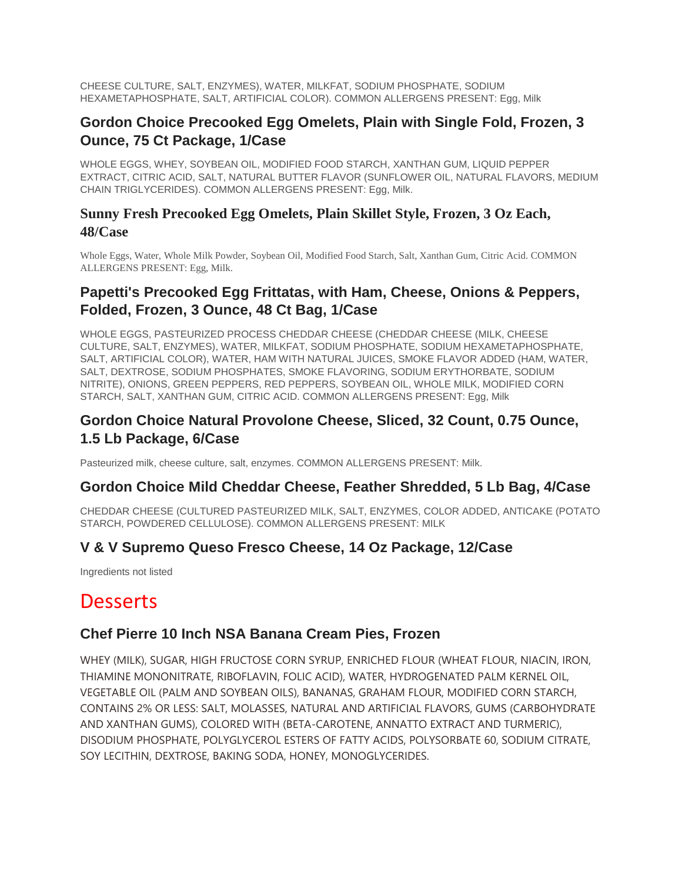CHEESE CULTURE, SALT, ENZYMES), WATER, MILKFAT, SODIUM PHOSPHATE, SODIUM HEXAMETAPHOSPHATE, SALT, ARTIFICIAL COLOR). COMMON ALLERGENS PRESENT: Egg, Milk

### Gordon Choice Precooked Egg Omelets, Plain with Single Fold, Frozen, 3 Ounce, 75 Ct Package, 1/Case

WHOLE EGGS, WHEY, SOYBEAN OIL, MODIFIED FOOD STARCH, XANTHAN GUM, LIQUID PEPPER EXTRACT, CITRIC ACID, SALT, NATURAL BUTTER FLAVOR (SUNFLOWER OIL, NATURAL FLAVORS, MEDIUM CHAIN TRIGLYCERIDES). COMMON ALLERGENS PRESENT: Egg, Milk.

### Sunny Fresh Precooked Egg Omelets, Plain Skillet Style, Frozen, 3 Oz Each, 48/Case

Whole Eggs, Water, Whole Milk Powder, Soybean Oil, Modified Food Starch, Salt, Xanthan Gum, Citric Acid. COMMON ALLERGENS PRESENT: Egg, Milk.

### Papetti's Precooked Egg Frittatas, with Ham, Cheese, Onions & Peppers, Folded, Frozen, 3 Ounce, 48 Ct Bag, 1/Case

WHOLE EGGS, PASTEURIZED PROCESS CHEDDAR CHEESE (CHEDDAR CHEESE (MILK, CHEESE CULTURE, SALT, ENZYMES), WATER, MILKFAT, SODIUM PHOSPHATE, SODIUM HEXAMETAPHOSPHATE, SALT, ARTIFICIAL COLOR), WATER, HAM WITH NATURAL JUICES, SMOKE FLAVOR ADDED (HAM, WATER, SALT, DEXTROSE, SODIUM PHOSPHATES, SMOKE FLAVORING, SODIUM ERYTHORBATE, SODIUM NITRITE), ONIONS, GREEN PEPPERS, RED PEPPERS, SOYBEAN OIL, WHOLE MILK, MODIFIED CORN STARCH, SALT, XANTHAN GUM, CITRIC ACID. COMMON ALLERGENS PRESENT: Egg, Milk

### Gordon Choice Natural Provolone Cheese, Sliced, 32 Count, 0.75 Ounce, 1.5 Lb Package, 6/Case

Pasteurized milk, cheese culture, salt, enzymes. COMMON ALLERGENS PRESENT: Milk.

### Gordon Choice Mild Cheddar Cheese, Feather Shredded, 5 Lb Bag, 4/Case

CHEDDAR CHEESE (CULTURED PASTEURIZED MILK, SALT, ENZYMES, COLOR ADDED, ANTICAKE (POTATO STARCH, POWDERED CELLULOSE). COMMON ALLERGENS PRESENT: MILK

### V & V Supremo Queso Fresco Cheese, 14 Oz Package, 12/Case

Ingredients not listed

## Desserts

### Chef Pierre 10 Inch NSA Banana Cream Pies, Frozen

WHEY (MILK), SUGAR, HIGH FRUCTOSE CORN SYRUP, ENRICHED FLOUR (WHEAT FLOUR, NIACIN, IRON, THIAMINE MONONITRATE, RIBOFLAVIN, FOLIC ACID), WATER, HYDROGENATED PALM KERNEL OIL, VEGETABLE OIL (PALM AND SOYBEAN OILS), BANANAS, GRAHAM FLOUR, MODIFIED CORN STARCH, CONTAINS 2% OR LESS: SALT, MOLASSES, NATURAL AND ARTIFICIAL FLAVORS, GUMS (CARBOHYDRATE AND XANTHAN GUMS), COLORED WITH (BETA-CAROTENE, ANNATTO EXTRACT AND TURMERIC), DISODIUM PHOSPHATE, POLYGLYCEROL ESTERS OF FATTY ACIDS, POLYSORBATE 60, SODIUM CITRATE, SOY LECITHIN, DEXTROSE, BAKING SODA, HONEY, MONOGLYCERIDES.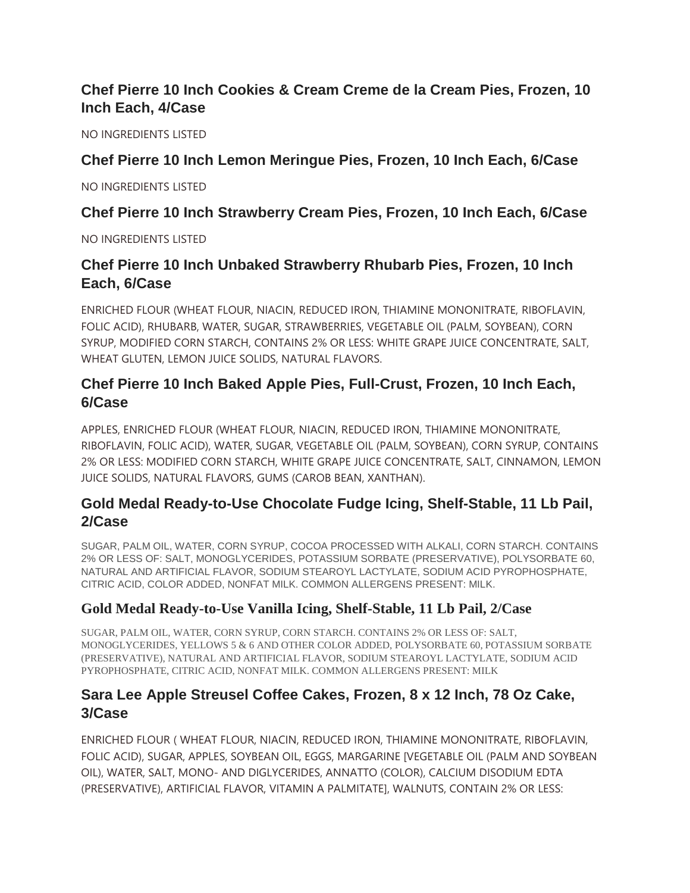### Chef Pierre 10 Inch Cookies & Cream Creme de la Cream Pies, Frozen, 10 Inch Each, 4/Case

NO INGREDIENTS LISTED

### Chef Pierre 10 Inch Lemon Meringue Pies, Frozen, 10 Inch Each, 6/Case

NO INGREDIENTS LISTED

### Chef Pierre 10 Inch Strawberry Cream Pies, Frozen, 10 Inch Each, 6/Case

NO INGREDIENTS LISTED

### Chef Pierre 10 Inch Unbaked Strawberry Rhubarb Pies, Frozen, 10 Inch Each, 6/Case

ENRICHED FLOUR (WHEAT FLOUR, NIACIN, REDUCED IRON, THIAMINE MONONITRATE, RIBOFLAVIN, FOLIC ACID), RHUBARB, WATER, SUGAR, STRAWBERRIES, VEGETABLE OIL (PALM, SOYBEAN), CORN SYRUP, MODIFIED CORN STARCH, CONTAINS 2% OR LESS: WHITE GRAPE JUICE CONCENTRATE, SALT, WHEAT GLUTEN, LEMON JUICE SOLIDS, NATURAL FLAVORS.

### Chef Pierre 10 Inch Baked Apple Pies, Full-Crust, Frozen, 10 Inch Each, 6/Case

APPLES, ENRICHED FLOUR (WHEAT FLOUR, NIACIN, REDUCED IRON, THIAMINE MONONITRATE, RIBOFLAVIN, FOLIC ACID), WATER, SUGAR, VEGETABLE OIL (PALM, SOYBEAN), CORN SYRUP, CONTAINS 2% OR LESS: MODIFIED CORN STARCH, WHITE GRAPE JUICE CONCENTRATE, SALT, CINNAMON, LEMON JUICE SOLIDS, NATURAL FLAVORS, GUMS (CAROB BEAN, XANTHAN).

### Gold Medal Ready-to-Use Chocolate Fudge Icing, Shelf-Stable, 11 Lb Pail, 2/Case

SUGAR, PALM OIL, WATER, CORN SYRUP, COCOA PROCESSED WITH ALKALI, CORN STARCH. CONTAINS 2% OR LESS OF: SALT, MONOGLYCERIDES, POTASSIUM SORBATE (PRESERVATIVE), POLYSORBATE 60, NATURAL AND ARTIFICIAL FLAVOR, SODIUM STEAROYL LACTYLATE, SODIUM ACID PYROPHOSPHATE, CITRIC ACID, COLOR ADDED, NONFAT MILK. COMMON ALLERGENS PRESENT: MILK.

### Gold Medal Ready-to-Use Vanilla Icing, Shelf-Stable, 11 Lb Pail, 2/Case

SUGAR, PALM OIL, WATER, CORN SYRUP, CORN STARCH. CONTAINS 2% OR LESS OF: SALT, MONOGLYCERIDES, YELLOWS 5 & 6 AND OTHER COLOR ADDED, POLYSORBATE 60, POTASSIUM SORBATE (PRESERVATIVE), NATURAL AND ARTIFICIAL FLAVOR, SODIUM STEAROYL LACTYLATE, SODIUM ACID PYROPHOSPHATE, CITRIC ACID, NONFAT MILK. COMMON ALLERGENS PRESENT: MILK

### Sara Lee Apple Streusel Coffee Cakes, Frozen, 8 x 12 Inch, 78 Oz Cake, 3/Case

ENRICHED FLOUR ( WHEAT FLOUR, NIACIN, REDUCED IRON, THIAMINE MONONITRATE, RIBOFLAVIN, FOLIC ACID), SUGAR, APPLES, SOYBEAN OIL, EGGS, MARGARINE [VEGETABLE OIL (PALM AND SOYBEAN OIL), WATER, SALT, MONO- AND DIGLYCERIDES, ANNATTO (COLOR), CALCIUM DISODIUM EDTA (PRESERVATIVE), ARTIFICIAL FLAVOR, VITAMIN A PALMITATE], WALNUTS, CONTAIN 2% OR LESS: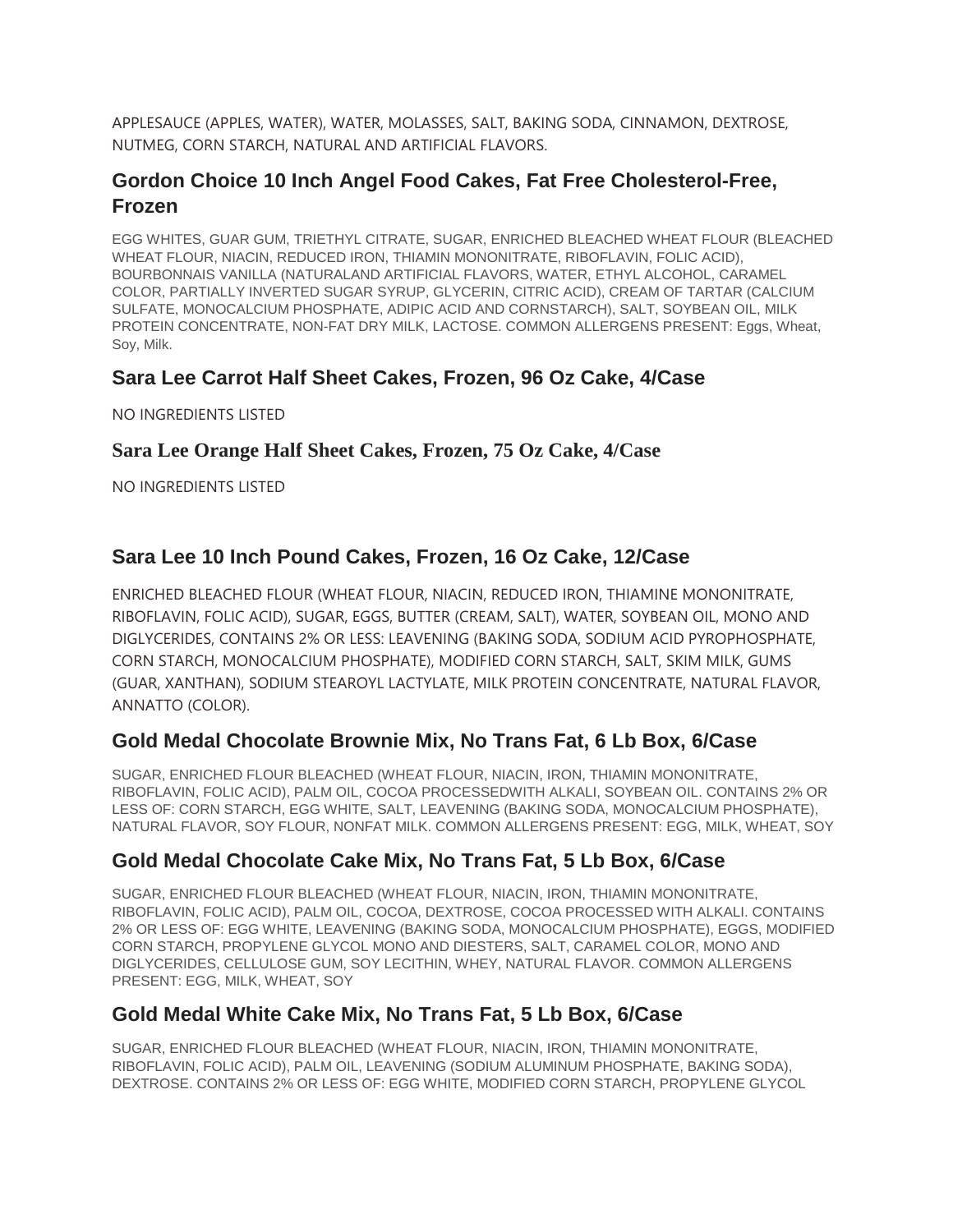APPLESAUCE (APPLES, WATER), WATER, MOLASSES, SALT, BAKING SODA, CINNAMON, DEXTROSE, NUTMEG, CORN STARCH, NATURAL AND ARTIFICIAL FLAVORS.

### Gordon Choice 10 Inch Angel Food Cakes, Fat Free Cholesterol-Free, Frozen

EGG WHITES, GUAR GUM, TRIETHYL CITRATE, SUGAR, ENRICHED BLEACHED WHEAT FLOUR (BLEACHED WHEAT FLOUR, NIACIN, REDUCED IRON, THIAMIN MONONITRATE, RIBOFLAVIN, FOLIC ACID), BOURBONNAIS VANILLA (NATURALAND ARTIFICIAL FLAVORS, WATER, ETHYL ALCOHOL, CARAMEL COLOR, PARTIALLY INVERTED SUGAR SYRUP, GLYCERIN, CITRIC ACID), CREAM OF TARTAR (CALCIUM SULFATE, MONOCALCIUM PHOSPHATE, ADIPIC ACID AND CORNSTARCH), SALT, SOYBEAN OIL, MILK PROTEIN CONCENTRATE, NON-FAT DRY MILK, LACTOSE. COMMON ALLERGENS PRESENT: Eggs, Wheat, Soy, Milk.

### Sara Lee Carrot Half Sheet Cakes, Frozen, 96 Oz Cake, 4/Case

NO INGREDIENTS LISTED

### Sara Lee Orange Half Sheet Cakes, Frozen, 75 Oz Cake, 4/Case

NO INGREDIENTS LISTED

### Sara Lee 10 Inch Pound Cakes, Frozen, 16 Oz Cake, 12/Case

ENRICHED BLEACHED FLOUR (WHEAT FLOUR, NIACIN, REDUCED IRON, THIAMINE MONONITRATE, RIBOFLAVIN, FOLIC ACID), SUGAR, EGGS, BUTTER (CREAM, SALT), WATER, SOYBEAN OIL, MONO AND DIGLYCERIDES, CONTAINS 2% OR LESS: LEAVENING (BAKING SODA, SODIUM ACID PYROPHOSPHATE, CORN STARCH, MONOCALCIUM PHOSPHATE), MODIFIED CORN STARCH, SALT, SKIM MILK, GUMS (GUAR, XANTHAN), SODIUM STEAROYL LACTYLATE, MILK PROTEIN CONCENTRATE, NATURAL FLAVOR, ANNATTO (COLOR).

### Gold Medal Chocolate Brownie Mix, No Trans Fat, 6 Lb Box, 6/Case

SUGAR, ENRICHED FLOUR BLEACHED (WHEAT FLOUR, NIACIN, IRON, THIAMIN MONONITRATE, RIBOFLAVIN, FOLIC ACID), PALM OIL, COCOA PROCESSEDWITH ALKALI, SOYBEAN OIL. CONTAINS 2% OR LESS OF: CORN STARCH, EGG WHITE, SALT, LEAVENING (BAKING SODA, MONOCALCIUM PHOSPHATE), NATURAL FLAVOR, SOY FLOUR, NONFAT MILK. COMMON ALLERGENS PRESENT: EGG, MILK, WHEAT, SOY

### Gold Medal Chocolate Cake Mix, No Trans Fat, 5 Lb Box, 6/Case

SUGAR, ENRICHED FLOUR BLEACHED (WHEAT FLOUR, NIACIN, IRON, THIAMIN MONONITRATE, RIBOFLAVIN, FOLIC ACID), PALM OIL, COCOA, DEXTROSE, COCOA PROCESSED WITH ALKALI. CONTAINS 2% OR LESS OF: EGG WHITE, LEAVENING (BAKING SODA, MONOCALCIUM PHOSPHATE), EGGS, MODIFIED CORN STARCH, PROPYLENE GLYCOL MONO AND DIESTERS, SALT, CARAMEL COLOR, MONO AND DIGLYCERIDES, CELLULOSE GUM, SOY LECITHIN, WHEY, NATURAL FLAVOR. COMMON ALLERGENS PRESENT: EGG, MILK, WHEAT, SOY

### Gold Medal White Cake Mix, No Trans Fat, 5 Lb Box, 6/Case

SUGAR, ENRICHED FLOUR BLEACHED (WHEAT FLOUR, NIACIN, IRON, THIAMIN MONONITRATE, RIBOFLAVIN, FOLIC ACID), PALM OIL, LEAVENING (SODIUM ALUMINUM PHOSPHATE, BAKING SODA), DEXTROSE. CONTAINS 2% OR LESS OF: EGG WHITE, MODIFIED CORN STARCH, PROPYLENE GLYCOL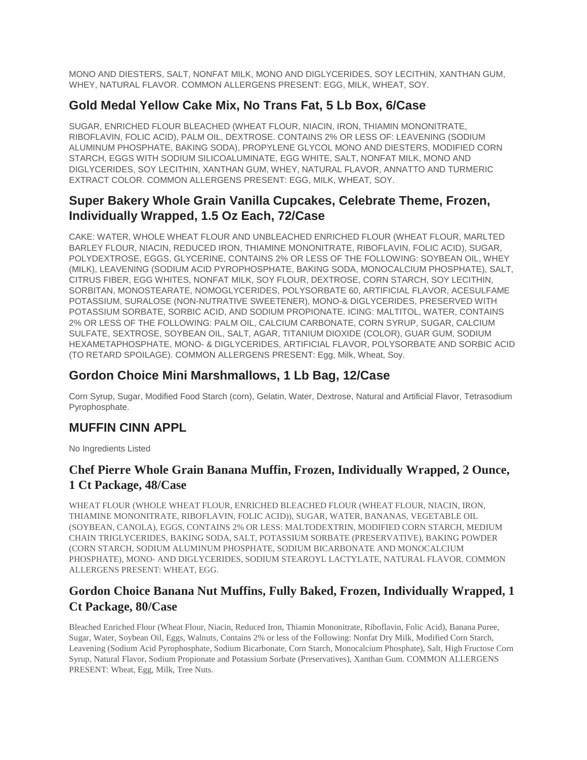MONO AND DIESTERS, SALT, NONFAT MILK, MONO AND DIGLYCERIDES, SOY LECITHIN, XANTHAN GUM, WHEY, NATURAL FLAVOR. COMMON ALLERGENS PRESENT: EGG, MILK, WHEAT, SOY.

## Gold Medal Yellow Cake Mix, No Trans Fat, 5 Lb Box, 6/Case

SUGAR, ENRICHED FLOUR BLEACHED (WHEAT FLOUR, NIACIN, IRON, THIAMIN MONONITRATE, RIBOFLAVIN, FOLIC ACID), PALM OIL, DEXTROSE. CONTAINS 2% OR LESS OF: LEAVENING (SODIUM ALUMINUM PHOSPHATE, BAKING SODA), PROPYLENE GLYCOL MONO AND DIESTERS, MODIFIED CORN STARCH, EGGS WITH SODIUM SILICOALUMINATE, EGG WHITE, SALT, NONFAT MILK, MONO AND DIGLYCERIDES, SOY LECITHIN, XANTHAN GUM, WHEY, NATURAL FLAVOR, ANNATTO AND TURMERIC EXTRACT COLOR. COMMON ALLERGENS PRESENT: EGG, MILK, WHEAT, SOY.

## Super Bakery Whole Grain Vanilla Cupcakes, Celebrate Theme, Frozen, Individually Wrapped, 1.5 Oz Each, 72/Case

CAKE: WATER, WHOLE WHEAT FLOUR AND UNBLEACHED ENRICHED FLOUR (WHEAT FLOUR, MARLTED BARLEY FLOUR, NIACIN, REDUCED IRON, THIAMINE MONONITRATE, RIBOFLAVIN, FOLIC ACID), SUGAR, POLYDEXTROSE, EGGS, GLYCERINE, CONTAINS 2% OR LESS OF THE FOLLOWING: SOYBEAN OIL, WHEY (MILK), LEAVENING (SODIUM ACID PYROPHOSPHATE, BAKING SODA, MONOCALCIUM PHOSPHATE), SALT, CITRUS FIBER, EGG WHITES, NONFAT MILK, SOY FLOUR, DEXTROSE, CORN STARCH, SOY LECITHIN, SORBITAN, MONOSTEARATE, NOMOGLYCERIDES, POLYSORBATE 60, ARTIFICIAL FLAVOR, ACESULFAME POTASSIUM, SURALOSE (NON-NUTRATIVE SWEETENER), MONO-& DIGLYCERIDES, PRESERVED WITH POTASSIUM SORBATE, SORBIC ACID, AND SODIUM PROPIONATE. ICING: MALTITOL, WATER, CONTAINS 2% OR LESS OF THE FOLLOWING: PALM OIL, CALCIUM CARBONATE, CORN SYRUP, SUGAR, CALCIUM SULFATE, SEXTROSE, SOYBEAN OIL, SALT, AGAR, TITANIUM DIOXIDE (COLOR), GUAR GUM, SODIUM HEXAMETAPHOSPHATE, MONO- & DIGLYCERIDES, ARTIFICIAL FLAVOR, POLYSORBATE AND SORBIC ACID (TO RETARD SPOILAGE). COMMON ALLERGENS PRESENT: Egg, Milk, Wheat, Soy.

## Gordon Choice Mini Marshmallows, 1 Lb Bag, 12/Case

Corn Syrup, Sugar, Modified Food Starch (corn), Gelatin, Water, Dextrose, Natural and Artificial Flavor, Tetrasodium Pyrophosphate.

## MUFFIN CINN APPL

No Ingredients Listed

## Chef Pierre Whole Grain Banana Muffin, Frozen, Individually Wrapped, 2 Ounce, 1 Ct Package, 48/Case

WHEAT FLOUR (WHOLE WHEAT FLOUR, ENRICHED BLEACHED FLOUR (WHEAT FLOUR, NIACIN, IRON, THIAMINE MONONITRATE, RIBOFLAVIN, FOLIC ACID)), SUGAR, WATER, BANANAS, VEGETABLE OIL (SOYBEAN, CANOLA), EGGS, CONTAINS 2% OR LESS: MALTODEXTRIN, MODIFIED CORN STARCH, MEDIUM CHAIN TRIGLYCERIDES, BAKING SODA, SALT, POTASSIUM SORBATE (PRESERVATIVE), BAKING POWDER (CORN STARCH, SODIUM ALUMINUM PHOSPHATE, SODIUM BICARBONATE AND MONOCALCIUM PHOSPHATE), MONO- AND DIGLYCERIDES, SODIUM STEAROYL LACTYLATE, NATURAL FLAVOR. COMMON ALLERGENS PRESENT: WHEAT, EGG.

## Gordon Choice Banana Nut Muffins, Fully Baked, Frozen, Individually Wrapped, 1 Ct Package, 80/Case

Bleached Enriched Flour (Wheat Flour, Niacin, Reduced Iron, Thiamin Mononitrate, Riboflavin, Folic Acid), Banana Puree, Sugar, Water, Soybean Oil, Eggs, Walnuts, Contains 2% or less of the Following: Nonfat Dry Milk, Modified Corn Starch, Leavening (Sodium Acid Pyrophosphate, Sodium Bicarbonate, Corn Starch, Monocalcium Phosphate), Salt, High Fructose Corn Syrup, Natural Flavor, Sodium Propionate and Potassium Sorbate (Preservatives), Xanthan Gum. COMMON ALLERGENS PRESENT: Wheat, Egg, Milk, Tree Nuts.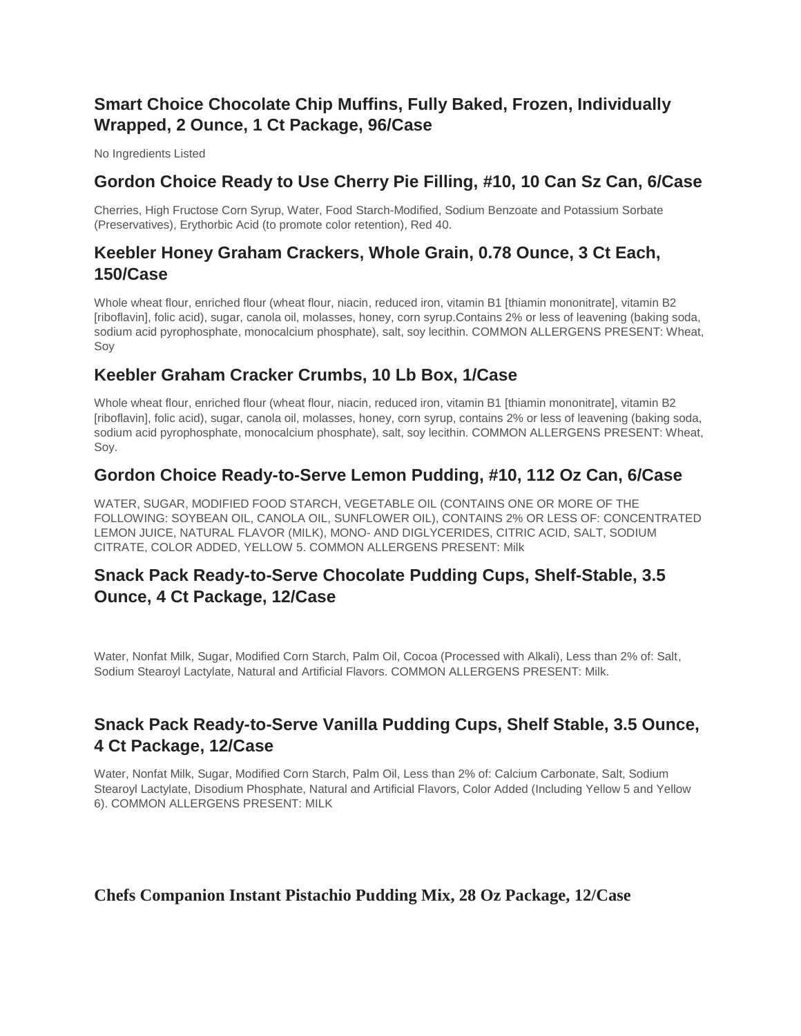## Smart Choice Chocolate Chip Muffins, Fully Baked, Frozen, Individually Wrapped, 2 Ounce, 1 Ct Package, 96/Case

No Ingredients Listed

## Gordon Choice Ready to Use Cherry Pie Filling, #10, 10 Can Sz Can, 6/Case

Cherries, High Fructose Corn Syrup, Water, Food Starch-Modified, Sodium Benzoate and Potassium Sorbate (Preservatives), Erythorbic Acid (to promote color retention), Red 40.

## Keebler Honey Graham Crackers, Whole Grain, 0.78 Ounce, 3 Ct Each, 150/Case

Whole wheat flour, enriched flour (wheat flour, niacin, reduced iron, vitamin B1 [thiamin mononitrate], vitamin B2 [riboflavin], folic acid), sugar, canola oil, molasses, honey, corn syrup.Contains 2% or less of leavening (baking soda, sodium acid pyrophosphate, monocalcium phosphate), salt, soy lecithin. COMMON ALLERGENS PRESENT: Wheat, Soy

## Keebler Graham Cracker Crumbs, 10 Lb Box, 1/Case

Whole wheat flour, enriched flour (wheat flour, niacin, reduced iron, vitamin B1 [thiamin mononitrate], vitamin B2 [riboflavin], folic acid), sugar, canola oil, molasses, honey, corn syrup, contains 2% or less of leavening (baking soda, sodium acid pyrophosphate, monocalcium phosphate), salt, soy lecithin. COMMON ALLERGENS PRESENT: Wheat, Soy.

## Gordon Choice Ready-to-Serve Lemon Pudding, #10, 112 Oz Can, 6/Case

WATER, SUGAR, MODIFIED FOOD STARCH, VEGETABLE OIL (CONTAINS ONE OR MORE OF THE FOLLOWING: SOYBEAN OIL, CANOLA OIL, SUNFLOWER OIL), CONTAINS 2% OR LESS OF: CONCENTRATED LEMON JUICE, NATURAL FLAVOR (MILK), MONO- AND DIGLYCERIDES, CITRIC ACID, SALT, SODIUM CITRATE, COLOR ADDED, YELLOW 5. COMMON ALLERGENS PRESENT: Milk

## Snack Pack Ready-to-Serve Chocolate Pudding Cups, Shelf-Stable, 3.5 Ounce, 4 Ct Package, 12/Case

Water, Nonfat Milk, Sugar, Modified Corn Starch, Palm Oil, Cocoa (Processed with Alkali), Less than 2% of: Salt, Sodium Stearoyl Lactylate, Natural and Artificial Flavors. COMMON ALLERGENS PRESENT: Milk.

## Snack Pack Ready-to-Serve Vanilla Pudding Cups, Shelf Stable, 3.5 Ounce, 4 Ct Package, 12/Case

Water, Nonfat Milk, Sugar, Modified Corn Starch, Palm Oil, Less than 2% of: Calcium Carbonate, Salt, Sodium Stearoyl Lactylate, Disodium Phosphate, Natural and Artificial Flavors, Color Added (Including Yellow 5 and Yellow 6). COMMON ALLERGENS PRESENT: MILK

## Chefs Companion Instant Pistachio Pudding Mix, 28 Oz Package, 12/Case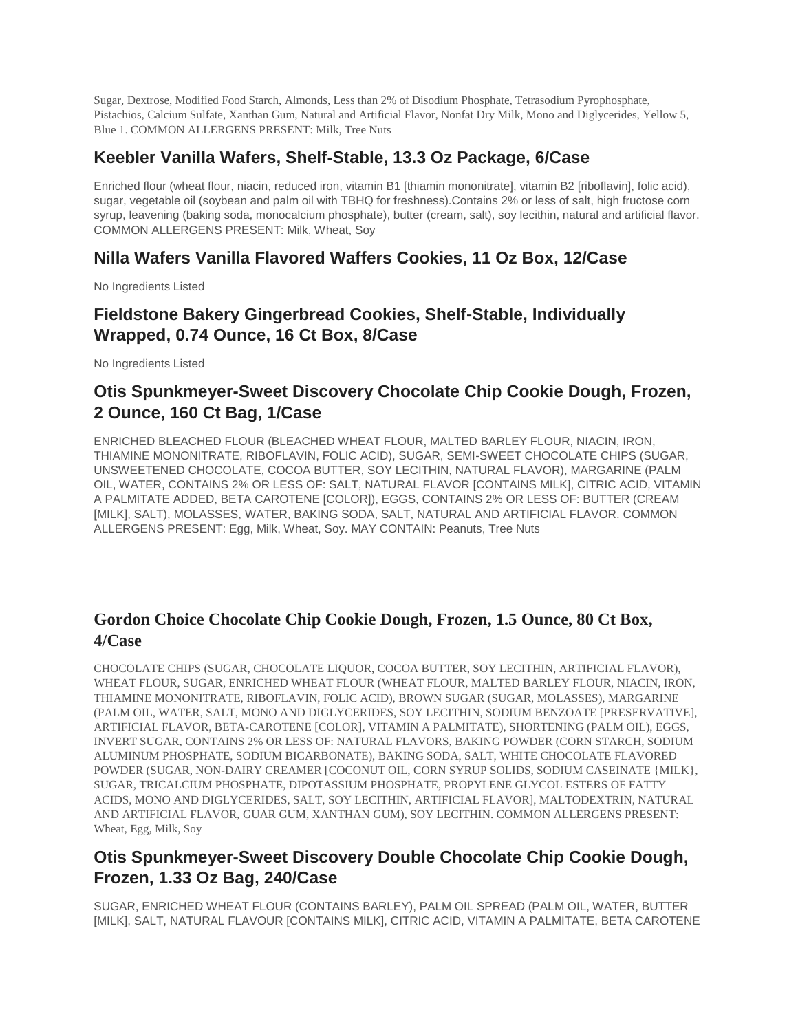Sugar, Dextrose, Modified Food Starch, Almonds, Less than 2% of Disodium Phosphate, Tetrasodium Pyrophosphate, Pistachios, Calcium Sulfate, Xanthan Gum, Natural and Artificial Flavor, Nonfat Dry Milk, Mono and Diglycerides, Yellow 5, Blue 1. COMMON ALLERGENS PRESENT: Milk, Tree Nuts

## Keebler Vanilla Wafers, Shelf-Stable, 13.3 Oz Package, 6/Case

Enriched flour (wheat flour, niacin, reduced iron, vitamin B1 [thiamin mononitrate], vitamin B2 [riboflavin], folic acid), sugar, vegetable oil (soybean and palm oil with TBHQ for freshness).Contains 2% or less of salt, high fructose corn syrup, leavening (baking soda, monocalcium phosphate), butter (cream, salt), soy lecithin, natural and artificial flavor. COMMON ALLERGENS PRESENT: Milk, Wheat, Soy

## Nilla Wafers Vanilla Flavored Waffers Cookies, 11 Oz Box, 12/Case

No Ingredients Listed

## Fieldstone Bakery Gingerbread Cookies, Shelf-Stable, Individually Wrapped, 0.74 Ounce, 16 Ct Box, 8/Case

No Ingredients Listed

## Otis Spunkmeyer-Sweet Discovery Chocolate Chip Cookie Dough, Frozen, 2 Ounce, 160 Ct Bag, 1/Case

ENRICHED BLEACHED FLOUR (BLEACHED WHEAT FLOUR, MALTED BARLEY FLOUR, NIACIN, IRON, THIAMINE MONONITRATE, RIBOFLAVIN, FOLIC ACID), SUGAR, SEMI-SWEET CHOCOLATE CHIPS (SUGAR, UNSWEETENED CHOCOLATE, COCOA BUTTER, SOY LECITHIN, NATURAL FLAVOR), MARGARINE (PALM OIL, WATER, CONTAINS 2% OR LESS OF: SALT, NATURAL FLAVOR [CONTAINS MILK], CITRIC ACID, VITAMIN A PALMITATE ADDED, BETA CAROTENE [COLOR]), EGGS, CONTAINS 2% OR LESS OF: BUTTER (CREAM [MILK], SALT), MOLASSES, WATER, BAKING SODA, SALT, NATURAL AND ARTIFICIAL FLAVOR. COMMON ALLERGENS PRESENT: Egg, Milk, Wheat, Soy. MAY CONTAIN: Peanuts, Tree Nuts

## Gordon Choice Chocolate Chip Cookie Dough, Frozen, 1.5 Ounce, 80 Ct Box, 4/Case

CHOCOLATE CHIPS (SUGAR, CHOCOLATE LIQUOR, COCOA BUTTER, SOY LECITHIN, ARTIFICIAL FLAVOR), WHEAT FLOUR, SUGAR, ENRICHED WHEAT FLOUR (WHEAT FLOUR, MALTED BARLEY FLOUR, NIACIN, IRON, THIAMINE MONONITRATE, RIBOFLAVIN, FOLIC ACID), BROWN SUGAR (SUGAR, MOLASSES), MARGARINE (PALM OIL, WATER, SALT, MONO AND DIGLYCERIDES, SOY LECITHIN, SODIUM BENZOATE [PRESERVATIVE], ARTIFICIAL FLAVOR, BETA-CAROTENE [COLOR], VITAMIN A PALMITATE), SHORTENING (PALM OIL), EGGS, INVERT SUGAR, CONTAINS 2% OR LESS OF: NATURAL FLAVORS, BAKING POWDER (CORN STARCH, SODIUM ALUMINUM PHOSPHATE, SODIUM BICARBONATE), BAKING SODA, SALT, WHITE CHOCOLATE FLAVORED POWDER (SUGAR, NON-DAIRY CREAMER [COCONUT OIL, CORN SYRUP SOLIDS, SODIUM CASEINATE {MILK}, SUGAR, TRICALCIUM PHOSPHATE, DIPOTASSIUM PHOSPHATE, PROPYLENE GLYCOL ESTERS OF FATTY ACIDS, MONO AND DIGLYCERIDES, SALT, SOY LECITHIN, ARTIFICIAL FLAVOR], MALTODEXTRIN, NATURAL AND ARTIFICIAL FLAVOR, GUAR GUM, XANTHAN GUM), SOY LECITHIN. COMMON ALLERGENS PRESENT: Wheat, Egg, Milk, Soy

## Otis Spunkmeyer-Sweet Discovery Double Chocolate Chip Cookie Dough, Frozen, 1.33 Oz Bag, 240/Case

SUGAR, ENRICHED WHEAT FLOUR (CONTAINS BARLEY), PALM OIL SPREAD (PALM OIL, WATER, BUTTER [MILK], SALT, NATURAL FLAVOUR [CONTAINS MILK], CITRIC ACID, VITAMIN A PALMITATE, BETA CAROTENE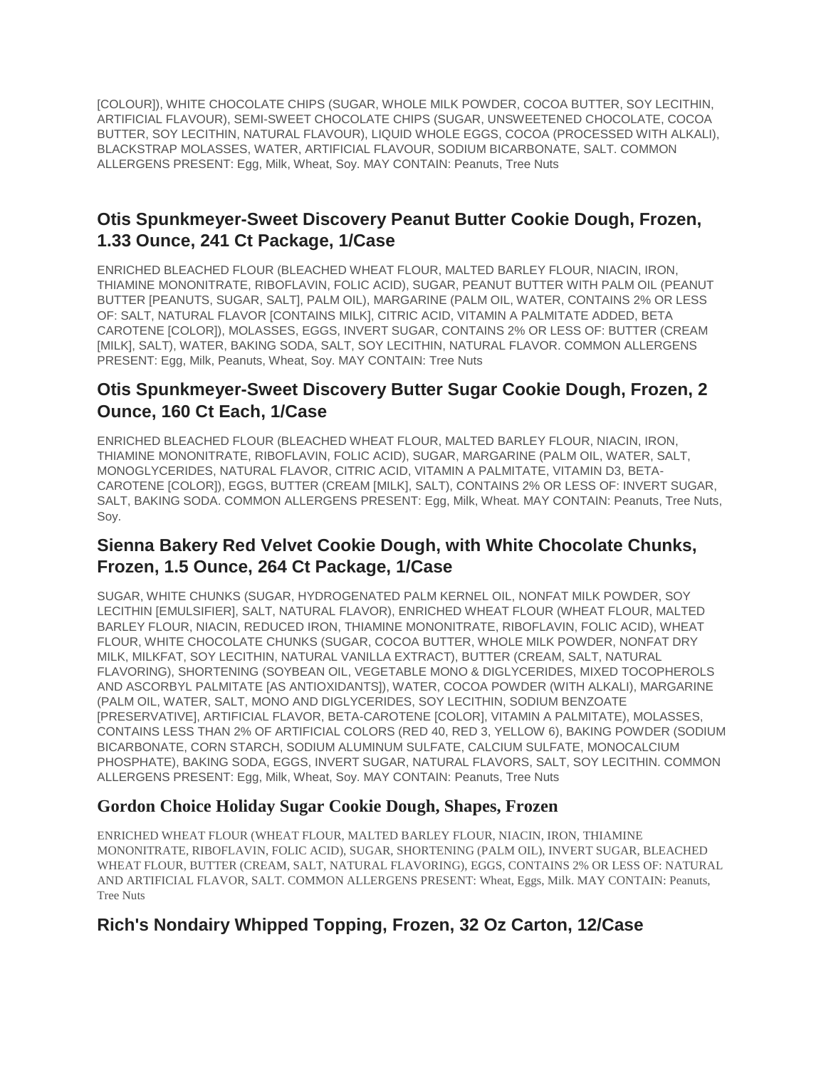[COLOUR]), WHITE CHOCOLATE CHIPS (SUGAR, WHOLE MILK POWDER, COCOA BUTTER, SOY LECITHIN, ARTIFICIAL FLAVOUR), SEMI-SWEET CHOCOLATE CHIPS (SUGAR, UNSWEETENED CHOCOLATE, COCOA BUTTER, SOY LECITHIN, NATURAL FLAVOUR), LIQUID WHOLE EGGS, COCOA (PROCESSED WITH ALKALI), BLACKSTRAP MOLASSES, WATER, ARTIFICIAL FLAVOUR, SODIUM BICARBONATE, SALT. COMMON ALLERGENS PRESENT: Egg, Milk, Wheat, Soy. MAY CONTAIN: Peanuts, Tree Nuts

## Otis Spunkmeyer-Sweet Discovery Peanut Butter Cookie Dough, Frozen, 1.33 Ounce, 241 Ct Package, 1/Case

ENRICHED BLEACHED FLOUR (BLEACHED WHEAT FLOUR, MALTED BARLEY FLOUR, NIACIN, IRON, THIAMINE MONONITRATE, RIBOFLAVIN, FOLIC ACID), SUGAR, PEANUT BUTTER WITH PALM OIL (PEANUT BUTTER [PEANUTS, SUGAR, SALT], PALM OIL), MARGARINE (PALM OIL, WATER, CONTAINS 2% OR LESS OF: SALT, NATURAL FLAVOR [CONTAINS MILK], CITRIC ACID, VITAMIN A PALMITATE ADDED, BETA CAROTENE [COLOR]), MOLASSES, EGGS, INVERT SUGAR, CONTAINS 2% OR LESS OF: BUTTER (CREAM [MILK], SALT), WATER, BAKING SODA, SALT, SOY LECITHIN, NATURAL FLAVOR. COMMON ALLERGENS PRESENT: Egg, Milk, Peanuts, Wheat, Soy. MAY CONTAIN: Tree Nuts

## Otis Spunkmeyer-Sweet Discovery Butter Sugar Cookie Dough, Frozen, 2 Ounce, 160 Ct Each, 1/Case

ENRICHED BLEACHED FLOUR (BLEACHED WHEAT FLOUR, MALTED BARLEY FLOUR, NIACIN, IRON, THIAMINE MONONITRATE, RIBOFLAVIN, FOLIC ACID), SUGAR, MARGARINE (PALM OIL, WATER, SALT, MONOGLYCERIDES, NATURAL FLAVOR, CITRIC ACID, VITAMIN A PALMITATE, VITAMIN D3, BETA-CAROTENE [COLOR]), EGGS, BUTTER (CREAM [MILK], SALT), CONTAINS 2% OR LESS OF: INVERT SUGAR, SALT, BAKING SODA. COMMON ALLERGENS PRESENT: Egg, Milk, Wheat. MAY CONTAIN: Peanuts, Tree Nuts, Soy.

## Sienna Bakery Red Velvet Cookie Dough, with White Chocolate Chunks, Frozen, 1.5 Ounce, 264 Ct Package, 1/Case

SUGAR, WHITE CHUNKS (SUGAR, HYDROGENATED PALM KERNEL OIL, NONFAT MILK POWDER, SOY LECITHIN [EMULSIFIER], SALT, NATURAL FLAVOR), ENRICHED WHEAT FLOUR (WHEAT FLOUR, MALTED BARLEY FLOUR, NIACIN, REDUCED IRON, THIAMINE MONONITRATE, RIBOFLAVIN, FOLIC ACID), WHEAT FLOUR, WHITE CHOCOLATE CHUNKS (SUGAR, COCOA BUTTER, WHOLE MILK POWDER, NONFAT DRY MILK, MILKFAT, SOY LECITHIN, NATURAL VANILLA EXTRACT), BUTTER (CREAM, SALT, NATURAL FLAVORING), SHORTENING (SOYBEAN OIL, VEGETABLE MONO & DIGLYCERIDES, MIXED TOCOPHEROLS AND ASCORBYL PALMITATE [AS ANTIOXIDANTS]), WATER, COCOA POWDER (WITH ALKALI), MARGARINE (PALM OIL, WATER, SALT, MONO AND DIGLYCERIDES, SOY LECITHIN, SODIUM BENZOATE [PRESERVATIVE], ARTIFICIAL FLAVOR, BETA-CAROTENE [COLOR], VITAMIN A PALMITATE), MOLASSES, CONTAINS LESS THAN 2% OF ARTIFICIAL COLORS (RED 40, RED 3, YELLOW 6), BAKING POWDER (SODIUM BICARBONATE, CORN STARCH, SODIUM ALUMINUM SULFATE, CALCIUM SULFATE, MONOCALCIUM PHOSPHATE), BAKING SODA, EGGS, INVERT SUGAR, NATURAL FLAVORS, SALT, SOY LECITHIN. COMMON ALLERGENS PRESENT: Egg, Milk, Wheat, Soy. MAY CONTAIN: Peanuts, Tree Nuts

## Gordon Choice Holiday Sugar Cookie Dough, Shapes, Frozen

ENRICHED WHEAT FLOUR (WHEAT FLOUR, MALTED BARLEY FLOUR, NIACIN, IRON, THIAMINE MONONITRATE, RIBOFLAVIN, FOLIC ACID), SUGAR, SHORTENING (PALM OIL), INVERT SUGAR, BLEACHED WHEAT FLOUR, BUTTER (CREAM, SALT, NATURAL FLAVORING), EGGS, CONTAINS 2% OR LESS OF: NATURAL AND ARTIFICIAL FLAVOR, SALT. COMMON ALLERGENS PRESENT: Wheat, Eggs, Milk. MAY CONTAIN: Peanuts, Tree Nuts

## Rich's Nondairy Whipped Topping, Frozen, 32 Oz Carton, 12/Case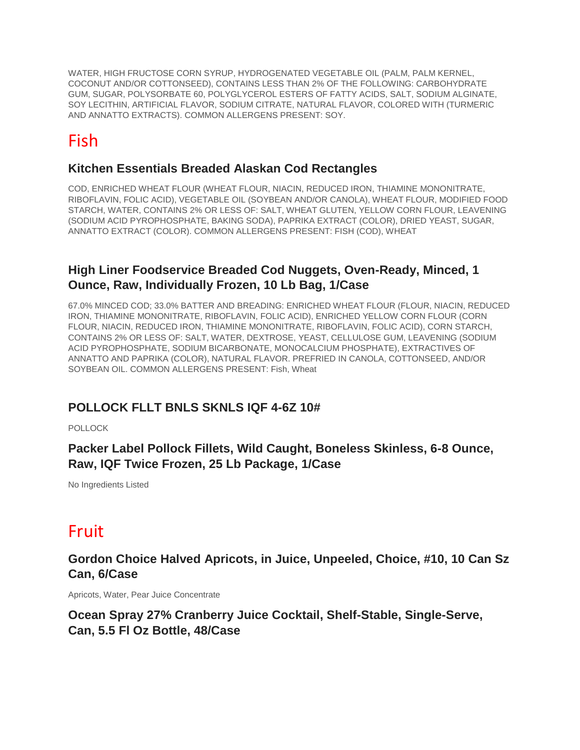WATER, HIGH FRUCTOSE CORN SYRUP, HYDROGENATED VEGETABLE OIL (PALM, PALM KERNEL, COCONUT AND/OR COTTONSEED), CONTAINS LESS THAN 2% OF THE FOLLOWING: CARBOHYDRATE GUM, SUGAR, POLYSORBATE 60, POLYGLYCEROL ESTERS OF FATTY ACIDS, SALT, SODIUM ALGINATE, SOY LECITHIN, ARTIFICIAL FLAVOR, SODIUM CITRATE, NATURAL FLAVOR, COLORED WITH (TURMERIC AND ANNATTO EXTRACTS). COMMON ALLERGENS PRESENT: SOY.

# Fish

### Kitchen Essentials Breaded Alaskan Cod Rectangles

COD, ENRICHED WHEAT FLOUR (WHEAT FLOUR, NIACIN, REDUCED IRON, THIAMINE MONONITRATE, RIBOFLAVIN, FOLIC ACID), VEGETABLE OIL (SOYBEAN AND/OR CANOLA), WHEAT FLOUR, MODIFIED FOOD STARCH, WATER, CONTAINS 2% OR LESS OF: SALT, WHEAT GLUTEN, YELLOW CORN FLOUR, LEAVENING (SODIUM ACID PYROPHOSPHATE, BAKING SODA), PAPRIKA EXTRACT (COLOR), DRIED YEAST, SUGAR, ANNATTO EXTRACT (COLOR). COMMON ALLERGENS PRESENT: FISH (COD), WHEAT

### High Liner Foodservice Breaded Cod Nuggets, Oven-Ready, Minced, 1 Ounce, Raw, Individually Frozen, 10 Lb Bag, 1/Case

67.0% MINCED COD; 33.0% BATTER AND BREADING: ENRICHED WHEAT FLOUR (FLOUR, NIACIN, REDUCED IRON, THIAMINE MONONITRATE, RIBOFLAVIN, FOLIC ACID), ENRICHED YELLOW CORN FLOUR (CORN FLOUR, NIACIN, REDUCED IRON, THIAMINE MONONITRATE, RIBOFLAVIN, FOLIC ACID), CORN STARCH, CONTAINS 2% OR LESS OF: SALT, WATER, DEXTROSE, YEAST, CELLULOSE GUM, LEAVENING (SODIUM ACID PYROPHOSPHATE, SODIUM BICARBONATE, MONOCALCIUM PHOSPHATE), EXTRACTIVES OF ANNATTO AND PAPRIKA (COLOR), NATURAL FLAVOR. PREFRIED IN CANOLA, COTTONSEED, AND/OR SOYBEAN OIL. COMMON ALLERGENS PRESENT: Fish, Wheat

### POLLOCK FLLT BNLS SKNLS IQF 4-6Z 10#

POLLOCK

### Packer Label Pollock Fillets, Wild Caught, Boneless Skinless, 6-8 Ounce, Raw, IQF Twice Frozen, 25 Lb Package, 1/Case

No Ingredients Listed

# Fruit

### Gordon Choice Halved Apricots, in Juice, Unpeeled, Choice, #10, 10 Can Sz Can, 6/Case

Apricots, Water, Pear Juice Concentrate

### Ocean Spray 27% Cranberry Juice Cocktail, Shelf-Stable, Single-Serve, Can, 5.5 Fl Oz Bottle, 48/Case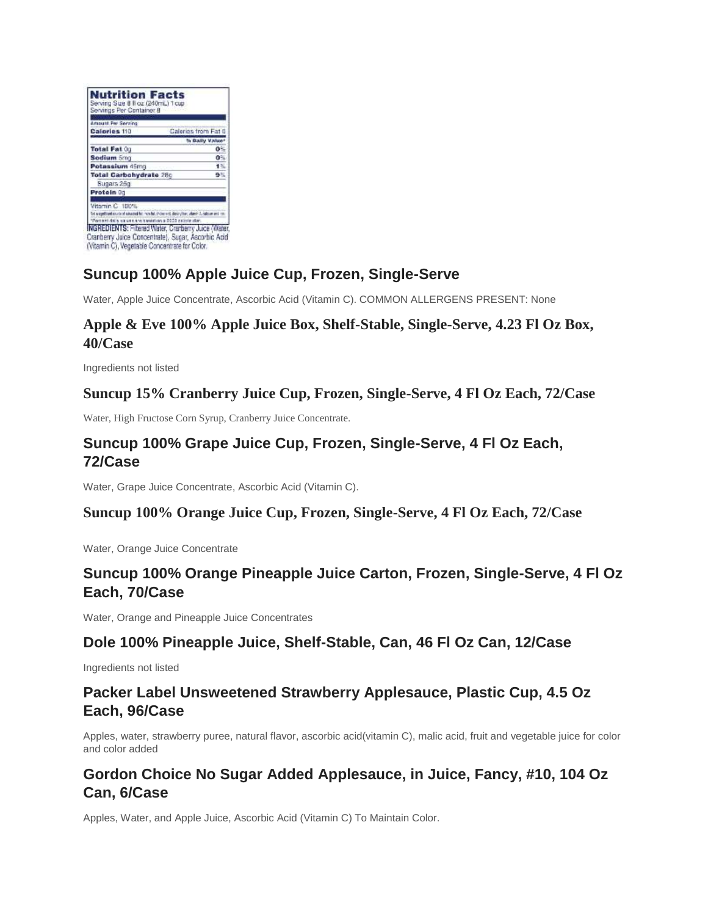**Nutrition Facts**
Serving Size 8 fl oz (240mL) 1 cup
Servings Per Container 8

| Amount Per Serving | |
|---|---|
| **Calories** 110 | Calories from Fat 0 |
| | **% Daily Value*** |
| **Total Fat** 0g | **0%** |
| **Sodium** 5mg | **0%** |
| **Potassium** 45mg | **1%** |
| **Total Carbohydrate** 28g | **9%** |
| Sugars 25g | |
| **Protein** 0g | |
| Vitamin C 100% | |

Not a significant source of saturated fat, trans fat, cholesterol, dietary fiber, vitamin A, calcium and iron.
*Percent daily values are based on a 2000 calorie diet.

**INGREDIENTS:** Filtered Water, Cranberry Juice (Water, Cranberry Juice Concentrate), Sugar, Ascorbic Acid (Vitamin C), Vegetable Concentrate for Color.

## Suncup 100% Apple Juice Cup, Frozen, Single-Serve

Water, Apple Juice Concentrate, Ascorbic Acid (Vitamin C). COMMON ALLERGENS PRESENT: None

## Apple & Eve 100% Apple Juice Box, Shelf-Stable, Single-Serve, 4.23 Fl Oz Box, 40/Case

Ingredients not listed

## Suncup 15% Cranberry Juice Cup, Frozen, Single-Serve, 4 Fl Oz Each, 72/Case

Water, High Fructose Corn Syrup, Cranberry Juice Concentrate.

## Suncup 100% Grape Juice Cup, Frozen, Single-Serve, 4 Fl Oz Each, 72/Case

Water, Grape Juice Concentrate, Ascorbic Acid (Vitamin C).

## Suncup 100% Orange Juice Cup, Frozen, Single-Serve, 4 Fl Oz Each, 72/Case

Water, Orange Juice Concentrate

## Suncup 100% Orange Pineapple Juice Carton, Frozen, Single-Serve, 4 Fl Oz Each, 70/Case

Water, Orange and Pineapple Juice Concentrates

## Dole 100% Pineapple Juice, Shelf-Stable, Can, 46 Fl Oz Can, 12/Case

Ingredients not listed

## Packer Label Unsweetened Strawberry Applesauce, Plastic Cup, 4.5 Oz Each, 96/Case

Apples, water, strawberry puree, natural flavor, ascorbic acid(vitamin C), malic acid, fruit and vegetable juice for color and color added

## Gordon Choice No Sugar Added Applesauce, in Juice, Fancy, #10, 104 Oz Can, 6/Case

Apples, Water, and Apple Juice, Ascorbic Acid (Vitamin C) To Maintain Color.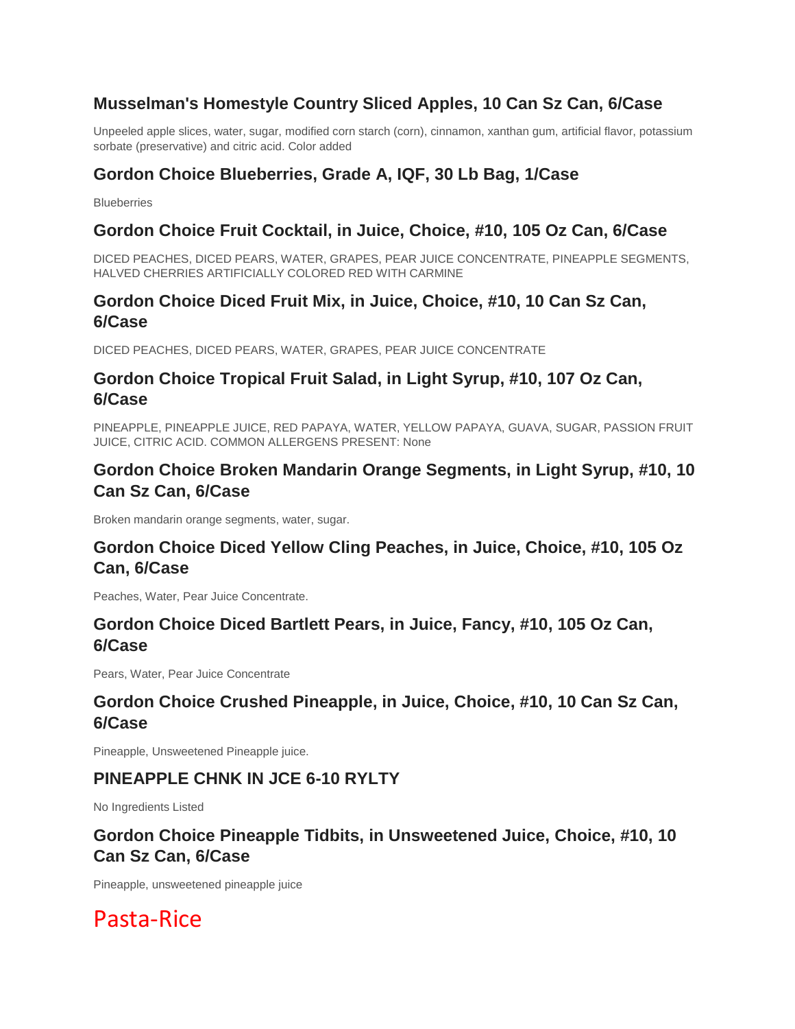### Musselman's Homestyle Country Sliced Apples, 10 Can Sz Can, 6/Case

Unpeeled apple slices, water, sugar, modified corn starch (corn), cinnamon, xanthan gum, artificial flavor, potassium sorbate (preservative) and citric acid. Color added

### Gordon Choice Blueberries, Grade A, IQF, 30 Lb Bag, 1/Case

Blueberries

### Gordon Choice Fruit Cocktail, in Juice, Choice, #10, 105 Oz Can, 6/Case

DICED PEACHES, DICED PEARS, WATER, GRAPES, PEAR JUICE CONCENTRATE, PINEAPPLE SEGMENTS, HALVED CHERRIES ARTIFICIALLY COLORED RED WITH CARMINE

### Gordon Choice Diced Fruit Mix, in Juice, Choice, #10, 10 Can Sz Can, 6/Case

DICED PEACHES, DICED PEARS, WATER, GRAPES, PEAR JUICE CONCENTRATE

### Gordon Choice Tropical Fruit Salad, in Light Syrup, #10, 107 Oz Can, 6/Case

PINEAPPLE, PINEAPPLE JUICE, RED PAPAYA, WATER, YELLOW PAPAYA, GUAVA, SUGAR, PASSION FRUIT JUICE, CITRIC ACID. COMMON ALLERGENS PRESENT: None

### Gordon Choice Broken Mandarin Orange Segments, in Light Syrup, #10, 10 Can Sz Can, 6/Case

Broken mandarin orange segments, water, sugar.

### Gordon Choice Diced Yellow Cling Peaches, in Juice, Choice, #10, 105 Oz Can, 6/Case

Peaches, Water, Pear Juice Concentrate.

### Gordon Choice Diced Bartlett Pears, in Juice, Fancy, #10, 105 Oz Can, 6/Case

Pears, Water, Pear Juice Concentrate

### Gordon Choice Crushed Pineapple, in Juice, Choice, #10, 10 Can Sz Can, 6/Case

Pineapple, Unsweetened Pineapple juice.

### PINEAPPLE CHNK IN JCE 6-10 RYLTY

No Ingredients Listed

### Gordon Choice Pineapple Tidbits, in Unsweetened Juice, Choice, #10, 10 Can Sz Can, 6/Case

Pineapple, unsweetened pineapple juice

# Pasta-Rice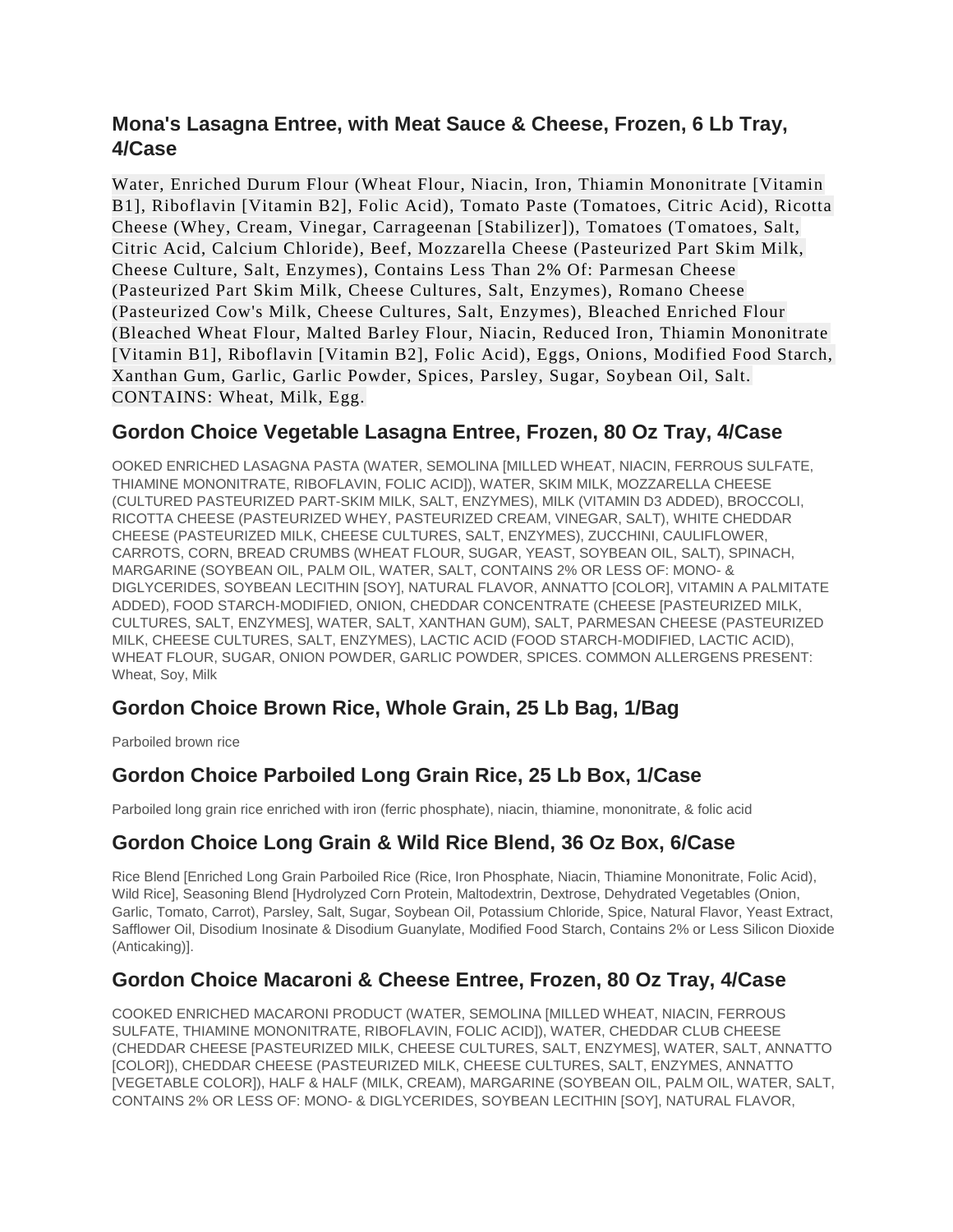## Mona's Lasagna Entree, with Meat Sauce & Cheese, Frozen, 6 Lb Tray, 4/Case

Water, Enriched Durum Flour (Wheat Flour, Niacin, Iron, Thiamin Mononitrate [Vitamin B1], Riboflavin [Vitamin B2], Folic Acid), Tomato Paste (Tomatoes, Citric Acid), Ricotta Cheese (Whey, Cream, Vinegar, Carrageenan [Stabilizer]), Tomatoes (Tomatoes, Salt, Citric Acid, Calcium Chloride), Beef, Mozzarella Cheese (Pasteurized Part Skim Milk, Cheese Culture, Salt, Enzymes), Contains Less Than 2% Of: Parmesan Cheese (Pasteurized Part Skim Milk, Cheese Cultures, Salt, Enzymes), Romano Cheese (Pasteurized Cow's Milk, Cheese Cultures, Salt, Enzymes), Bleached Enriched Flour (Bleached Wheat Flour, Malted Barley Flour, Niacin, Reduced Iron, Thiamin Mononitrate [Vitamin B1], Riboflavin [Vitamin B2], Folic Acid), Eggs, Onions, Modified Food Starch, Xanthan Gum, Garlic, Garlic Powder, Spices, Parsley, Sugar, Soybean Oil, Salt. CONTAINS: Wheat, Milk, Egg.

## Gordon Choice Vegetable Lasagna Entree, Frozen, 80 Oz Tray, 4/Case

OOKED ENRICHED LASAGNA PASTA (WATER, SEMOLINA [MILLED WHEAT, NIACIN, FERROUS SULFATE, THIAMINE MONONITRATE, RIBOFLAVIN, FOLIC ACID]), WATER, SKIM MILK, MOZZARELLA CHEESE (CULTURED PASTEURIZED PART-SKIM MILK, SALT, ENZYMES), MILK (VITAMIN D3 ADDED), BROCCOLI, RICOTTA CHEESE (PASTEURIZED WHEY, PASTEURIZED CREAM, VINEGAR, SALT), WHITE CHEDDAR CHEESE (PASTEURIZED MILK, CHEESE CULTURES, SALT, ENZYMES), ZUCCHINI, CAULIFLOWER, CARROTS, CORN, BREAD CRUMBS (WHEAT FLOUR, SUGAR, YEAST, SOYBEAN OIL, SALT), SPINACH, MARGARINE (SOYBEAN OIL, PALM OIL, WATER, SALT, CONTAINS 2% OR LESS OF: MONO- & DIGLYCERIDES, SOYBEAN LECITHIN [SOY], NATURAL FLAVOR, ANNATTO [COLOR], VITAMIN A PALMITATE ADDED), FOOD STARCH-MODIFIED, ONION, CHEDDAR CONCENTRATE (CHEESE [PASTEURIZED MILK, CULTURES, SALT, ENZYMES], WATER, SALT, XANTHAN GUM), SALT, PARMESAN CHEESE (PASTEURIZED MILK, CHEESE CULTURES, SALT, ENZYMES), LACTIC ACID (FOOD STARCH-MODIFIED, LACTIC ACID), WHEAT FLOUR, SUGAR, ONION POWDER, GARLIC POWDER, SPICES. COMMON ALLERGENS PRESENT: Wheat, Soy, Milk

## Gordon Choice Brown Rice, Whole Grain, 25 Lb Bag, 1/Bag

Parboiled brown rice

## Gordon Choice Parboiled Long Grain Rice, 25 Lb Box, 1/Case

Parboiled long grain rice enriched with iron (ferric phosphate), niacin, thiamine, mononitrate, & folic acid

## Gordon Choice Long Grain & Wild Rice Blend, 36 Oz Box, 6/Case

Rice Blend [Enriched Long Grain Parboiled Rice (Rice, Iron Phosphate, Niacin, Thiamine Mononitrate, Folic Acid), Wild Rice], Seasoning Blend [Hydrolyzed Corn Protein, Maltodextrin, Dextrose, Dehydrated Vegetables (Onion, Garlic, Tomato, Carrot), Parsley, Salt, Sugar, Soybean Oil, Potassium Chloride, Spice, Natural Flavor, Yeast Extract, Safflower Oil, Disodium Inosinate & Disodium Guanylate, Modified Food Starch, Contains 2% or Less Silicon Dioxide (Anticaking)].

## Gordon Choice Macaroni & Cheese Entree, Frozen, 80 Oz Tray, 4/Case

COOKED ENRICHED MACARONI PRODUCT (WATER, SEMOLINA [MILLED WHEAT, NIACIN, FERROUS SULFATE, THIAMINE MONONITRATE, RIBOFLAVIN, FOLIC ACID]), WATER, CHEDDAR CLUB CHEESE (CHEDDAR CHEESE [PASTEURIZED MILK, CHEESE CULTURES, SALT, ENZYMES], WATER, SALT, ANNATTO [COLOR]), CHEDDAR CHEESE (PASTEURIZED MILK, CHEESE CULTURES, SALT, ENZYMES, ANNATTO [VEGETABLE COLOR]), HALF & HALF (MILK, CREAM), MARGARINE (SOYBEAN OIL, PALM OIL, WATER, SALT, CONTAINS 2% OR LESS OF: MONO- & DIGLYCERIDES, SOYBEAN LECITHIN [SOY], NATURAL FLAVOR,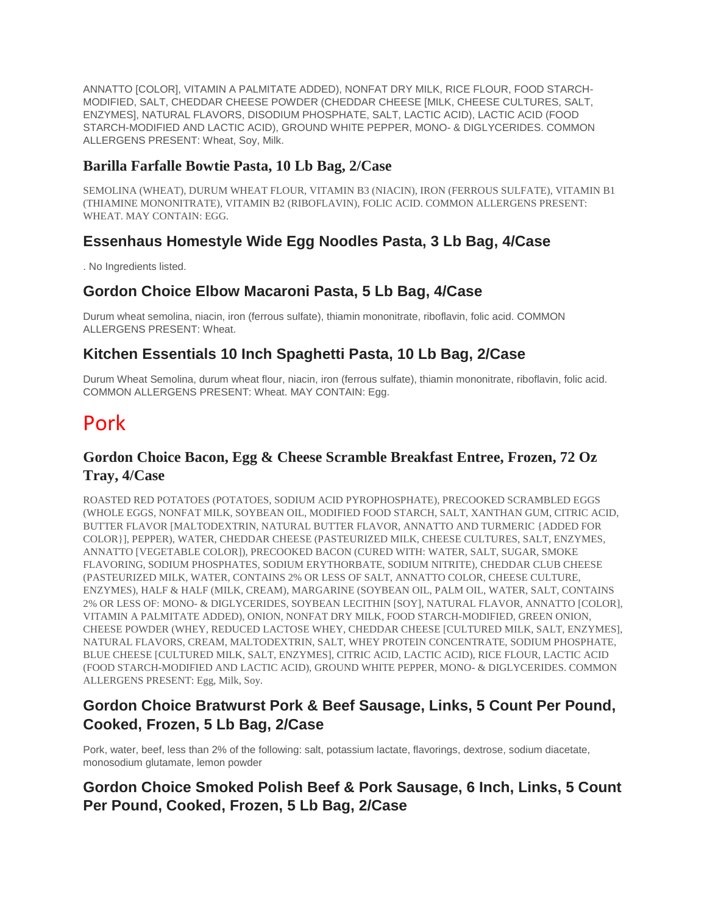ANNATTO [COLOR], VITAMIN A PALMITATE ADDED), NONFAT DRY MILK, RICE FLOUR, FOOD STARCH-MODIFIED, SALT, CHEDDAR CHEESE POWDER (CHEDDAR CHEESE [MILK, CHEESE CULTURES, SALT, ENZYMES], NATURAL FLAVORS, DISODIUM PHOSPHATE, SALT, LACTIC ACID), LACTIC ACID (FOOD STARCH-MODIFIED AND LACTIC ACID), GROUND WHITE PEPPER, MONO- & DIGLYCERIDES. COMMON ALLERGENS PRESENT: Wheat, Soy, Milk.

### Barilla Farfalle Bowtie Pasta, 10 Lb Bag, 2/Case

SEMOLINA (WHEAT), DURUM WHEAT FLOUR, VITAMIN B3 (NIACIN), IRON (FERROUS SULFATE), VITAMIN B1 (THIAMINE MONONITRATE), VITAMIN B2 (RIBOFLAVIN), FOLIC ACID. COMMON ALLERGENS PRESENT: WHEAT. MAY CONTAIN: EGG.

### Essenhaus Homestyle Wide Egg Noodles Pasta, 3 Lb Bag, 4/Case

. No Ingredients listed.

### Gordon Choice Elbow Macaroni Pasta, 5 Lb Bag, 4/Case

Durum wheat semolina, niacin, iron (ferrous sulfate), thiamin mononitrate, riboflavin, folic acid. COMMON ALLERGENS PRESENT: Wheat.

### Kitchen Essentials 10 Inch Spaghetti Pasta, 10 Lb Bag, 2/Case

Durum Wheat Semolina, durum wheat flour, niacin, iron (ferrous sulfate), thiamin mononitrate, riboflavin, folic acid. COMMON ALLERGENS PRESENT: Wheat. MAY CONTAIN: Egg.

## Pork

### Gordon Choice Bacon, Egg & Cheese Scramble Breakfast Entree, Frozen, 72 Oz Tray, 4/Case

ROASTED RED POTATOES (POTATOES, SODIUM ACID PYROPHOSPHATE), PRECOOKED SCRAMBLED EGGS (WHOLE EGGS, NONFAT MILK, SOYBEAN OIL, MODIFIED FOOD STARCH, SALT, XANTHAN GUM, CITRIC ACID, BUTTER FLAVOR [MALTODEXTRIN, NATURAL BUTTER FLAVOR, ANNATTO AND TURMERIC {ADDED FOR COLOR}], PEPPER), WATER, CHEDDAR CHEESE (PASTEURIZED MILK, CHEESE CULTURES, SALT, ENZYMES, ANNATTO [VEGETABLE COLOR]), PRECOOKED BACON (CURED WITH: WATER, SALT, SUGAR, SMOKE FLAVORING, SODIUM PHOSPHATES, SODIUM ERYTHORBATE, SODIUM NITRITE), CHEDDAR CLUB CHEESE (PASTEURIZED MILK, WATER, CONTAINS 2% OR LESS OF SALT, ANNATTO COLOR, CHEESE CULTURE, ENZYMES), HALF & HALF (MILK, CREAM), MARGARINE (SOYBEAN OIL, PALM OIL, WATER, SALT, CONTAINS 2% OR LESS OF: MONO- & DIGLYCERIDES, SOYBEAN LECITHIN [SOY], NATURAL FLAVOR, ANNATTO [COLOR], VITAMIN A PALMITATE ADDED), ONION, NONFAT DRY MILK, FOOD STARCH-MODIFIED, GREEN ONION, CHEESE POWDER (WHEY, REDUCED LACTOSE WHEY, CHEDDAR CHEESE [CULTURED MILK, SALT, ENZYMES], NATURAL FLAVORS, CREAM, MALTODEXTRIN, SALT, WHEY PROTEIN CONCENTRATE, SODIUM PHOSPHATE, BLUE CHEESE [CULTURED MILK, SALT, ENZYMES], CITRIC ACID, LACTIC ACID), RICE FLOUR, LACTIC ACID (FOOD STARCH-MODIFIED AND LACTIC ACID), GROUND WHITE PEPPER, MONO- & DIGLYCERIDES. COMMON ALLERGENS PRESENT: Egg, Milk, Soy.

### Gordon Choice Bratwurst Pork & Beef Sausage, Links, 5 Count Per Pound, Cooked, Frozen, 5 Lb Bag, 2/Case

Pork, water, beef, less than 2% of the following: salt, potassium lactate, flavorings, dextrose, sodium diacetate, monosodium glutamate, lemon powder

### Gordon Choice Smoked Polish Beef & Pork Sausage, 6 Inch, Links, 5 Count Per Pound, Cooked, Frozen, 5 Lb Bag, 2/Case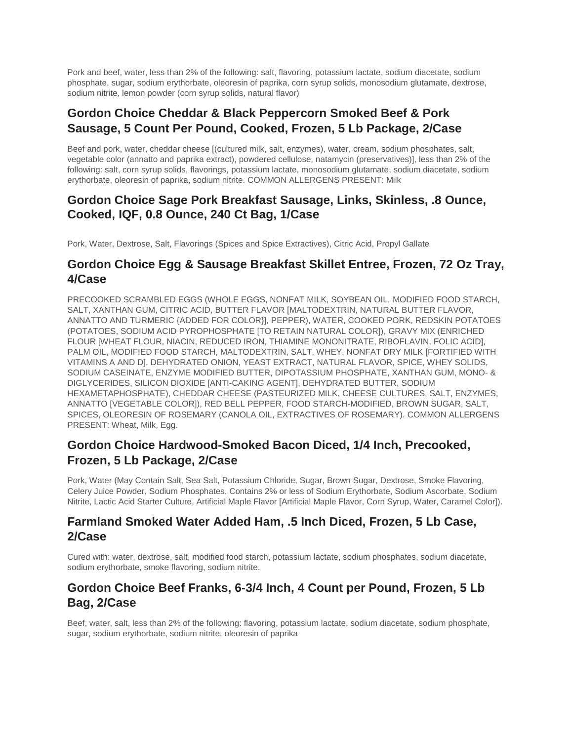Pork and beef, water, less than 2% of the following: salt, flavoring, potassium lactate, sodium diacetate, sodium phosphate, sugar, sodium erythorbate, oleoresin of paprika, corn syrup solids, monosodium glutamate, dextrose, sodium nitrite, lemon powder (corn syrup solids, natural flavor)

## Gordon Choice Cheddar & Black Peppercorn Smoked Beef & Pork Sausage, 5 Count Per Pound, Cooked, Frozen, 5 Lb Package, 2/Case

Beef and pork, water, cheddar cheese [(cultured milk, salt, enzymes), water, cream, sodium phosphates, salt, vegetable color (annatto and paprika extract), powdered cellulose, natamycin (preservatives)], less than 2% of the following: salt, corn syrup solids, flavorings, potassium lactate, monosodium glutamate, sodium diacetate, sodium erythorbate, oleoresin of paprika, sodium nitrite. COMMON ALLERGENS PRESENT: Milk

## Gordon Choice Sage Pork Breakfast Sausage, Links, Skinless, .8 Ounce, Cooked, IQF, 0.8 Ounce, 240 Ct Bag, 1/Case

Pork, Water, Dextrose, Salt, Flavorings (Spices and Spice Extractives), Citric Acid, Propyl Gallate

## Gordon Choice Egg & Sausage Breakfast Skillet Entree, Frozen, 72 Oz Tray, 4/Case

PRECOOKED SCRAMBLED EGGS (WHOLE EGGS, NONFAT MILK, SOYBEAN OIL, MODIFIED FOOD STARCH, SALT, XANTHAN GUM, CITRIC ACID, BUTTER FLAVOR [MALTODEXTRIN, NATURAL BUTTER FLAVOR, ANNATTO AND TURMERIC {ADDED FOR COLOR}], PEPPER), WATER, COOKED PORK, REDSKIN POTATOES (POTATOES, SODIUM ACID PYROPHOSPHATE [TO RETAIN NATURAL COLOR]), GRAVY MIX (ENRICHED FLOUR [WHEAT FLOUR, NIACIN, REDUCED IRON, THIAMINE MONONITRATE, RIBOFLAVIN, FOLIC ACID], PALM OIL, MODIFIED FOOD STARCH, MALTODEXTRIN, SALT, WHEY, NONFAT DRY MILK [FORTIFIED WITH VITAMINS A AND D], DEHYDRATED ONION, YEAST EXTRACT, NATURAL FLAVOR, SPICE, WHEY SOLIDS, SODIUM CASEINATE, ENZYME MODIFIED BUTTER, DIPOTASSIUM PHOSPHATE, XANTHAN GUM, MONO- & DIGLYCERIDES, SILICON DIOXIDE [ANTI-CAKING AGENT], DEHYDRATED BUTTER, SODIUM HEXAMETAPHOSPHATE), CHEDDAR CHEESE (PASTEURIZED MILK, CHEESE CULTURES, SALT, ENZYMES, ANNATTO [VEGETABLE COLOR]), RED BELL PEPPER, FOOD STARCH-MODIFIED, BROWN SUGAR, SALT, SPICES, OLEORESIN OF ROSEMARY (CANOLA OIL, EXTRACTIVES OF ROSEMARY). COMMON ALLERGENS PRESENT: Wheat, Milk, Egg.

## Gordon Choice Hardwood-Smoked Bacon Diced, 1/4 Inch, Precooked, Frozen, 5 Lb Package, 2/Case

Pork, Water (May Contain Salt, Sea Salt, Potassium Chloride, Sugar, Brown Sugar, Dextrose, Smoke Flavoring, Celery Juice Powder, Sodium Phosphates, Contains 2% or less of Sodium Erythorbate, Sodium Ascorbate, Sodium Nitrite, Lactic Acid Starter Culture, Artificial Maple Flavor [Artificial Maple Flavor, Corn Syrup, Water, Caramel Color]).

## Farmland Smoked Water Added Ham, .5 Inch Diced, Frozen, 5 Lb Case, 2/Case

Cured with: water, dextrose, salt, modified food starch, potassium lactate, sodium phosphates, sodium diacetate, sodium erythorbate, smoke flavoring, sodium nitrite.

## Gordon Choice Beef Franks, 6-3/4 Inch, 4 Count per Pound, Frozen, 5 Lb Bag, 2/Case

Beef, water, salt, less than 2% of the following: flavoring, potassium lactate, sodium diacetate, sodium phosphate, sugar, sodium erythorbate, sodium nitrite, oleoresin of paprika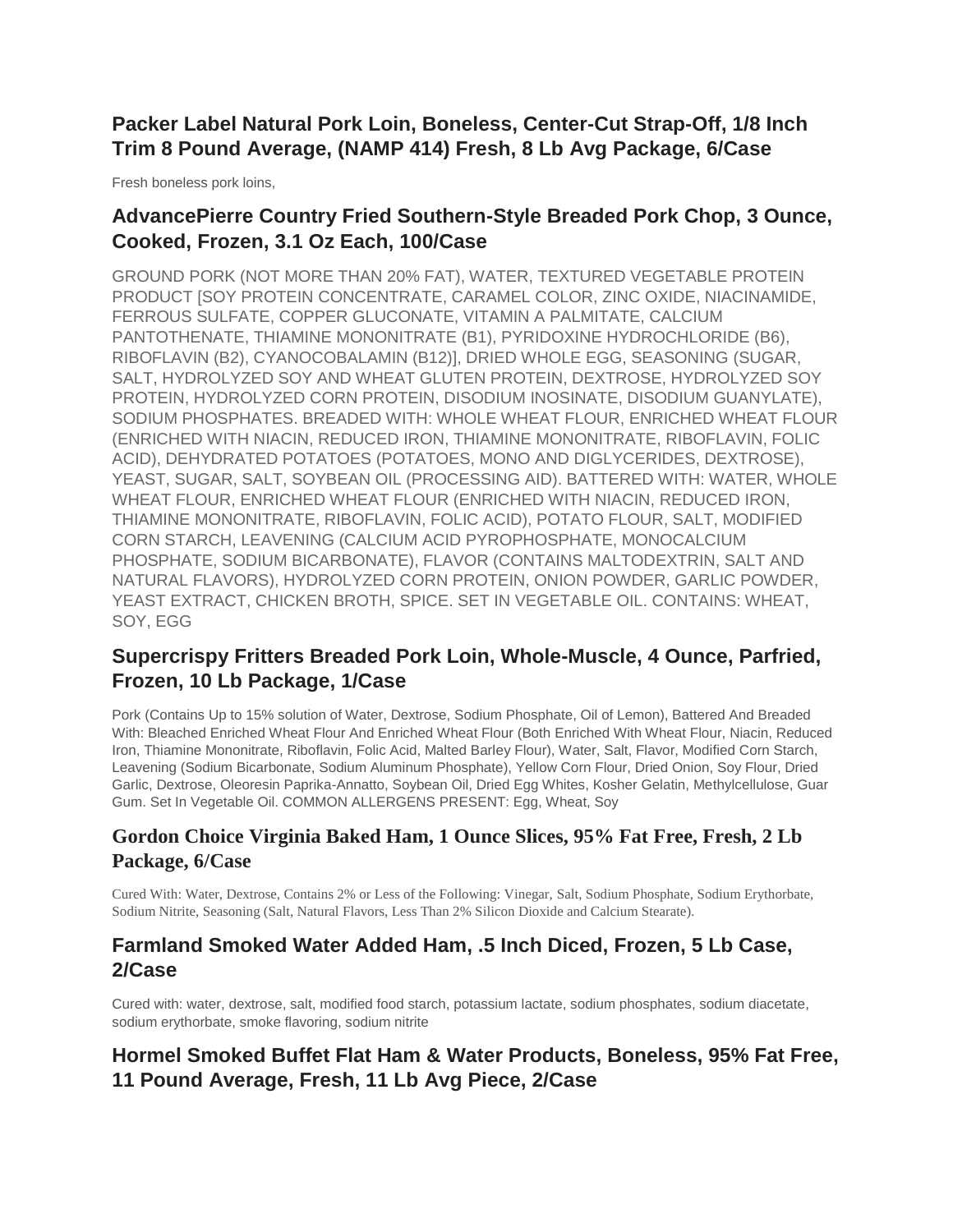## Packer Label Natural Pork Loin, Boneless, Center-Cut Strap-Off, 1/8 Inch Trim 8 Pound Average, (NAMP 414) Fresh, 8 Lb Avg Package, 6/Case

Fresh boneless pork loins,

## AdvancePierre Country Fried Southern-Style Breaded Pork Chop, 3 Ounce, Cooked, Frozen, 3.1 Oz Each, 100/Case

GROUND PORK (NOT MORE THAN 20% FAT), WATER, TEXTURED VEGETABLE PROTEIN PRODUCT [SOY PROTEIN CONCENTRATE, CARAMEL COLOR, ZINC OXIDE, NIACINAMIDE, FERROUS SULFATE, COPPER GLUCONATE, VITAMIN A PALMITATE, CALCIUM PANTOTHENATE, THIAMINE MONONITRATE (B1), PYRIDOXINE HYDROCHLORIDE (B6), RIBOFLAVIN (B2), CYANOCOBALAMIN (B12)], DRIED WHOLE EGG, SEASONING (SUGAR, SALT, HYDROLYZED SOY AND WHEAT GLUTEN PROTEIN, DEXTROSE, HYDROLYZED SOY PROTEIN, HYDROLYZED CORN PROTEIN, DISODIUM INOSINATE, DISODIUM GUANYLATE), SODIUM PHOSPHATES. BREADED WITH: WHOLE WHEAT FLOUR, ENRICHED WHEAT FLOUR (ENRICHED WITH NIACIN, REDUCED IRON, THIAMINE MONONITRATE, RIBOFLAVIN, FOLIC ACID), DEHYDRATED POTATOES (POTATOES, MONO AND DIGLYCERIDES, DEXTROSE), YEAST, SUGAR, SALT, SOYBEAN OIL (PROCESSING AID). BATTERED WITH: WATER, WHOLE WHEAT FLOUR, ENRICHED WHEAT FLOUR (ENRICHED WITH NIACIN, REDUCED IRON, THIAMINE MONONITRATE, RIBOFLAVIN, FOLIC ACID), POTATO FLOUR, SALT, MODIFIED CORN STARCH, LEAVENING (CALCIUM ACID PYROPHOSPHATE, MONOCALCIUM PHOSPHATE, SODIUM BICARBONATE), FLAVOR (CONTAINS MALTODEXTRIN, SALT AND NATURAL FLAVORS), HYDROLYZED CORN PROTEIN, ONION POWDER, GARLIC POWDER, YEAST EXTRACT, CHICKEN BROTH, SPICE. SET IN VEGETABLE OIL. CONTAINS: WHEAT, SOY, EGG

## Supercrispy Fritters Breaded Pork Loin, Whole-Muscle, 4 Ounce, Parfried, Frozen, 10 Lb Package, 1/Case

Pork (Contains Up to 15% solution of Water, Dextrose, Sodium Phosphate, Oil of Lemon), Battered And Breaded With: Bleached Enriched Wheat Flour And Enriched Wheat Flour (Both Enriched With Wheat Flour, Niacin, Reduced Iron, Thiamine Mononitrate, Riboflavin, Folic Acid, Malted Barley Flour), Water, Salt, Flavor, Modified Corn Starch, Leavening (Sodium Bicarbonate, Sodium Aluminum Phosphate), Yellow Corn Flour, Dried Onion, Soy Flour, Dried Garlic, Dextrose, Oleoresin Paprika-Annatto, Soybean Oil, Dried Egg Whites, Kosher Gelatin, Methylcellulose, Guar Gum. Set In Vegetable Oil. COMMON ALLERGENS PRESENT: Egg, Wheat, Soy

## Gordon Choice Virginia Baked Ham, 1 Ounce Slices, 95% Fat Free, Fresh, 2 Lb Package, 6/Case

Cured With: Water, Dextrose, Contains 2% or Less of the Following: Vinegar, Salt, Sodium Phosphate, Sodium Erythorbate, Sodium Nitrite, Seasoning (Salt, Natural Flavors, Less Than 2% Silicon Dioxide and Calcium Stearate).

## Farmland Smoked Water Added Ham, .5 Inch Diced, Frozen, 5 Lb Case, 2/Case

Cured with: water, dextrose, salt, modified food starch, potassium lactate, sodium phosphates, sodium diacetate, sodium erythorbate, smoke flavoring, sodium nitrite

## Hormel Smoked Buffet Flat Ham & Water Products, Boneless, 95% Fat Free, 11 Pound Average, Fresh, 11 Lb Avg Piece, 2/Case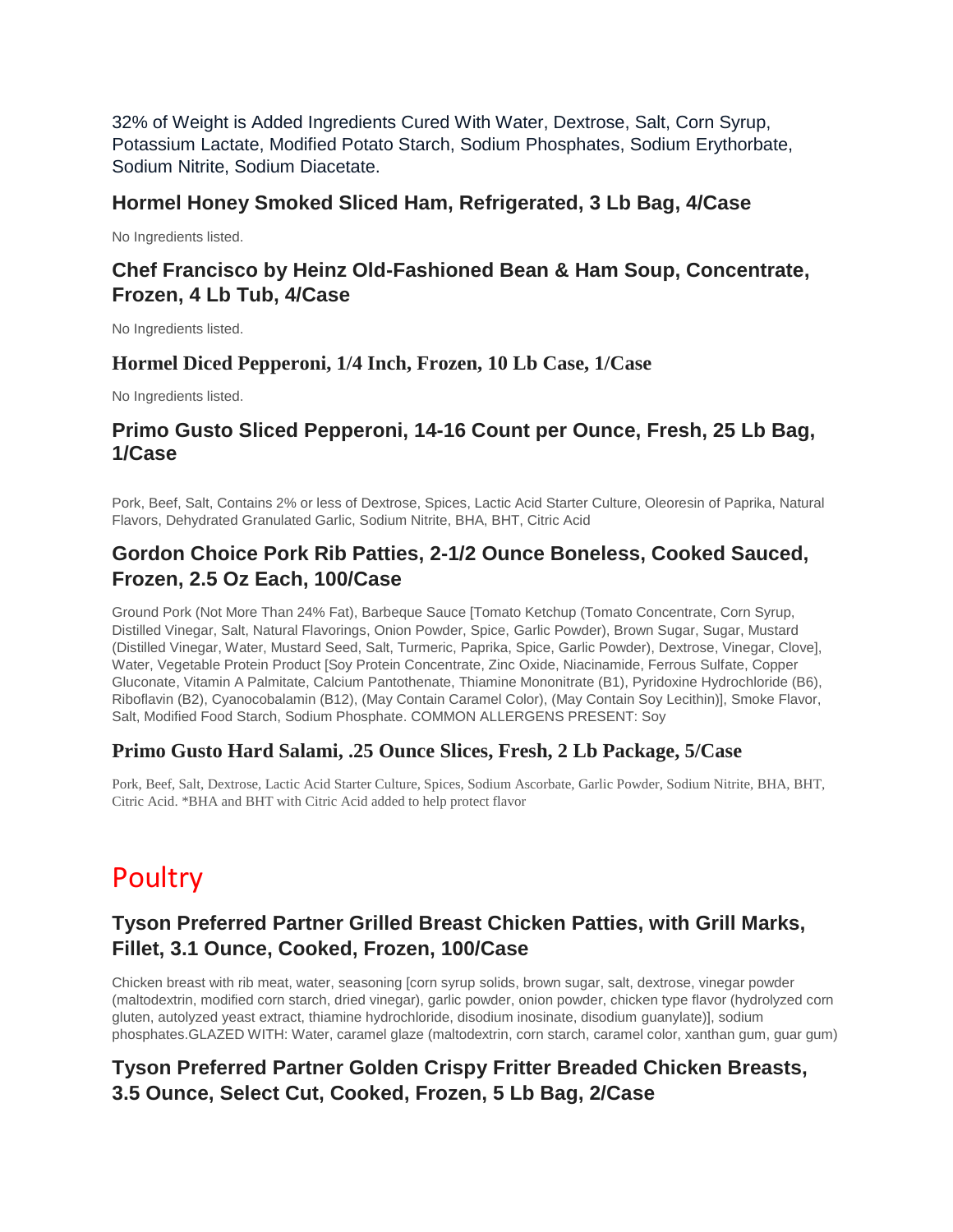32% of Weight is Added Ingredients Cured With Water, Dextrose, Salt, Corn Syrup, Potassium Lactate, Modified Potato Starch, Sodium Phosphates, Sodium Erythorbate, Sodium Nitrite, Sodium Diacetate.

### Hormel Honey Smoked Sliced Ham, Refrigerated, 3 Lb Bag, 4/Case

No Ingredients listed.

### Chef Francisco by Heinz Old-Fashioned Bean & Ham Soup, Concentrate, Frozen, 4 Lb Tub, 4/Case

No Ingredients listed.

### Hormel Diced Pepperoni, 1/4 Inch, Frozen, 10 Lb Case, 1/Case

No Ingredients listed.

### Primo Gusto Sliced Pepperoni, 14-16 Count per Ounce, Fresh, 25 Lb Bag, 1/Case

Pork, Beef, Salt, Contains 2% or less of Dextrose, Spices, Lactic Acid Starter Culture, Oleoresin of Paprika, Natural Flavors, Dehydrated Granulated Garlic, Sodium Nitrite, BHA, BHT, Citric Acid

### Gordon Choice Pork Rib Patties, 2-1/2 Ounce Boneless, Cooked Sauced, Frozen, 2.5 Oz Each, 100/Case

Ground Pork (Not More Than 24% Fat), Barbeque Sauce [Tomato Ketchup (Tomato Concentrate, Corn Syrup, Distilled Vinegar, Salt, Natural Flavorings, Onion Powder, Spice, Garlic Powder), Brown Sugar, Sugar, Mustard (Distilled Vinegar, Water, Mustard Seed, Salt, Turmeric, Paprika, Spice, Garlic Powder), Dextrose, Vinegar, Clove], Water, Vegetable Protein Product [Soy Protein Concentrate, Zinc Oxide, Niacinamide, Ferrous Sulfate, Copper Gluconate, Vitamin A Palmitate, Calcium Pantothenate, Thiamine Mononitrate (B1), Pyridoxine Hydrochloride (B6), Riboflavin (B2), Cyanocobalamin (B12), (May Contain Caramel Color), (May Contain Soy Lecithin)], Smoke Flavor, Salt, Modified Food Starch, Sodium Phosphate. COMMON ALLERGENS PRESENT: Soy

### Primo Gusto Hard Salami, .25 Ounce Slices, Fresh, 2 Lb Package, 5/Case

Pork, Beef, Salt, Dextrose, Lactic Acid Starter Culture, Spices, Sodium Ascorbate, Garlic Powder, Sodium Nitrite, BHA, BHT, Citric Acid. *BHA and BHT with Citric Acid added to help protect flavor

## Poultry

### Tyson Preferred Partner Grilled Breast Chicken Patties, with Grill Marks, Fillet, 3.1 Ounce, Cooked, Frozen, 100/Case

Chicken breast with rib meat, water, seasoning [corn syrup solids, brown sugar, salt, dextrose, vinegar powder (maltodextrin, modified corn starch, dried vinegar), garlic powder, onion powder, chicken type flavor (hydrolyzed corn gluten, autolyzed yeast extract, thiamine hydrochloride, disodium inosinate, disodium guanylate)], sodium phosphates.GLAZED WITH: Water, caramel glaze (maltodextrin, corn starch, caramel color, xanthan gum, guar gum)

### Tyson Preferred Partner Golden Crispy Fritter Breaded Chicken Breasts, 3.5 Ounce, Select Cut, Cooked, Frozen, 5 Lb Bag, 2/Case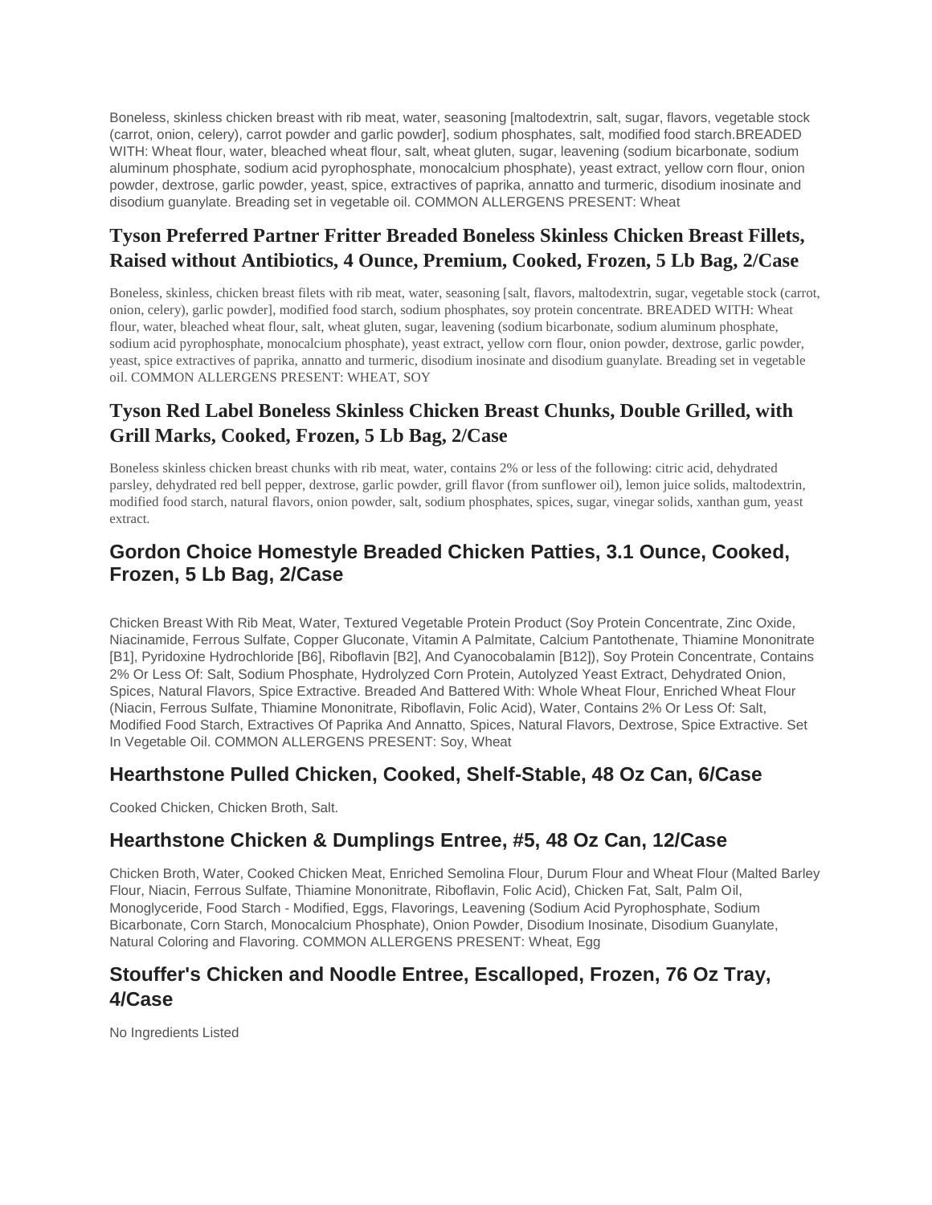Boneless, skinless chicken breast with rib meat, water, seasoning [maltodextrin, salt, sugar, flavors, vegetable stock (carrot, onion, celery), carrot powder and garlic powder], sodium phosphates, salt, modified food starch.BREADED WITH: Wheat flour, water, bleached wheat flour, salt, wheat gluten, sugar, leavening (sodium bicarbonate, sodium aluminum phosphate, sodium acid pyrophosphate, monocalcium phosphate), yeast extract, yellow corn flour, onion powder, dextrose, garlic powder, yeast, spice, extractives of paprika, annatto and turmeric, disodium inosinate and disodium guanylate. Breading set in vegetable oil. COMMON ALLERGENS PRESENT: Wheat

## Tyson Preferred Partner Fritter Breaded Boneless Skinless Chicken Breast Fillets, Raised without Antibiotics, 4 Ounce, Premium, Cooked, Frozen, 5 Lb Bag, 2/Case

Boneless, skinless, chicken breast filets with rib meat, water, seasoning [salt, flavors, maltodextrin, sugar, vegetable stock (carrot, onion, celery), garlic powder], modified food starch, sodium phosphates, soy protein concentrate. BREADED WITH: Wheat flour, water, bleached wheat flour, salt, wheat gluten, sugar, leavening (sodium bicarbonate, sodium aluminum phosphate, sodium acid pyrophosphate, monocalcium phosphate), yeast extract, yellow corn flour, onion powder, dextrose, garlic powder, yeast, spice extractives of paprika, annatto and turmeric, disodium inosinate and disodium guanylate. Breading set in vegetable oil. COMMON ALLERGENS PRESENT: WHEAT, SOY

## Tyson Red Label Boneless Skinless Chicken Breast Chunks, Double Grilled, with Grill Marks, Cooked, Frozen, 5 Lb Bag, 2/Case

Boneless skinless chicken breast chunks with rib meat, water, contains 2% or less of the following: citric acid, dehydrated parsley, dehydrated red bell pepper, dextrose, garlic powder, grill flavor (from sunflower oil), lemon juice solids, maltodextrin, modified food starch, natural flavors, onion powder, salt, sodium phosphates, spices, sugar, vinegar solids, xanthan gum, yeast extract.

## Gordon Choice Homestyle Breaded Chicken Patties, 3.1 Ounce, Cooked, Frozen, 5 Lb Bag, 2/Case

Chicken Breast With Rib Meat, Water, Textured Vegetable Protein Product (Soy Protein Concentrate, Zinc Oxide, Niacinamide, Ferrous Sulfate, Copper Gluconate, Vitamin A Palmitate, Calcium Pantothenate, Thiamine Mononitrate [B1], Pyridoxine Hydrochloride [B6], Riboflavin [B2], And Cyanocobalamin [B12]), Soy Protein Concentrate, Contains 2% Or Less Of: Salt, Sodium Phosphate, Hydrolyzed Corn Protein, Autolyzed Yeast Extract, Dehydrated Onion, Spices, Natural Flavors, Spice Extractive. Breaded And Battered With: Whole Wheat Flour, Enriched Wheat Flour (Niacin, Ferrous Sulfate, Thiamine Mononitrate, Riboflavin, Folic Acid), Water, Contains 2% Or Less Of: Salt, Modified Food Starch, Extractives Of Paprika And Annatto, Spices, Natural Flavors, Dextrose, Spice Extractive. Set In Vegetable Oil. COMMON ALLERGENS PRESENT: Soy, Wheat

## Hearthstone Pulled Chicken, Cooked, Shelf-Stable, 48 Oz Can, 6/Case

Cooked Chicken, Chicken Broth, Salt.

## Hearthstone Chicken & Dumplings Entree, #5, 48 Oz Can, 12/Case

Chicken Broth, Water, Cooked Chicken Meat, Enriched Semolina Flour, Durum Flour and Wheat Flour (Malted Barley Flour, Niacin, Ferrous Sulfate, Thiamine Mononitrate, Riboflavin, Folic Acid), Chicken Fat, Salt, Palm Oil, Monoglyceride, Food Starch - Modified, Eggs, Flavorings, Leavening (Sodium Acid Pyrophosphate, Sodium Bicarbonate, Corn Starch, Monocalcium Phosphate), Onion Powder, Disodium Inosinate, Disodium Guanylate, Natural Coloring and Flavoring. COMMON ALLERGENS PRESENT: Wheat, Egg

## Stouffer's Chicken and Noodle Entree, Escalloped, Frozen, 76 Oz Tray, 4/Case

No Ingredients Listed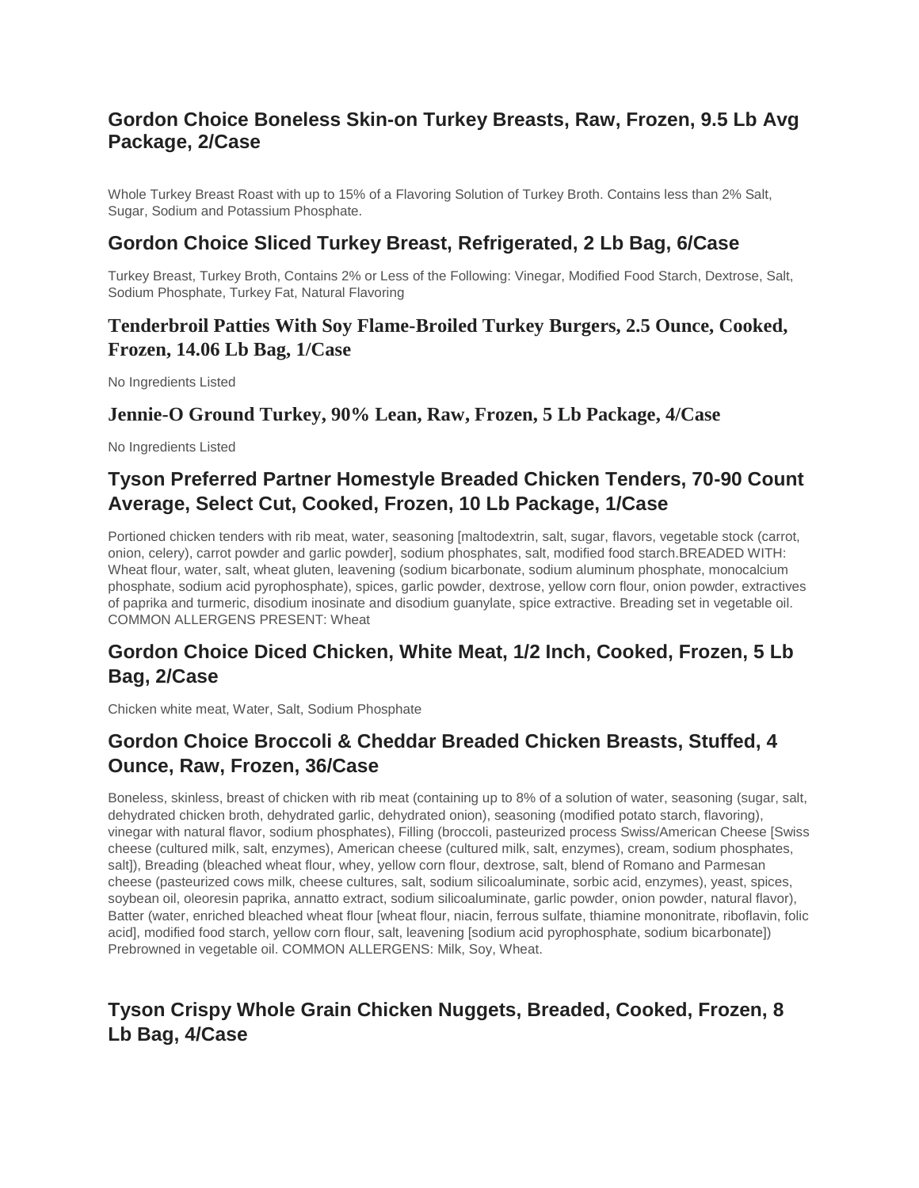## Gordon Choice Boneless Skin-on Turkey Breasts, Raw, Frozen, 9.5 Lb Avg Package, 2/Case

Whole Turkey Breast Roast with up to 15% of a Flavoring Solution of Turkey Broth. Contains less than 2% Salt, Sugar, Sodium and Potassium Phosphate.

## Gordon Choice Sliced Turkey Breast, Refrigerated, 2 Lb Bag, 6/Case

Turkey Breast, Turkey Broth, Contains 2% or Less of the Following: Vinegar, Modified Food Starch, Dextrose, Salt, Sodium Phosphate, Turkey Fat, Natural Flavoring

## Tenderbroil Patties With Soy Flame-Broiled Turkey Burgers, 2.5 Ounce, Cooked, Frozen, 14.06 Lb Bag, 1/Case

No Ingredients Listed

## Jennie-O Ground Turkey, 90% Lean, Raw, Frozen, 5 Lb Package, 4/Case

No Ingredients Listed

## Tyson Preferred Partner Homestyle Breaded Chicken Tenders, 70-90 Count Average, Select Cut, Cooked, Frozen, 10 Lb Package, 1/Case

Portioned chicken tenders with rib meat, water, seasoning [maltodextrin, salt, sugar, flavors, vegetable stock (carrot, onion, celery), carrot powder and garlic powder], sodium phosphates, salt, modified food starch.BREADED WITH: Wheat flour, water, salt, wheat gluten, leavening (sodium bicarbonate, sodium aluminum phosphate, monocalcium phosphate, sodium acid pyrophosphate), spices, garlic powder, dextrose, yellow corn flour, onion powder, extractives of paprika and turmeric, disodium inosinate and disodium guanylate, spice extractive. Breading set in vegetable oil. COMMON ALLERGENS PRESENT: Wheat

## Gordon Choice Diced Chicken, White Meat, 1/2 Inch, Cooked, Frozen, 5 Lb Bag, 2/Case

Chicken white meat, Water, Salt, Sodium Phosphate

## Gordon Choice Broccoli & Cheddar Breaded Chicken Breasts, Stuffed, 4 Ounce, Raw, Frozen, 36/Case

Boneless, skinless, breast of chicken with rib meat (containing up to 8% of a solution of water, seasoning (sugar, salt, dehydrated chicken broth, dehydrated garlic, dehydrated onion), seasoning (modified potato starch, flavoring), vinegar with natural flavor, sodium phosphates), Filling (broccoli, pasteurized process Swiss/American Cheese [Swiss cheese (cultured milk, salt, enzymes), American cheese (cultured milk, salt, enzymes), cream, sodium phosphates, salt]), Breading (bleached wheat flour, whey, yellow corn flour, dextrose, salt, blend of Romano and Parmesan cheese (pasteurized cows milk, cheese cultures, salt, sodium silicoaluminate, sorbic acid, enzymes), yeast, spices, soybean oil, oleoresin paprika, annatto extract, sodium silicoaluminate, garlic powder, onion powder, natural flavor), Batter (water, enriched bleached wheat flour [wheat flour, niacin, ferrous sulfate, thiamine mononitrate, riboflavin, folic acid], modified food starch, yellow corn flour, salt, leavening [sodium acid pyrophosphate, sodium bicarbonate]) Prebrowned in vegetable oil. COMMON ALLERGENS: Milk, Soy, Wheat.

## Tyson Crispy Whole Grain Chicken Nuggets, Breaded, Cooked, Frozen, 8 Lb Bag, 4/Case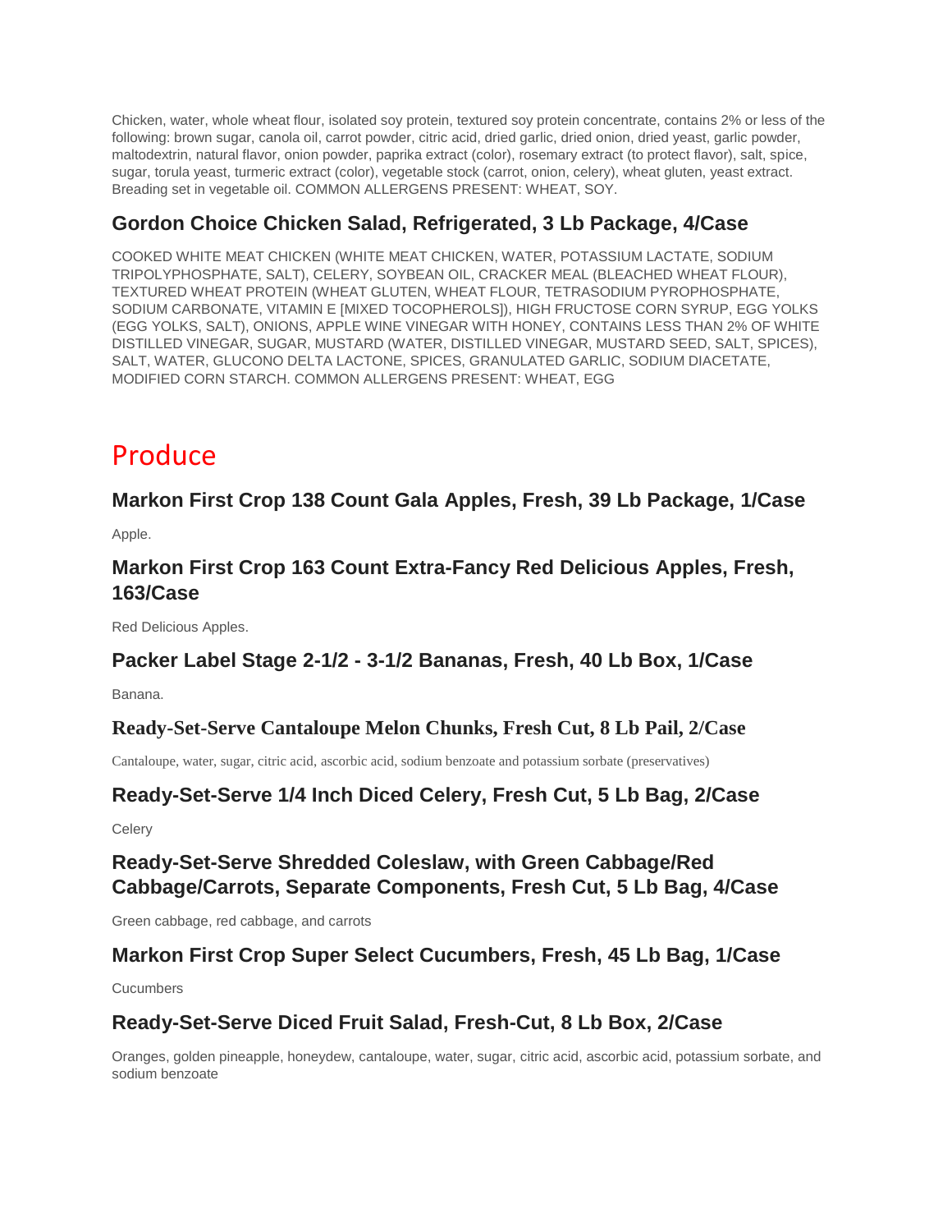Chicken, water, whole wheat flour, isolated soy protein, textured soy protein concentrate, contains 2% or less of the following: brown sugar, canola oil, carrot powder, citric acid, dried garlic, dried onion, dried yeast, garlic powder, maltodextrin, natural flavor, onion powder, paprika extract (color), rosemary extract (to protect flavor), salt, spice, sugar, torula yeast, turmeric extract (color), vegetable stock (carrot, onion, celery), wheat gluten, yeast extract. Breading set in vegetable oil. COMMON ALLERGENS PRESENT: WHEAT, SOY.

### Gordon Choice Chicken Salad, Refrigerated, 3 Lb Package, 4/Case

COOKED WHITE MEAT CHICKEN (WHITE MEAT CHICKEN, WATER, POTASSIUM LACTATE, SODIUM TRIPOLYPHOSPHATE, SALT), CELERY, SOYBEAN OIL, CRACKER MEAL (BLEACHED WHEAT FLOUR), TEXTURED WHEAT PROTEIN (WHEAT GLUTEN, WHEAT FLOUR, TETRASODIUM PYROPHOSPHATE, SODIUM CARBONATE, VITAMIN E [MIXED TOCOPHEROLS]), HIGH FRUCTOSE CORN SYRUP, EGG YOLKS (EGG YOLKS, SALT), ONIONS, APPLE WINE VINEGAR WITH HONEY, CONTAINS LESS THAN 2% OF WHITE DISTILLED VINEGAR, SUGAR, MUSTARD (WATER, DISTILLED VINEGAR, MUSTARD SEED, SALT, SPICES), SALT, WATER, GLUCONO DELTA LACTONE, SPICES, GRANULATED GARLIC, SODIUM DIACETATE, MODIFIED CORN STARCH. COMMON ALLERGENS PRESENT: WHEAT, EGG

## Produce

### Markon First Crop 138 Count Gala Apples, Fresh, 39 Lb Package, 1/Case

Apple.

### Markon First Crop 163 Count Extra-Fancy Red Delicious Apples, Fresh, 163/Case

Red Delicious Apples.

### Packer Label Stage 2-1/2 - 3-1/2 Bananas, Fresh, 40 Lb Box, 1/Case

Banana.

### Ready-Set-Serve Cantaloupe Melon Chunks, Fresh Cut, 8 Lb Pail, 2/Case

Cantaloupe, water, sugar, citric acid, ascorbic acid, sodium benzoate and potassium sorbate (preservatives)

### Ready-Set-Serve 1/4 Inch Diced Celery, Fresh Cut, 5 Lb Bag, 2/Case

Celery

### Ready-Set-Serve Shredded Coleslaw, with Green Cabbage/Red Cabbage/Carrots, Separate Components, Fresh Cut, 5 Lb Bag, 4/Case

Green cabbage, red cabbage, and carrots

### Markon First Crop Super Select Cucumbers, Fresh, 45 Lb Bag, 1/Case

Cucumbers

### Ready-Set-Serve Diced Fruit Salad, Fresh-Cut, 8 Lb Box, 2/Case

Oranges, golden pineapple, honeydew, cantaloupe, water, sugar, citric acid, ascorbic acid, potassium sorbate, and sodium benzoate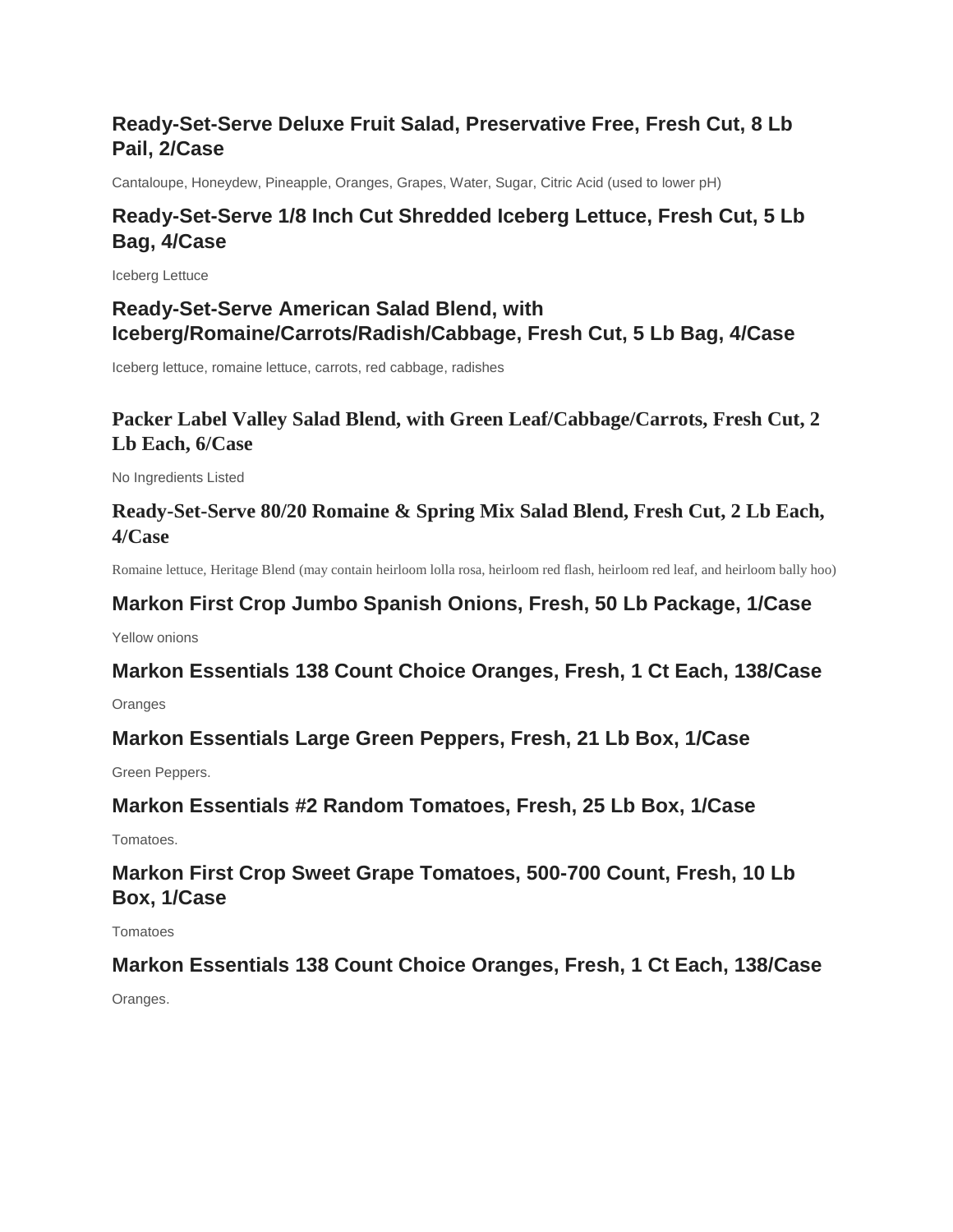### Ready-Set-Serve Deluxe Fruit Salad, Preservative Free, Fresh Cut, 8 Lb Pail, 2/Case

Cantaloupe, Honeydew, Pineapple, Oranges, Grapes, Water, Sugar, Citric Acid (used to lower pH)

### Ready-Set-Serve 1/8 Inch Cut Shredded Iceberg Lettuce, Fresh Cut, 5 Lb Bag, 4/Case

Iceberg Lettuce

### Ready-Set-Serve American Salad Blend, with Iceberg/Romaine/Carrots/Radish/Cabbage, Fresh Cut, 5 Lb Bag, 4/Case

Iceberg lettuce, romaine lettuce, carrots, red cabbage, radishes

### Packer Label Valley Salad Blend, with Green Leaf/Cabbage/Carrots, Fresh Cut, 2 Lb Each, 6/Case

No Ingredients Listed

### Ready-Set-Serve 80/20 Romaine & Spring Mix Salad Blend, Fresh Cut, 2 Lb Each, 4/Case

Romaine lettuce, Heritage Blend (may contain heirloom lolla rosa, heirloom red flash, heirloom red leaf, and heirloom bally hoo)

### Markon First Crop Jumbo Spanish Onions, Fresh, 50 Lb Package, 1/Case

Yellow onions

### Markon Essentials 138 Count Choice Oranges, Fresh, 1 Ct Each, 138/Case

Oranges

### Markon Essentials Large Green Peppers, Fresh, 21 Lb Box, 1/Case

Green Peppers.

### Markon Essentials #2 Random Tomatoes, Fresh, 25 Lb Box, 1/Case

Tomatoes.

### Markon First Crop Sweet Grape Tomatoes, 500-700 Count, Fresh, 10 Lb Box, 1/Case

Tomatoes

### Markon Essentials 138 Count Choice Oranges, Fresh, 1 Ct Each, 138/Case

Oranges.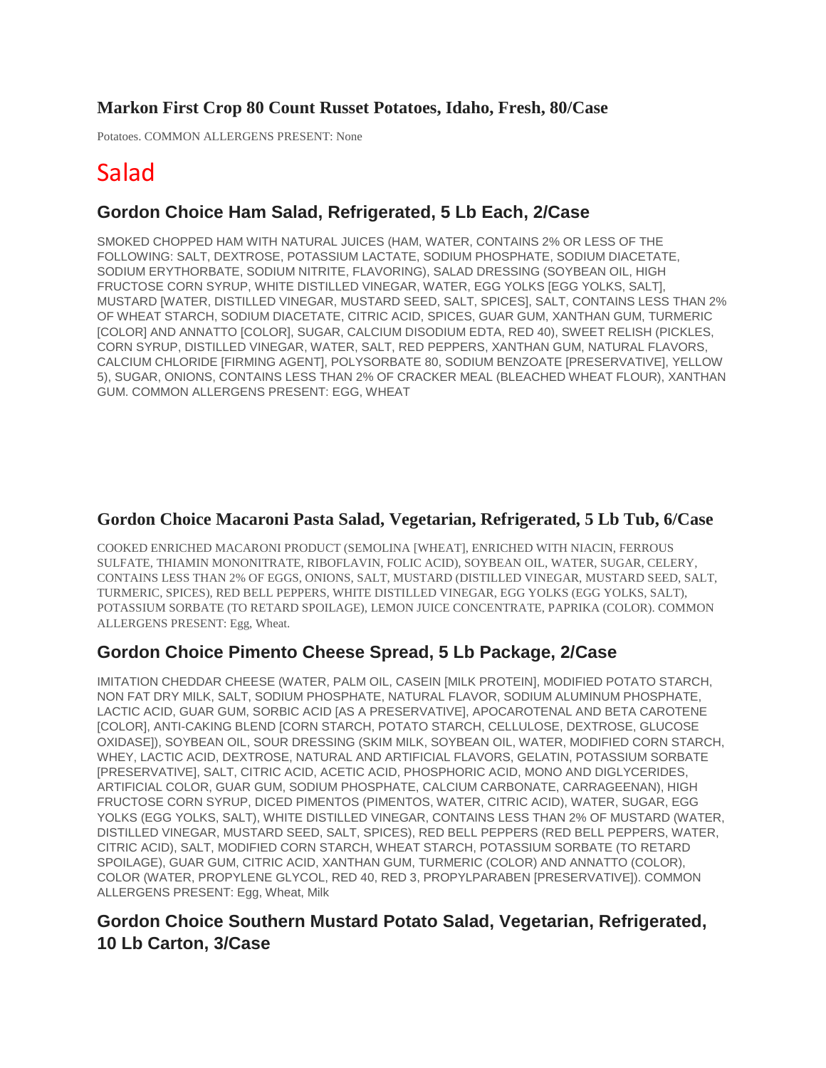### Markon First Crop 80 Count Russet Potatoes, Idaho, Fresh, 80/Case

Potatoes. COMMON ALLERGENS PRESENT: None

# Salad

### Gordon Choice Ham Salad, Refrigerated, 5 Lb Each, 2/Case

SMOKED CHOPPED HAM WITH NATURAL JUICES (HAM, WATER, CONTAINS 2% OR LESS OF THE FOLLOWING: SALT, DEXTROSE, POTASSIUM LACTATE, SODIUM PHOSPHATE, SODIUM DIACETATE, SODIUM ERYTHORBATE, SODIUM NITRITE, FLAVORING), SALAD DRESSING (SOYBEAN OIL, HIGH FRUCTOSE CORN SYRUP, WHITE DISTILLED VINEGAR, WATER, EGG YOLKS [EGG YOLKS, SALT], MUSTARD [WATER, DISTILLED VINEGAR, MUSTARD SEED, SALT, SPICES], SALT, CONTAINS LESS THAN 2% OF WHEAT STARCH, SODIUM DIACETATE, CITRIC ACID, SPICES, GUAR GUM, XANTHAN GUM, TURMERIC [COLOR] AND ANNATTO [COLOR], SUGAR, CALCIUM DISODIUM EDTA, RED 40), SWEET RELISH (PICKLES, CORN SYRUP, DISTILLED VINEGAR, WATER, SALT, RED PEPPERS, XANTHAN GUM, NATURAL FLAVORS, CALCIUM CHLORIDE [FIRMING AGENT], POLYSORBATE 80, SODIUM BENZOATE [PRESERVATIVE], YELLOW 5), SUGAR, ONIONS, CONTAINS LESS THAN 2% OF CRACKER MEAL (BLEACHED WHEAT FLOUR), XANTHAN GUM. COMMON ALLERGENS PRESENT: EGG, WHEAT

### Gordon Choice Macaroni Pasta Salad, Vegetarian, Refrigerated, 5 Lb Tub, 6/Case

COOKED ENRICHED MACARONI PRODUCT (SEMOLINA [WHEAT], ENRICHED WITH NIACIN, FERROUS SULFATE, THIAMIN MONONITRATE, RIBOFLAVIN, FOLIC ACID), SOYBEAN OIL, WATER, SUGAR, CELERY, CONTAINS LESS THAN 2% OF EGGS, ONIONS, SALT, MUSTARD (DISTILLED VINEGAR, MUSTARD SEED, SALT, TURMERIC, SPICES), RED BELL PEPPERS, WHITE DISTILLED VINEGAR, EGG YOLKS (EGG YOLKS, SALT), POTASSIUM SORBATE (TO RETARD SPOILAGE), LEMON JUICE CONCENTRATE, PAPRIKA (COLOR). COMMON ALLERGENS PRESENT: Egg, Wheat.

### Gordon Choice Pimento Cheese Spread, 5 Lb Package, 2/Case

IMITATION CHEDDAR CHEESE (WATER, PALM OIL, CASEIN [MILK PROTEIN], MODIFIED POTATO STARCH, NON FAT DRY MILK, SALT, SODIUM PHOSPHATE, NATURAL FLAVOR, SODIUM ALUMINUM PHOSPHATE, LACTIC ACID, GUAR GUM, SORBIC ACID [AS A PRESERVATIVE], APOCAROTENAL AND BETA CAROTENE [COLOR], ANTI-CAKING BLEND [CORN STARCH, POTATO STARCH, CELLULOSE, DEXTROSE, GLUCOSE OXIDASE]), SOYBEAN OIL, SOUR DRESSING (SKIM MILK, SOYBEAN OIL, WATER, MODIFIED CORN STARCH, WHEY, LACTIC ACID, DEXTROSE, NATURAL AND ARTIFICIAL FLAVORS, GELATIN, POTASSIUM SORBATE [PRESERVATIVE], SALT, CITRIC ACID, ACETIC ACID, PHOSPHORIC ACID, MONO AND DIGLYCERIDES, ARTIFICIAL COLOR, GUAR GUM, SODIUM PHOSPHATE, CALCIUM CARBONATE, CARRAGEENAN), HIGH FRUCTOSE CORN SYRUP, DICED PIMENTOS (PIMENTOS, WATER, CITRIC ACID), WATER, SUGAR, EGG YOLKS (EGG YOLKS, SALT), WHITE DISTILLED VINEGAR, CONTAINS LESS THAN 2% OF MUSTARD (WATER, DISTILLED VINEGAR, MUSTARD SEED, SALT, SPICES), RED BELL PEPPERS (RED BELL PEPPERS, WATER, CITRIC ACID), SALT, MODIFIED CORN STARCH, WHEAT STARCH, POTASSIUM SORBATE (TO RETARD SPOILAGE), GUAR GUM, CITRIC ACID, XANTHAN GUM, TURMERIC (COLOR) AND ANNATTO (COLOR), COLOR (WATER, PROPYLENE GLYCOL, RED 40, RED 3, PROPYLPARABEN [PRESERVATIVE]). COMMON ALLERGENS PRESENT: Egg, Wheat, Milk

### Gordon Choice Southern Mustard Potato Salad, Vegetarian, Refrigerated, 10 Lb Carton, 3/Case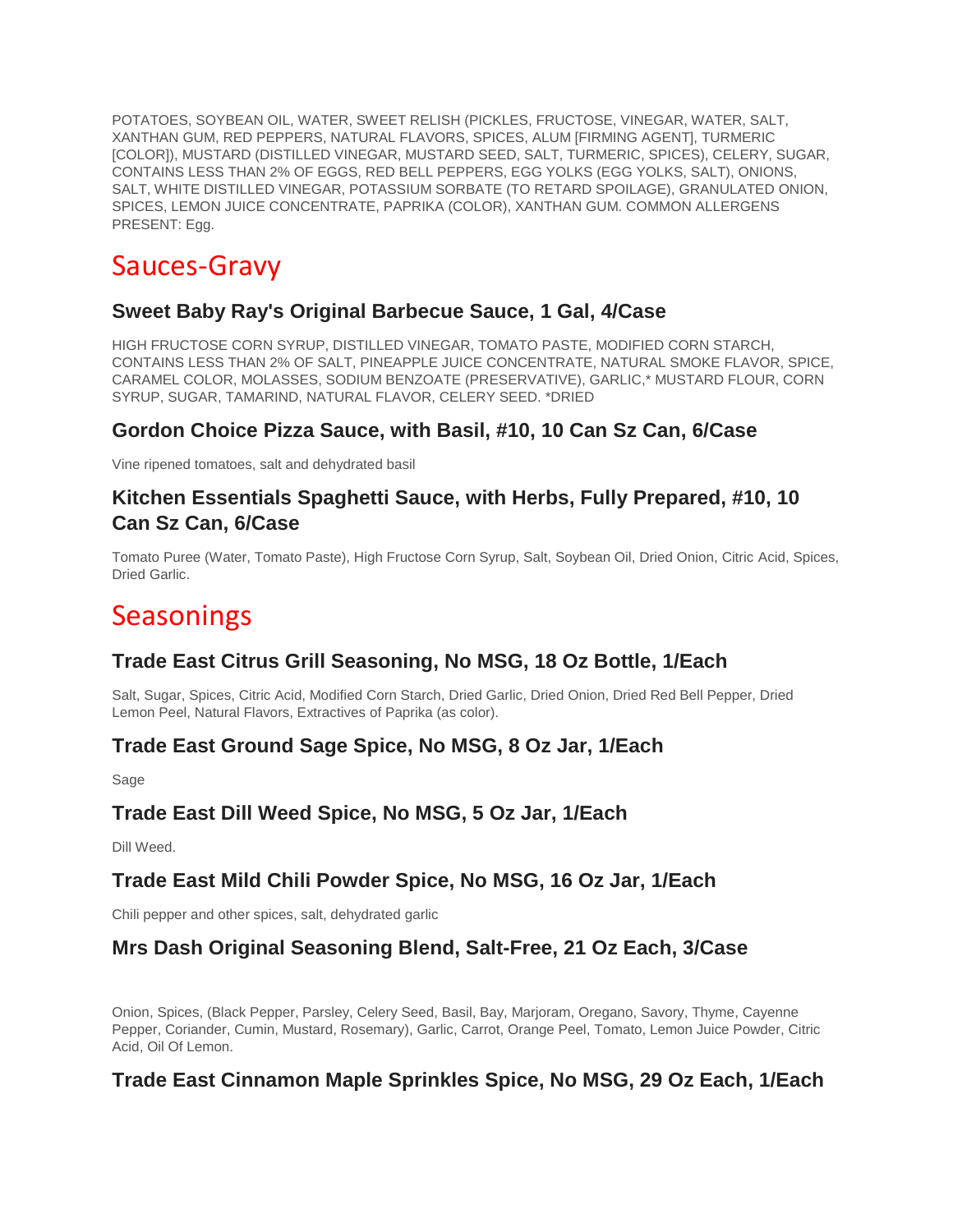POTATOES, SOYBEAN OIL, WATER, SWEET RELISH (PICKLES, FRUCTOSE, VINEGAR, WATER, SALT, XANTHAN GUM, RED PEPPERS, NATURAL FLAVORS, SPICES, ALUM [FIRMING AGENT], TURMERIC [COLOR]), MUSTARD (DISTILLED VINEGAR, MUSTARD SEED, SALT, TURMERIC, SPICES), CELERY, SUGAR, CONTAINS LESS THAN 2% OF EGGS, RED BELL PEPPERS, EGG YOLKS (EGG YOLKS, SALT), ONIONS, SALT, WHITE DISTILLED VINEGAR, POTASSIUM SORBATE (TO RETARD SPOILAGE), GRANULATED ONION, SPICES, LEMON JUICE CONCENTRATE, PAPRIKA (COLOR), XANTHAN GUM. COMMON ALLERGENS PRESENT: Egg.

# Sauces-Gravy

### Sweet Baby Ray's Original Barbecue Sauce, 1 Gal, 4/Case

HIGH FRUCTOSE CORN SYRUP, DISTILLED VINEGAR, TOMATO PASTE, MODIFIED CORN STARCH, CONTAINS LESS THAN 2% OF SALT, PINEAPPLE JUICE CONCENTRATE, NATURAL SMOKE FLAVOR, SPICE, CARAMEL COLOR, MOLASSES, SODIUM BENZOATE (PRESERVATIVE), GARLIC,* MUSTARD FLOUR, CORN SYRUP, SUGAR, TAMARIND, NATURAL FLAVOR, CELERY SEED. *DRIED

### Gordon Choice Pizza Sauce, with Basil, #10, 10 Can Sz Can, 6/Case

Vine ripened tomatoes, salt and dehydrated basil

### Kitchen Essentials Spaghetti Sauce, with Herbs, Fully Prepared, #10, 10 Can Sz Can, 6/Case

Tomato Puree (Water, Tomato Paste), High Fructose Corn Syrup, Salt, Soybean Oil, Dried Onion, Citric Acid, Spices, Dried Garlic.

# Seasonings

### Trade East Citrus Grill Seasoning, No MSG, 18 Oz Bottle, 1/Each

Salt, Sugar, Spices, Citric Acid, Modified Corn Starch, Dried Garlic, Dried Onion, Dried Red Bell Pepper, Dried Lemon Peel, Natural Flavors, Extractives of Paprika (as color).

### Trade East Ground Sage Spice, No MSG, 8 Oz Jar, 1/Each

Sage

### Trade East Dill Weed Spice, No MSG, 5 Oz Jar, 1/Each

Dill Weed.

### Trade East Mild Chili Powder Spice, No MSG, 16 Oz Jar, 1/Each

Chili pepper and other spices, salt, dehydrated garlic

### Mrs Dash Original Seasoning Blend, Salt-Free, 21 Oz Each, 3/Case

Onion, Spices, (Black Pepper, Parsley, Celery Seed, Basil, Bay, Marjoram, Oregano, Savory, Thyme, Cayenne Pepper, Coriander, Cumin, Mustard, Rosemary), Garlic, Carrot, Orange Peel, Tomato, Lemon Juice Powder, Citric Acid, Oil Of Lemon.

### Trade East Cinnamon Maple Sprinkles Spice, No MSG, 29 Oz Each, 1/Each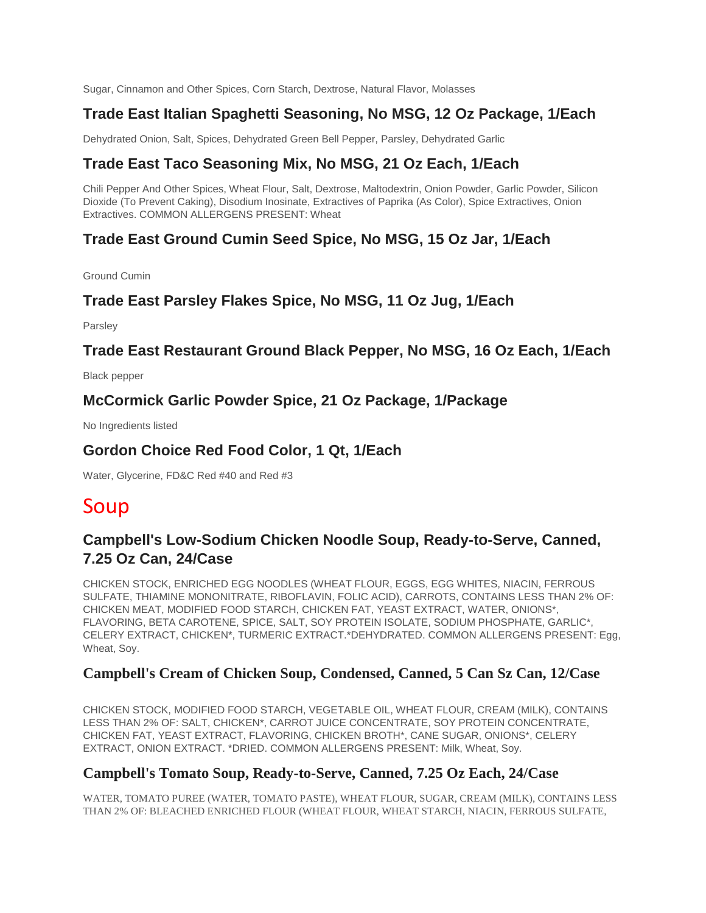Sugar, Cinnamon and Other Spices, Corn Starch, Dextrose, Natural Flavor, Molasses

### Trade East Italian Spaghetti Seasoning, No MSG, 12 Oz Package, 1/Each

Dehydrated Onion, Salt, Spices, Dehydrated Green Bell Pepper, Parsley, Dehydrated Garlic

### Trade East Taco Seasoning Mix, No MSG, 21 Oz Each, 1/Each

Chili Pepper And Other Spices, Wheat Flour, Salt, Dextrose, Maltodextrin, Onion Powder, Garlic Powder, Silicon Dioxide (To Prevent Caking), Disodium Inosinate, Extractives of Paprika (As Color), Spice Extractives, Onion Extractives. COMMON ALLERGENS PRESENT: Wheat

### Trade East Ground Cumin Seed Spice, No MSG, 15 Oz Jar, 1/Each

Ground Cumin

### Trade East Parsley Flakes Spice, No MSG, 11 Oz Jug, 1/Each

Parsley

### Trade East Restaurant Ground Black Pepper, No MSG, 16 Oz Each, 1/Each

Black pepper

### McCormick Garlic Powder Spice, 21 Oz Package, 1/Package

No Ingredients listed

### Gordon Choice Red Food Color, 1 Qt, 1/Each

Water, Glycerine, FD&C Red #40 and Red #3

# Soup

### Campbell's Low-Sodium Chicken Noodle Soup, Ready-to-Serve, Canned, 7.25 Oz Can, 24/Case

CHICKEN STOCK, ENRICHED EGG NOODLES (WHEAT FLOUR, EGGS, EGG WHITES, NIACIN, FERROUS SULFATE, THIAMINE MONONITRATE, RIBOFLAVIN, FOLIC ACID), CARROTS, CONTAINS LESS THAN 2% OF: CHICKEN MEAT, MODIFIED FOOD STARCH, CHICKEN FAT, YEAST EXTRACT, WATER, ONIONS*, FLAVORING, BETA CAROTENE, SPICE, SALT, SOY PROTEIN ISOLATE, SODIUM PHOSPHATE, GARLIC*, CELERY EXTRACT, CHICKEN*, TURMERIC EXTRACT.*DEHYDRATED. COMMON ALLERGENS PRESENT: Egg, Wheat, Soy.

### Campbell's Cream of Chicken Soup, Condensed, Canned, 5 Can Sz Can, 12/Case

CHICKEN STOCK, MODIFIED FOOD STARCH, VEGETABLE OIL, WHEAT FLOUR, CREAM (MILK), CONTAINS LESS THAN 2% OF: SALT, CHICKEN*, CARROT JUICE CONCENTRATE, SOY PROTEIN CONCENTRATE, CHICKEN FAT, YEAST EXTRACT, FLAVORING, CHICKEN BROTH*, CANE SUGAR, ONIONS*, CELERY EXTRACT, ONION EXTRACT. *DRIED. COMMON ALLERGENS PRESENT: Milk, Wheat, Soy.

### Campbell's Tomato Soup, Ready-to-Serve, Canned, 7.25 Oz Each, 24/Case

WATER, TOMATO PUREE (WATER, TOMATO PASTE), WHEAT FLOUR, SUGAR, CREAM (MILK), CONTAINS LESS THAN 2% OF: BLEACHED ENRICHED FLOUR (WHEAT FLOUR, WHEAT STARCH, NIACIN, FERROUS SULFATE,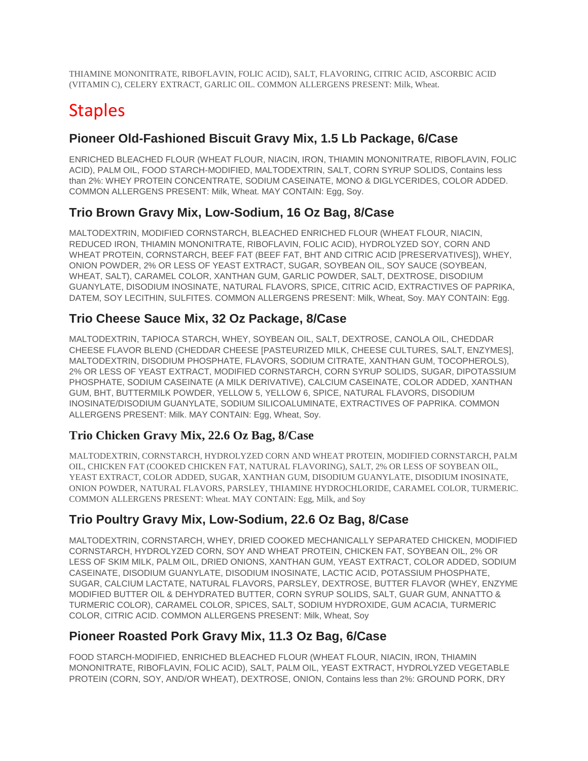THIAMINE MONONITRATE, RIBOFLAVIN, FOLIC ACID), SALT, FLAVORING, CITRIC ACID, ASCORBIC ACID (VITAMIN C), CELERY EXTRACT, GARLIC OIL. COMMON ALLERGENS PRESENT: Milk, Wheat.

# Staples

### Pioneer Old-Fashioned Biscuit Gravy Mix, 1.5 Lb Package, 6/Case

ENRICHED BLEACHED FLOUR (WHEAT FLOUR, NIACIN, IRON, THIAMIN MONONITRATE, RIBOFLAVIN, FOLIC ACID), PALM OIL, FOOD STARCH-MODIFIED, MALTODEXTRIN, SALT, CORN SYRUP SOLIDS, Contains less than 2%: WHEY PROTEIN CONCENTRATE, SODIUM CASEINATE, MONO & DIGLYCERIDES, COLOR ADDED. COMMON ALLERGENS PRESENT: Milk, Wheat. MAY CONTAIN: Egg, Soy.

### Trio Brown Gravy Mix, Low-Sodium, 16 Oz Bag, 8/Case

MALTODEXTRIN, MODIFIED CORNSTARCH, BLEACHED ENRICHED FLOUR (WHEAT FLOUR, NIACIN, REDUCED IRON, THIAMIN MONONITRATE, RIBOFLAVIN, FOLIC ACID), HYDROLYZED SOY, CORN AND WHEAT PROTEIN, CORNSTARCH, BEEF FAT (BEEF FAT, BHT AND CITRIC ACID [PRESERVATIVES]), WHEY, ONION POWDER, 2% OR LESS OF YEAST EXTRACT, SUGAR, SOYBEAN OIL, SOY SAUCE (SOYBEAN, WHEAT, SALT), CARAMEL COLOR, XANTHAN GUM, GARLIC POWDER, SALT, DEXTROSE, DISODIUM GUANYLATE, DISODIUM INOSINATE, NATURAL FLAVORS, SPICE, CITRIC ACID, EXTRACTIVES OF PAPRIKA, DATEM, SOY LECITHIN, SULFITES. COMMON ALLERGENS PRESENT: Milk, Wheat, Soy. MAY CONTAIN: Egg.

### Trio Cheese Sauce Mix, 32 Oz Package, 8/Case

MALTODEXTRIN, TAPIOCA STARCH, WHEY, SOYBEAN OIL, SALT, DEXTROSE, CANOLA OIL, CHEDDAR CHEESE FLAVOR BLEND (CHEDDAR CHEESE [PASTEURIZED MILK, CHEESE CULTURES, SALT, ENZYMES], MALTODEXTRIN, DISODIUM PHOSPHATE, FLAVORS, SODIUM CITRATE, XANTHAN GUM, TOCOPHEROLS), 2% OR LESS OF YEAST EXTRACT, MODIFIED CORNSTARCH, CORN SYRUP SOLIDS, SUGAR, DIPOTASSIUM PHOSPHATE, SODIUM CASEINATE (A MILK DERIVATIVE), CALCIUM CASEINATE, COLOR ADDED, XANTHAN GUM, BHT, BUTTERMILK POWDER, YELLOW 5, YELLOW 6, SPICE, NATURAL FLAVORS, DISODIUM INOSINATE/DISODIUM GUANYLATE, SODIUM SILICOALUMINATE, EXTRACTIVES OF PAPRIKA. COMMON ALLERGENS PRESENT: Milk. MAY CONTAIN: Egg, Wheat, Soy.

### Trio Chicken Gravy Mix, 22.6 Oz Bag, 8/Case

MALTODEXTRIN, CORNSTARCH, HYDROLYZED CORN AND WHEAT PROTEIN, MODIFIED CORNSTARCH, PALM OIL, CHICKEN FAT (COOKED CHICKEN FAT, NATURAL FLAVORING), SALT, 2% OR LESS OF SOYBEAN OIL, YEAST EXTRACT, COLOR ADDED, SUGAR, XANTHAN GUM, DISODIUM GUANYLATE, DISODIUM INOSINATE, ONION POWDER, NATURAL FLAVORS, PARSLEY, THIAMINE HYDROCHLORIDE, CARAMEL COLOR, TURMERIC. COMMON ALLERGENS PRESENT: Wheat. MAY CONTAIN: Egg, Milk, and Soy

### Trio Poultry Gravy Mix, Low-Sodium, 22.6 Oz Bag, 8/Case

MALTODEXTRIN, CORNSTARCH, WHEY, DRIED COOKED MECHANICALLY SEPARATED CHICKEN, MODIFIED CORNSTARCH, HYDROLYZED CORN, SOY AND WHEAT PROTEIN, CHICKEN FAT, SOYBEAN OIL, 2% OR LESS OF SKIM MILK, PALM OIL, DRIED ONIONS, XANTHAN GUM, YEAST EXTRACT, COLOR ADDED, SODIUM CASEINATE, DISODIUM GUANYLATE, DISODIUM INOSINATE, LACTIC ACID, POTASSIUM PHOSPHATE, SUGAR, CALCIUM LACTATE, NATURAL FLAVORS, PARSLEY, DEXTROSE, BUTTER FLAVOR (WHEY, ENZYME MODIFIED BUTTER OIL & DEHYDRATED BUTTER, CORN SYRUP SOLIDS, SALT, GUAR GUM, ANNATTO & TURMERIC COLOR), CARAMEL COLOR, SPICES, SALT, SODIUM HYDROXIDE, GUM ACACIA, TURMERIC COLOR, CITRIC ACID. COMMON ALLERGENS PRESENT: Milk, Wheat, Soy

### Pioneer Roasted Pork Gravy Mix, 11.3 Oz Bag, 6/Case

FOOD STARCH-MODIFIED, ENRICHED BLEACHED FLOUR (WHEAT FLOUR, NIACIN, IRON, THIAMIN MONONITRATE, RIBOFLAVIN, FOLIC ACID), SALT, PALM OIL, YEAST EXTRACT, HYDROLYZED VEGETABLE PROTEIN (CORN, SOY, AND/OR WHEAT), DEXTROSE, ONION, Contains less than 2%: GROUND PORK, DRY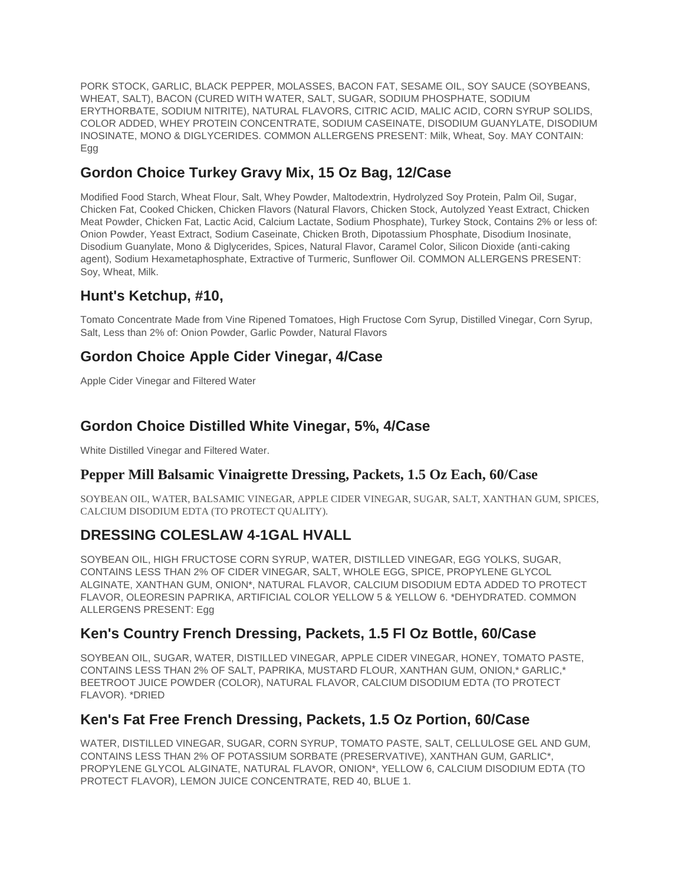PORK STOCK, GARLIC, BLACK PEPPER, MOLASSES, BACON FAT, SESAME OIL, SOY SAUCE (SOYBEANS, WHEAT, SALT), BACON (CURED WITH WATER, SALT, SUGAR, SODIUM PHOSPHATE, SODIUM ERYTHORBATE, SODIUM NITRITE), NATURAL FLAVORS, CITRIC ACID, MALIC ACID, CORN SYRUP SOLIDS, COLOR ADDED, WHEY PROTEIN CONCENTRATE, SODIUM CASEINATE, DISODIUM GUANYLATE, DISODIUM INOSINATE, MONO & DIGLYCERIDES. COMMON ALLERGENS PRESENT: Milk, Wheat, Soy. MAY CONTAIN: Egg

## Gordon Choice Turkey Gravy Mix, 15 Oz Bag, 12/Case

Modified Food Starch, Wheat Flour, Salt, Whey Powder, Maltodextrin, Hydrolyzed Soy Protein, Palm Oil, Sugar, Chicken Fat, Cooked Chicken, Chicken Flavors (Natural Flavors, Chicken Stock, Autolyzed Yeast Extract, Chicken Meat Powder, Chicken Fat, Lactic Acid, Calcium Lactate, Sodium Phosphate), Turkey Stock, Contains 2% or less of: Onion Powder, Yeast Extract, Sodium Caseinate, Chicken Broth, Dipotassium Phosphate, Disodium Inosinate, Disodium Guanylate, Mono & Diglycerides, Spices, Natural Flavor, Caramel Color, Silicon Dioxide (anti-caking agent), Sodium Hexametaphosphate, Extractive of Turmeric, Sunflower Oil. COMMON ALLERGENS PRESENT: Soy, Wheat, Milk.

## Hunt's Ketchup, #10,

Tomato Concentrate Made from Vine Ripened Tomatoes, High Fructose Corn Syrup, Distilled Vinegar, Corn Syrup, Salt, Less than 2% of: Onion Powder, Garlic Powder, Natural Flavors

## Gordon Choice Apple Cider Vinegar, 4/Case

Apple Cider Vinegar and Filtered Water

## Gordon Choice Distilled White Vinegar, 5%, 4/Case

White Distilled Vinegar and Filtered Water.

## Pepper Mill Balsamic Vinaigrette Dressing, Packets, 1.5 Oz Each, 60/Case

SOYBEAN OIL, WATER, BALSAMIC VINEGAR, APPLE CIDER VINEGAR, SUGAR, SALT, XANTHAN GUM, SPICES, CALCIUM DISODIUM EDTA (TO PROTECT QUALITY).

## DRESSING COLESLAW 4-1GAL HVALL

SOYBEAN OIL, HIGH FRUCTOSE CORN SYRUP, WATER, DISTILLED VINEGAR, EGG YOLKS, SUGAR, CONTAINS LESS THAN 2% OF CIDER VINEGAR, SALT, WHOLE EGG, SPICE, PROPYLENE GLYCOL ALGINATE, XANTHAN GUM, ONION*, NATURAL FLAVOR, CALCIUM DISODIUM EDTA ADDED TO PROTECT FLAVOR, OLEORESIN PAPRIKA, ARTIFICIAL COLOR YELLOW 5 & YELLOW 6. *DEHYDRATED. COMMON ALLERGENS PRESENT: Egg

## Ken's Country French Dressing, Packets, 1.5 Fl Oz Bottle, 60/Case

SOYBEAN OIL, SUGAR, WATER, DISTILLED VINEGAR, APPLE CIDER VINEGAR, HONEY, TOMATO PASTE, CONTAINS LESS THAN 2% OF SALT, PAPRIKA, MUSTARD FLOUR, XANTHAN GUM, ONION,* GARLIC,* BEETROOT JUICE POWDER (COLOR), NATURAL FLAVOR, CALCIUM DISODIUM EDTA (TO PROTECT FLAVOR). *DRIED

## Ken's Fat Free French Dressing, Packets, 1.5 Oz Portion, 60/Case

WATER, DISTILLED VINEGAR, SUGAR, CORN SYRUP, TOMATO PASTE, SALT, CELLULOSE GEL AND GUM, CONTAINS LESS THAN 2% OF POTASSIUM SORBATE (PRESERVATIVE), XANTHAN GUM, GARLIC*, PROPYLENE GLYCOL ALGINATE, NATURAL FLAVOR, ONION*, YELLOW 6, CALCIUM DISODIUM EDTA (TO PROTECT FLAVOR), LEMON JUICE CONCENTRATE, RED 40, BLUE 1.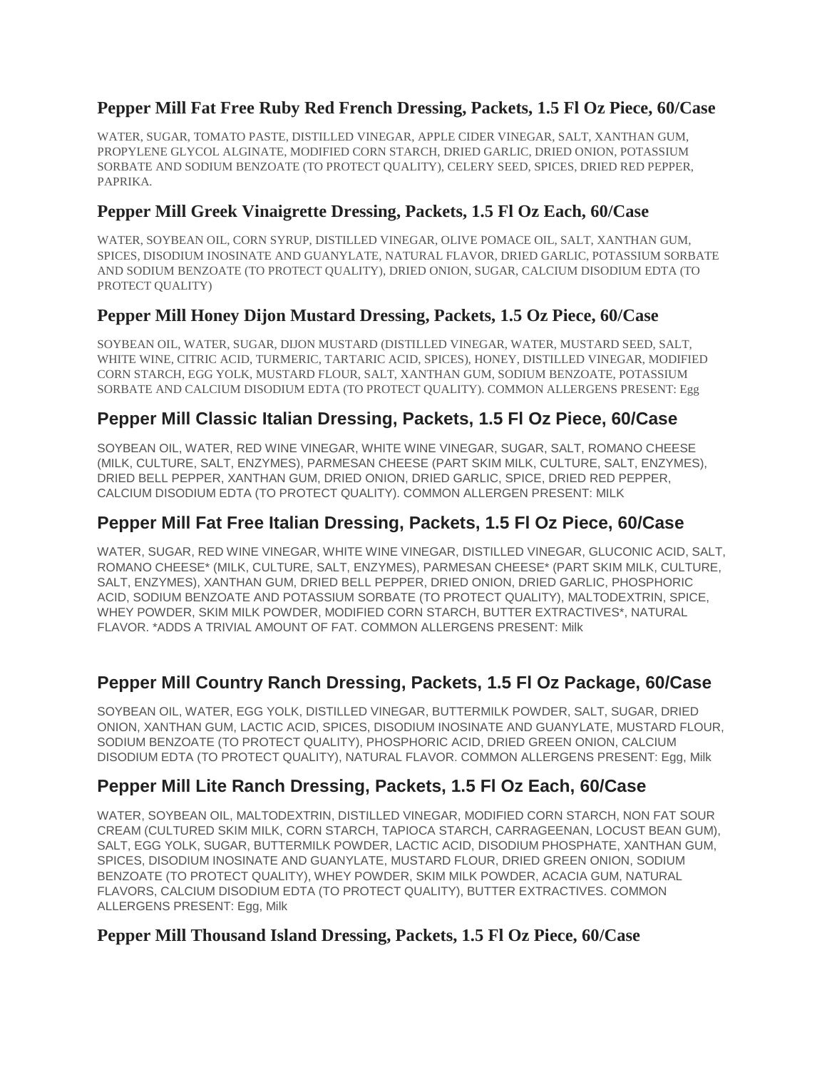### Pepper Mill Fat Free Ruby Red French Dressing, Packets, 1.5 Fl Oz Piece, 60/Case

WATER, SUGAR, TOMATO PASTE, DISTILLED VINEGAR, APPLE CIDER VINEGAR, SALT, XANTHAN GUM, PROPYLENE GLYCOL ALGINATE, MODIFIED CORN STARCH, DRIED GARLIC, DRIED ONION, POTASSIUM SORBATE AND SODIUM BENZOATE (TO PROTECT QUALITY), CELERY SEED, SPICES, DRIED RED PEPPER, PAPRIKA.

### Pepper Mill Greek Vinaigrette Dressing, Packets, 1.5 Fl Oz Each, 60/Case

WATER, SOYBEAN OIL, CORN SYRUP, DISTILLED VINEGAR, OLIVE POMACE OIL, SALT, XANTHAN GUM, SPICES, DISODIUM INOSINATE AND GUANYLATE, NATURAL FLAVOR, DRIED GARLIC, POTASSIUM SORBATE AND SODIUM BENZOATE (TO PROTECT QUALITY), DRIED ONION, SUGAR, CALCIUM DISODIUM EDTA (TO PROTECT QUALITY)

### Pepper Mill Honey Dijon Mustard Dressing, Packets, 1.5 Oz Piece, 60/Case

SOYBEAN OIL, WATER, SUGAR, DIJON MUSTARD (DISTILLED VINEGAR, WATER, MUSTARD SEED, SALT, WHITE WINE, CITRIC ACID, TURMERIC, TARTARIC ACID, SPICES), HONEY, DISTILLED VINEGAR, MODIFIED CORN STARCH, EGG YOLK, MUSTARD FLOUR, SALT, XANTHAN GUM, SODIUM BENZOATE, POTASSIUM SORBATE AND CALCIUM DISODIUM EDTA (TO PROTECT QUALITY). COMMON ALLERGENS PRESENT: Egg

### Pepper Mill Classic Italian Dressing, Packets, 1.5 Fl Oz Piece, 60/Case

SOYBEAN OIL, WATER, RED WINE VINEGAR, WHITE WINE VINEGAR, SUGAR, SALT, ROMANO CHEESE (MILK, CULTURE, SALT, ENZYMES), PARMESAN CHEESE (PART SKIM MILK, CULTURE, SALT, ENZYMES), DRIED BELL PEPPER, XANTHAN GUM, DRIED ONION, DRIED GARLIC, SPICE, DRIED RED PEPPER, CALCIUM DISODIUM EDTA (TO PROTECT QUALITY). COMMON ALLERGEN PRESENT: MILK

### Pepper Mill Fat Free Italian Dressing, Packets, 1.5 Fl Oz Piece, 60/Case

WATER, SUGAR, RED WINE VINEGAR, WHITE WINE VINEGAR, DISTILLED VINEGAR, GLUCONIC ACID, SALT, ROMANO CHEESE* (MILK, CULTURE, SALT, ENZYMES), PARMESAN CHEESE* (PART SKIM MILK, CULTURE, SALT, ENZYMES), XANTHAN GUM, DRIED BELL PEPPER, DRIED ONION, DRIED GARLIC, PHOSPHORIC ACID, SODIUM BENZOATE AND POTASSIUM SORBATE (TO PROTECT QUALITY), MALTODEXTRIN, SPICE, WHEY POWDER, SKIM MILK POWDER, MODIFIED CORN STARCH, BUTTER EXTRACTIVES*, NATURAL FLAVOR. *ADDS A TRIVIAL AMOUNT OF FAT. COMMON ALLERGENS PRESENT: Milk

### Pepper Mill Country Ranch Dressing, Packets, 1.5 Fl Oz Package, 60/Case

SOYBEAN OIL, WATER, EGG YOLK, DISTILLED VINEGAR, BUTTERMILK POWDER, SALT, SUGAR, DRIED ONION, XANTHAN GUM, LACTIC ACID, SPICES, DISODIUM INOSINATE AND GUANYLATE, MUSTARD FLOUR, SODIUM BENZOATE (TO PROTECT QUALITY), PHOSPHORIC ACID, DRIED GREEN ONION, CALCIUM DISODIUM EDTA (TO PROTECT QUALITY), NATURAL FLAVOR. COMMON ALLERGENS PRESENT: Egg, Milk

### Pepper Mill Lite Ranch Dressing, Packets, 1.5 Fl Oz Each, 60/Case

WATER, SOYBEAN OIL, MALTODEXTRIN, DISTILLED VINEGAR, MODIFIED CORN STARCH, NON FAT SOUR CREAM (CULTURED SKIM MILK, CORN STARCH, TAPIOCA STARCH, CARRAGEENAN, LOCUST BEAN GUM), SALT, EGG YOLK, SUGAR, BUTTERMILK POWDER, LACTIC ACID, DISODIUM PHOSPHATE, XANTHAN GUM, SPICES, DISODIUM INOSINATE AND GUANYLATE, MUSTARD FLOUR, DRIED GREEN ONION, SODIUM BENZOATE (TO PROTECT QUALITY), WHEY POWDER, SKIM MILK POWDER, ACACIA GUM, NATURAL FLAVORS, CALCIUM DISODIUM EDTA (TO PROTECT QUALITY), BUTTER EXTRACTIVES. COMMON ALLERGENS PRESENT: Egg, Milk

### Pepper Mill Thousand Island Dressing, Packets, 1.5 Fl Oz Piece, 60/Case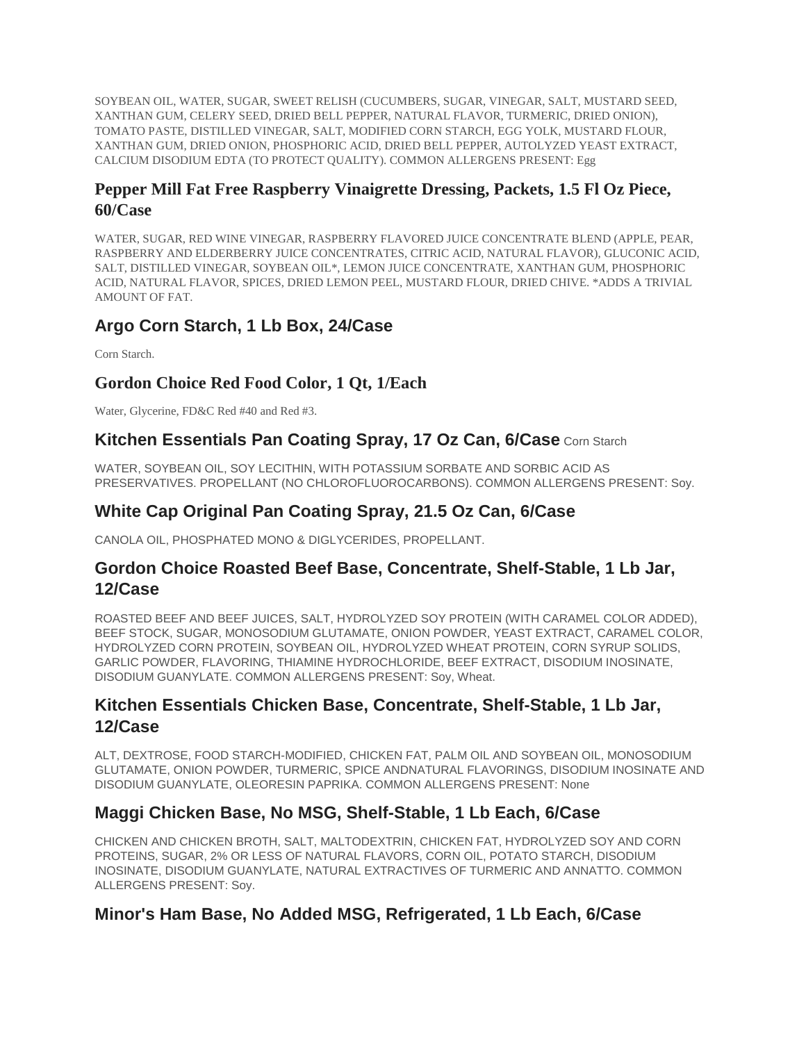SOYBEAN OIL, WATER, SUGAR, SWEET RELISH (CUCUMBERS, SUGAR, VINEGAR, SALT, MUSTARD SEED, XANTHAN GUM, CELERY SEED, DRIED BELL PEPPER, NATURAL FLAVOR, TURMERIC, DRIED ONION), TOMATO PASTE, DISTILLED VINEGAR, SALT, MODIFIED CORN STARCH, EGG YOLK, MUSTARD FLOUR, XANTHAN GUM, DRIED ONION, PHOSPHORIC ACID, DRIED BELL PEPPER, AUTOLYZED YEAST EXTRACT, CALCIUM DISODIUM EDTA (TO PROTECT QUALITY). COMMON ALLERGENS PRESENT: Egg

## Pepper Mill Fat Free Raspberry Vinaigrette Dressing, Packets, 1.5 Fl Oz Piece, 60/Case

WATER, SUGAR, RED WINE VINEGAR, RASPBERRY FLAVORED JUICE CONCENTRATE BLEND (APPLE, PEAR, RASPBERRY AND ELDERBERRY JUICE CONCENTRATES, CITRIC ACID, NATURAL FLAVOR), GLUCONIC ACID, SALT, DISTILLED VINEGAR, SOYBEAN OIL*, LEMON JUICE CONCENTRATE, XANTHAN GUM, PHOSPHORIC ACID, NATURAL FLAVOR, SPICES, DRIED LEMON PEEL, MUSTARD FLOUR, DRIED CHIVE. *ADDS A TRIVIAL AMOUNT OF FAT.

## Argo Corn Starch, 1 Lb Box, 24/Case

Corn Starch.

## Gordon Choice Red Food Color, 1 Qt, 1/Each

Water, Glycerine, FD&C Red #40 and Red #3.

## Kitchen Essentials Pan Coating Spray, 17 Oz Can, 6/Case Corn Starch

WATER, SOYBEAN OIL, SOY LECITHIN, WITH POTASSIUM SORBATE AND SORBIC ACID AS PRESERVATIVES. PROPELLANT (NO CHLOROFLUOROCARBONS). COMMON ALLERGENS PRESENT: Soy.

## White Cap Original Pan Coating Spray, 21.5 Oz Can, 6/Case

CANOLA OIL, PHOSPHATED MONO & DIGLYCERIDES, PROPELLANT.

## Gordon Choice Roasted Beef Base, Concentrate, Shelf-Stable, 1 Lb Jar, 12/Case

ROASTED BEEF AND BEEF JUICES, SALT, HYDROLYZED SOY PROTEIN (WITH CARAMEL COLOR ADDED), BEEF STOCK, SUGAR, MONOSODIUM GLUTAMATE, ONION POWDER, YEAST EXTRACT, CARAMEL COLOR, HYDROLYZED CORN PROTEIN, SOYBEAN OIL, HYDROLYZED WHEAT PROTEIN, CORN SYRUP SOLIDS, GARLIC POWDER, FLAVORING, THIAMINE HYDROCHLORIDE, BEEF EXTRACT, DISODIUM INOSINATE, DISODIUM GUANYLATE. COMMON ALLERGENS PRESENT: Soy, Wheat.

## Kitchen Essentials Chicken Base, Concentrate, Shelf-Stable, 1 Lb Jar, 12/Case

ALT, DEXTROSE, FOOD STARCH-MODIFIED, CHICKEN FAT, PALM OIL AND SOYBEAN OIL, MONOSODIUM GLUTAMATE, ONION POWDER, TURMERIC, SPICE ANDNATURAL FLAVORINGS, DISODIUM INOSINATE AND DISODIUM GUANYLATE, OLEORESIN PAPRIKA. COMMON ALLERGENS PRESENT: None

## Maggi Chicken Base, No MSG, Shelf-Stable, 1 Lb Each, 6/Case

CHICKEN AND CHICKEN BROTH, SALT, MALTODEXTRIN, CHICKEN FAT, HYDROLYZED SOY AND CORN PROTEINS, SUGAR, 2% OR LESS OF NATURAL FLAVORS, CORN OIL, POTATO STARCH, DISODIUM INOSINATE, DISODIUM GUANYLATE, NATURAL EXTRACTIVES OF TURMERIC AND ANNATTO. COMMON ALLERGENS PRESENT: Soy.

## Minor's Ham Base, No Added MSG, Refrigerated, 1 Lb Each, 6/Case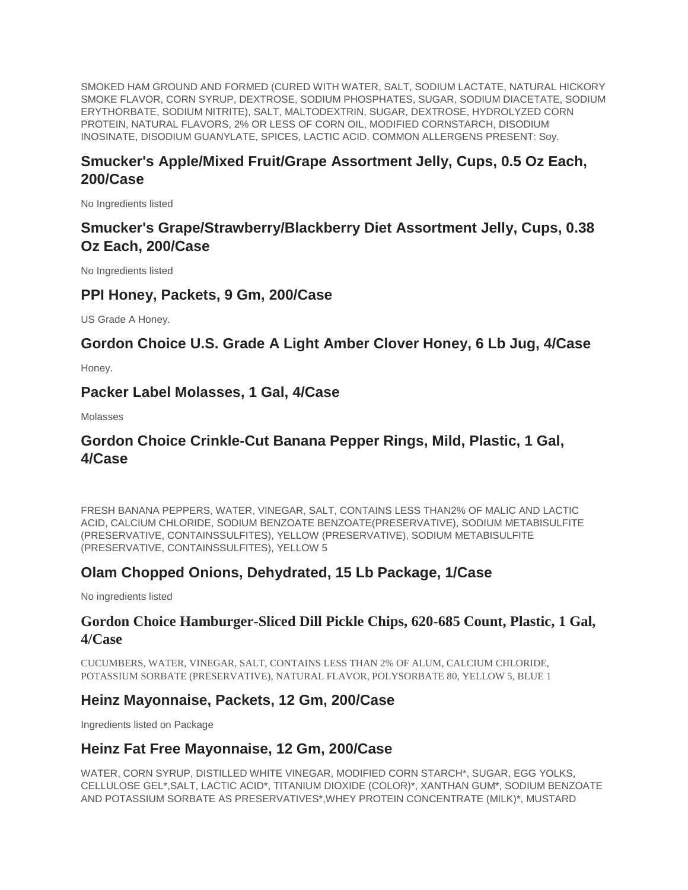SMOKED HAM GROUND AND FORMED (CURED WITH WATER, SALT, SODIUM LACTATE, NATURAL HICKORY SMOKE FLAVOR, CORN SYRUP, DEXTROSE, SODIUM PHOSPHATES, SUGAR, SODIUM DIACETATE, SODIUM ERYTHORBATE, SODIUM NITRITE), SALT, MALTODEXTRIN, SUGAR, DEXTROSE, HYDROLYZED CORN PROTEIN, NATURAL FLAVORS, 2% OR LESS OF CORN OIL, MODIFIED CORNSTARCH, DISODIUM INOSINATE, DISODIUM GUANYLATE, SPICES, LACTIC ACID. COMMON ALLERGENS PRESENT: Soy.

## Smucker's Apple/Mixed Fruit/Grape Assortment Jelly, Cups, 0.5 Oz Each, 200/Case

No Ingredients listed

## Smucker's Grape/Strawberry/Blackberry Diet Assortment Jelly, Cups, 0.38 Oz Each, 200/Case

No Ingredients listed

## PPI Honey, Packets, 9 Gm, 200/Case

US Grade A Honey.

## Gordon Choice U.S. Grade A Light Amber Clover Honey, 6 Lb Jug, 4/Case

Honey.

## Packer Label Molasses, 1 Gal, 4/Case

Molasses

## Gordon Choice Crinkle-Cut Banana Pepper Rings, Mild, Plastic, 1 Gal, 4/Case

FRESH BANANA PEPPERS, WATER, VINEGAR, SALT, CONTAINS LESS THAN2% OF MALIC AND LACTIC ACID, CALCIUM CHLORIDE, SODIUM BENZOATE BENZOATE(PRESERVATIVE), SODIUM METABISULFITE (PRESERVATIVE, CONTAINSSULFITES), YELLOW (PRESERVATIVE), SODIUM METABISULFITE (PRESERVATIVE, CONTAINSSULFITES), YELLOW 5

## Olam Chopped Onions, Dehydrated, 15 Lb Package, 1/Case

No ingredients listed

## Gordon Choice Hamburger-Sliced Dill Pickle Chips, 620-685 Count, Plastic, 1 Gal, 4/Case

CUCUMBERS, WATER, VINEGAR, SALT, CONTAINS LESS THAN 2% OF ALUM, CALCIUM CHLORIDE, POTASSIUM SORBATE (PRESERVATIVE), NATURAL FLAVOR, POLYSORBATE 80, YELLOW 5, BLUE 1

## Heinz Mayonnaise, Packets, 12 Gm, 200/Case

Ingredients listed on Package

## Heinz Fat Free Mayonnaise, 12 Gm, 200/Case

WATER, CORN SYRUP, DISTILLED WHITE VINEGAR, MODIFIED CORN STARCH*, SUGAR, EGG YOLKS, CELLULOSE GEL*,SALT, LACTIC ACID*, TITANIUM DIOXIDE (COLOR)*, XANTHAN GUM*, SODIUM BENZOATE AND POTASSIUM SORBATE AS PRESERVATIVES*,WHEY PROTEIN CONCENTRATE (MILK)*, MUSTARD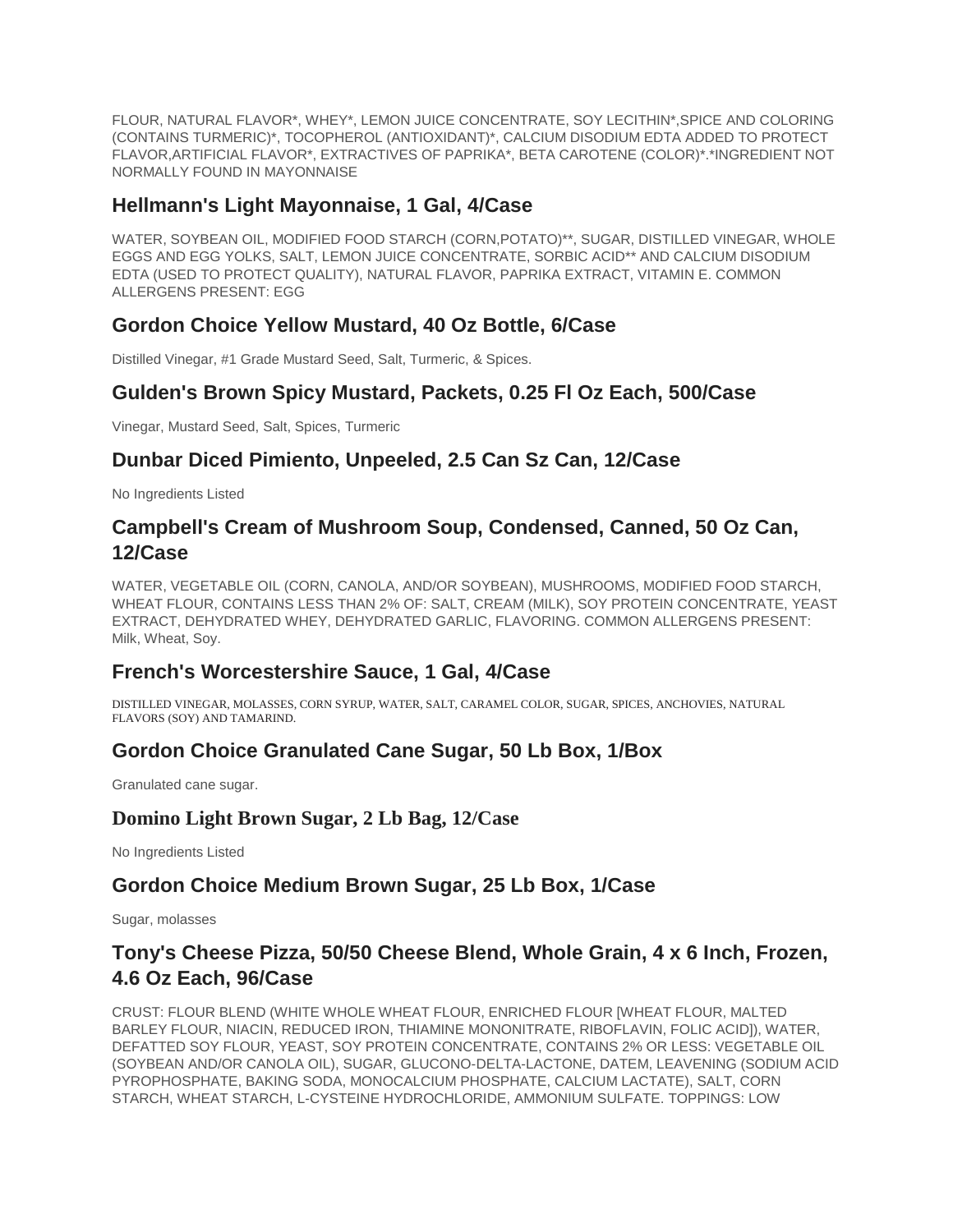FLOUR, NATURAL FLAVOR*, WHEY*, LEMON JUICE CONCENTRATE, SOY LECITHIN*,SPICE AND COLORING (CONTAINS TURMERIC)*, TOCOPHEROL (ANTIOXIDANT)*, CALCIUM DISODIUM EDTA ADDED TO PROTECT FLAVOR,ARTIFICIAL FLAVOR*, EXTRACTIVES OF PAPRIKA*, BETA CAROTENE (COLOR)*.*INGREDIENT NOT NORMALLY FOUND IN MAYONNAISE

## Hellmann's Light Mayonnaise, 1 Gal, 4/Case

WATER, SOYBEAN OIL, MODIFIED FOOD STARCH (CORN,POTATO)**, SUGAR, DISTILLED VINEGAR, WHOLE EGGS AND EGG YOLKS, SALT, LEMON JUICE CONCENTRATE, SORBIC ACID** AND CALCIUM DISODIUM EDTA (USED TO PROTECT QUALITY), NATURAL FLAVOR, PAPRIKA EXTRACT, VITAMIN E. COMMON ALLERGENS PRESENT: EGG

## Gordon Choice Yellow Mustard, 40 Oz Bottle, 6/Case

Distilled Vinegar, #1 Grade Mustard Seed, Salt, Turmeric, & Spices.

## Gulden's Brown Spicy Mustard, Packets, 0.25 Fl Oz Each, 500/Case

Vinegar, Mustard Seed, Salt, Spices, Turmeric

## Dunbar Diced Pimiento, Unpeeled, 2.5 Can Sz Can, 12/Case

No Ingredients Listed

## Campbell's Cream of Mushroom Soup, Condensed, Canned, 50 Oz Can, 12/Case

WATER, VEGETABLE OIL (CORN, CANOLA, AND/OR SOYBEAN), MUSHROOMS, MODIFIED FOOD STARCH, WHEAT FLOUR, CONTAINS LESS THAN 2% OF: SALT, CREAM (MILK), SOY PROTEIN CONCENTRATE, YEAST EXTRACT, DEHYDRATED WHEY, DEHYDRATED GARLIC, FLAVORING. COMMON ALLERGENS PRESENT: Milk, Wheat, Soy.

## French's Worcestershire Sauce, 1 Gal, 4/Case

DISTILLED VINEGAR, MOLASSES, CORN SYRUP, WATER, SALT, CARAMEL COLOR, SUGAR, SPICES, ANCHOVIES, NATURAL FLAVORS (SOY) AND TAMARIND.

## Gordon Choice Granulated Cane Sugar, 50 Lb Box, 1/Box

Granulated cane sugar.

## Domino Light Brown Sugar, 2 Lb Bag, 12/Case

No Ingredients Listed

## Gordon Choice Medium Brown Sugar, 25 Lb Box, 1/Case

Sugar, molasses

## Tony's Cheese Pizza, 50/50 Cheese Blend, Whole Grain, 4 x 6 Inch, Frozen, 4.6 Oz Each, 96/Case

CRUST: FLOUR BLEND (WHITE WHOLE WHEAT FLOUR, ENRICHED FLOUR [WHEAT FLOUR, MALTED BARLEY FLOUR, NIACIN, REDUCED IRON, THIAMINE MONONITRATE, RIBOFLAVIN, FOLIC ACID]), WATER, DEFATTED SOY FLOUR, YEAST, SOY PROTEIN CONCENTRATE, CONTAINS 2% OR LESS: VEGETABLE OIL (SOYBEAN AND/OR CANOLA OIL), SUGAR, GLUCONO-DELTA-LACTONE, DATEM, LEAVENING (SODIUM ACID PYROPHOSPHATE, BAKING SODA, MONOCALCIUM PHOSPHATE, CALCIUM LACTATE), SALT, CORN STARCH, WHEAT STARCH, L-CYSTEINE HYDROCHLORIDE, AMMONIUM SULFATE. TOPPINGS: LOW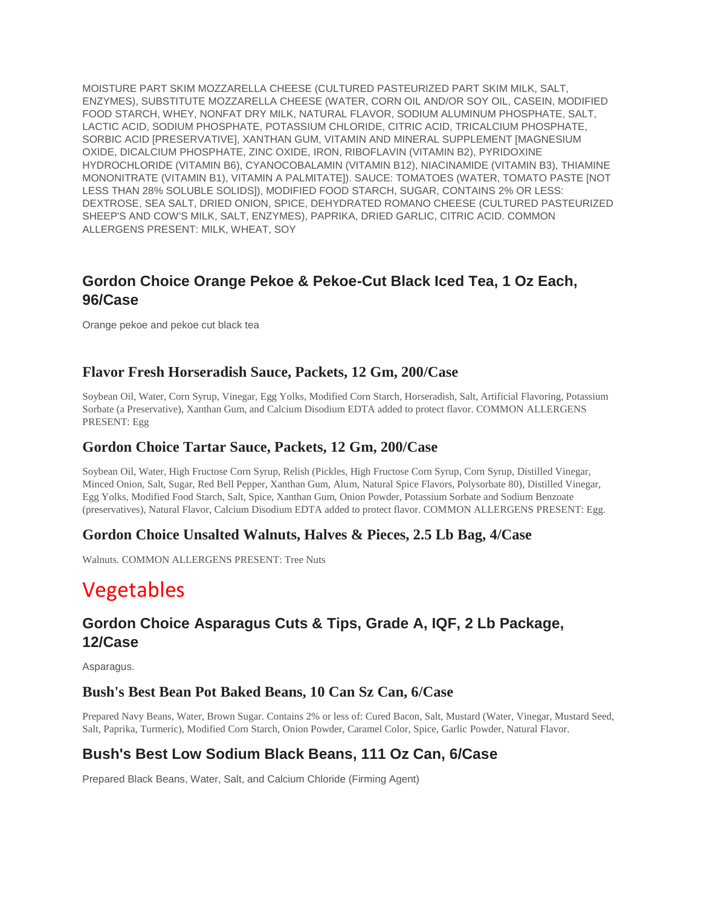MOISTURE PART SKIM MOZZARELLA CHEESE (CULTURED PASTEURIZED PART SKIM MILK, SALT, ENZYMES), SUBSTITUTE MOZZARELLA CHEESE (WATER, CORN OIL AND/OR SOY OIL, CASEIN, MODIFIED FOOD STARCH, WHEY, NONFAT DRY MILK, NATURAL FLAVOR, SODIUM ALUMINUM PHOSPHATE, SALT, LACTIC ACID, SODIUM PHOSPHATE, POTASSIUM CHLORIDE, CITRIC ACID, TRICALCIUM PHOSPHATE, SORBIC ACID [PRESERVATIVE], XANTHAN GUM, VITAMIN AND MINERAL SUPPLEMENT [MAGNESIUM OXIDE, DICALCIUM PHOSPHATE, ZINC OXIDE, IRON, RIBOFLAVIN (VITAMIN B2), PYRIDOXINE HYDROCHLORIDE (VITAMIN B6), CYANOCOBALAMIN (VITAMIN B12), NIACINAMIDE (VITAMIN B3), THIAMINE MONONITRATE (VITAMIN B1), VITAMIN A PALMITATE]). SAUCE: TOMATOES (WATER, TOMATO PASTE [NOT LESS THAN 28% SOLUBLE SOLIDS]), MODIFIED FOOD STARCH, SUGAR, CONTAINS 2% OR LESS: DEXTROSE, SEA SALT, DRIED ONION, SPICE, DEHYDRATED ROMANO CHEESE (CULTURED PASTEURIZED SHEEP'S AND COW'S MILK, SALT, ENZYMES), PAPRIKA, DRIED GARLIC, CITRIC ACID. COMMON ALLERGENS PRESENT: MILK, WHEAT, SOY

### Gordon Choice Orange Pekoe & Pekoe-Cut Black Iced Tea, 1 Oz Each, 96/Case

Orange pekoe and pekoe cut black tea

### Flavor Fresh Horseradish Sauce, Packets, 12 Gm, 200/Case

Soybean Oil, Water, Corn Syrup, Vinegar, Egg Yolks, Modified Corn Starch, Horseradish, Salt, Artificial Flavoring, Potassium Sorbate (a Preservative), Xanthan Gum, and Calcium Disodium EDTA added to protect flavor. COMMON ALLERGENS PRESENT: Egg

### Gordon Choice Tartar Sauce, Packets, 12 Gm, 200/Case

Soybean Oil, Water, High Fructose Corn Syrup, Relish (Pickles, High Fructose Corn Syrup, Corn Syrup, Distilled Vinegar, Minced Onion, Salt, Sugar, Red Bell Pepper, Xanthan Gum, Alum, Natural Spice Flavors, Polysorbate 80), Distilled Vinegar, Egg Yolks, Modified Food Starch, Salt, Spice, Xanthan Gum, Onion Powder, Potassium Sorbate and Sodium Benzoate (preservatives), Natural Flavor, Calcium Disodium EDTA added to protect flavor. COMMON ALLERGENS PRESENT: Egg.

### Gordon Choice Unsalted Walnuts, Halves & Pieces, 2.5 Lb Bag, 4/Case

Walnuts. COMMON ALLERGENS PRESENT: Tree Nuts

# Vegetables

### Gordon Choice Asparagus Cuts & Tips, Grade A, IQF, 2 Lb Package, 12/Case

Asparagus.

### Bush's Best Bean Pot Baked Beans, 10 Can Sz Can, 6/Case

Prepared Navy Beans, Water, Brown Sugar. Contains 2% or less of: Cured Bacon, Salt, Mustard (Water, Vinegar, Mustard Seed, Salt, Paprika, Turmeric), Modified Corn Starch, Onion Powder, Caramel Color, Spice, Garlic Powder, Natural Flavor.

### Bush's Best Low Sodium Black Beans, 111 Oz Can, 6/Case

Prepared Black Beans, Water, Salt, and Calcium Chloride (Firming Agent)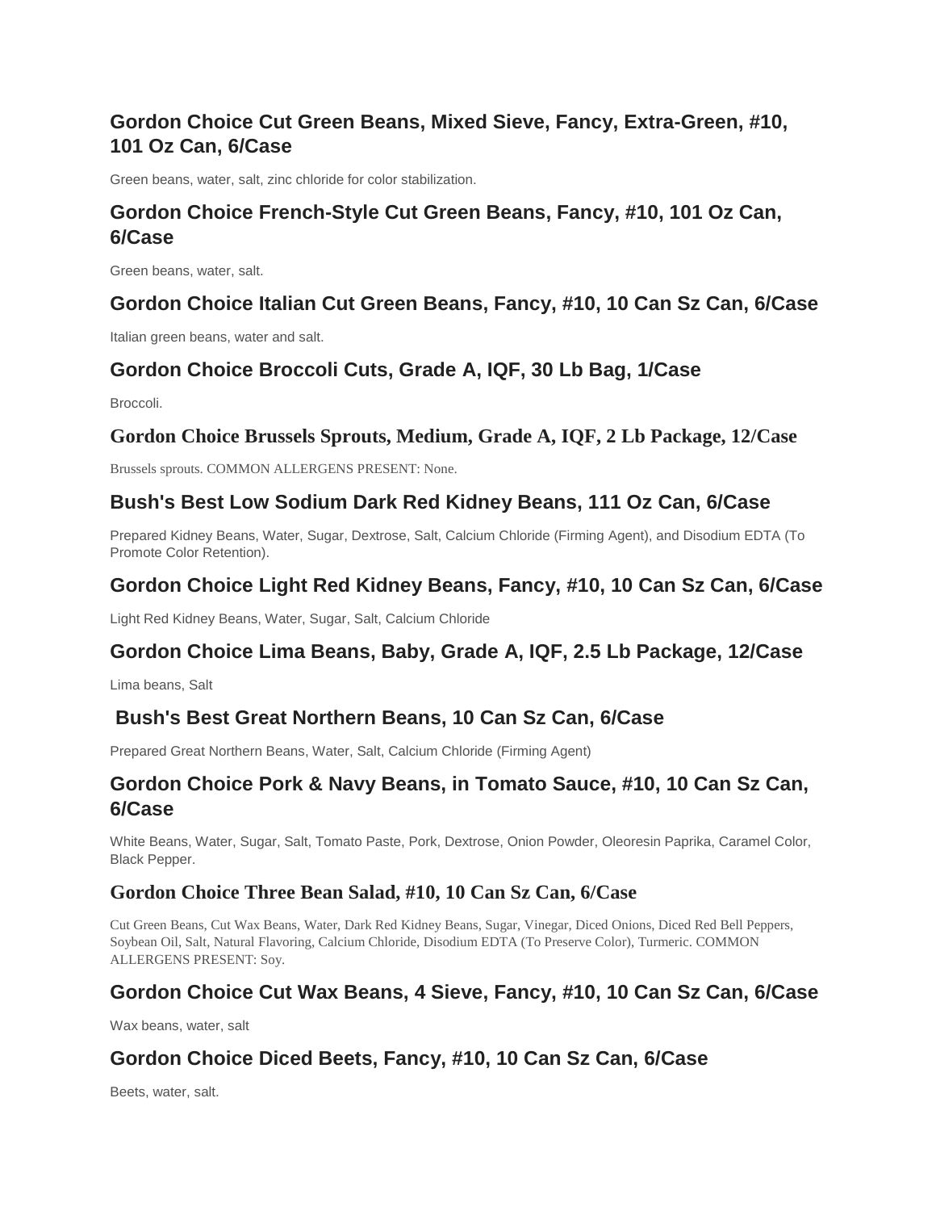### Gordon Choice Cut Green Beans, Mixed Sieve, Fancy, Extra-Green, #10, 101 Oz Can, 6/Case

Green beans, water, salt, zinc chloride for color stabilization.

### Gordon Choice French-Style Cut Green Beans, Fancy, #10, 101 Oz Can, 6/Case

Green beans, water, salt.

### Gordon Choice Italian Cut Green Beans, Fancy, #10, 10 Can Sz Can, 6/Case

Italian green beans, water and salt.

### Gordon Choice Broccoli Cuts, Grade A, IQF, 30 Lb Bag, 1/Case

Broccoli.

### Gordon Choice Brussels Sprouts, Medium, Grade A, IQF, 2 Lb Package, 12/Case

Brussels sprouts. COMMON ALLERGENS PRESENT: None.

### Bush's Best Low Sodium Dark Red Kidney Beans, 111 Oz Can, 6/Case

Prepared Kidney Beans, Water, Sugar, Dextrose, Salt, Calcium Chloride (Firming Agent), and Disodium EDTA (To Promote Color Retention).

### Gordon Choice Light Red Kidney Beans, Fancy, #10, 10 Can Sz Can, 6/Case

Light Red Kidney Beans, Water, Sugar, Salt, Calcium Chloride

### Gordon Choice Lima Beans, Baby, Grade A, IQF, 2.5 Lb Package, 12/Case

Lima beans, Salt

### Bush's Best Great Northern Beans, 10 Can Sz Can, 6/Case

Prepared Great Northern Beans, Water, Salt, Calcium Chloride (Firming Agent)

### Gordon Choice Pork & Navy Beans, in Tomato Sauce, #10, 10 Can Sz Can, 6/Case

White Beans, Water, Sugar, Salt, Tomato Paste, Pork, Dextrose, Onion Powder, Oleoresin Paprika, Caramel Color, Black Pepper.

### Gordon Choice Three Bean Salad, #10, 10 Can Sz Can, 6/Case

Cut Green Beans, Cut Wax Beans, Water, Dark Red Kidney Beans, Sugar, Vinegar, Diced Onions, Diced Red Bell Peppers, Soybean Oil, Salt, Natural Flavoring, Calcium Chloride, Disodium EDTA (To Preserve Color), Turmeric. COMMON ALLERGENS PRESENT: Soy.

### Gordon Choice Cut Wax Beans, 4 Sieve, Fancy, #10, 10 Can Sz Can, 6/Case

Wax beans, water, salt

### Gordon Choice Diced Beets, Fancy, #10, 10 Can Sz Can, 6/Case

Beets, water, salt.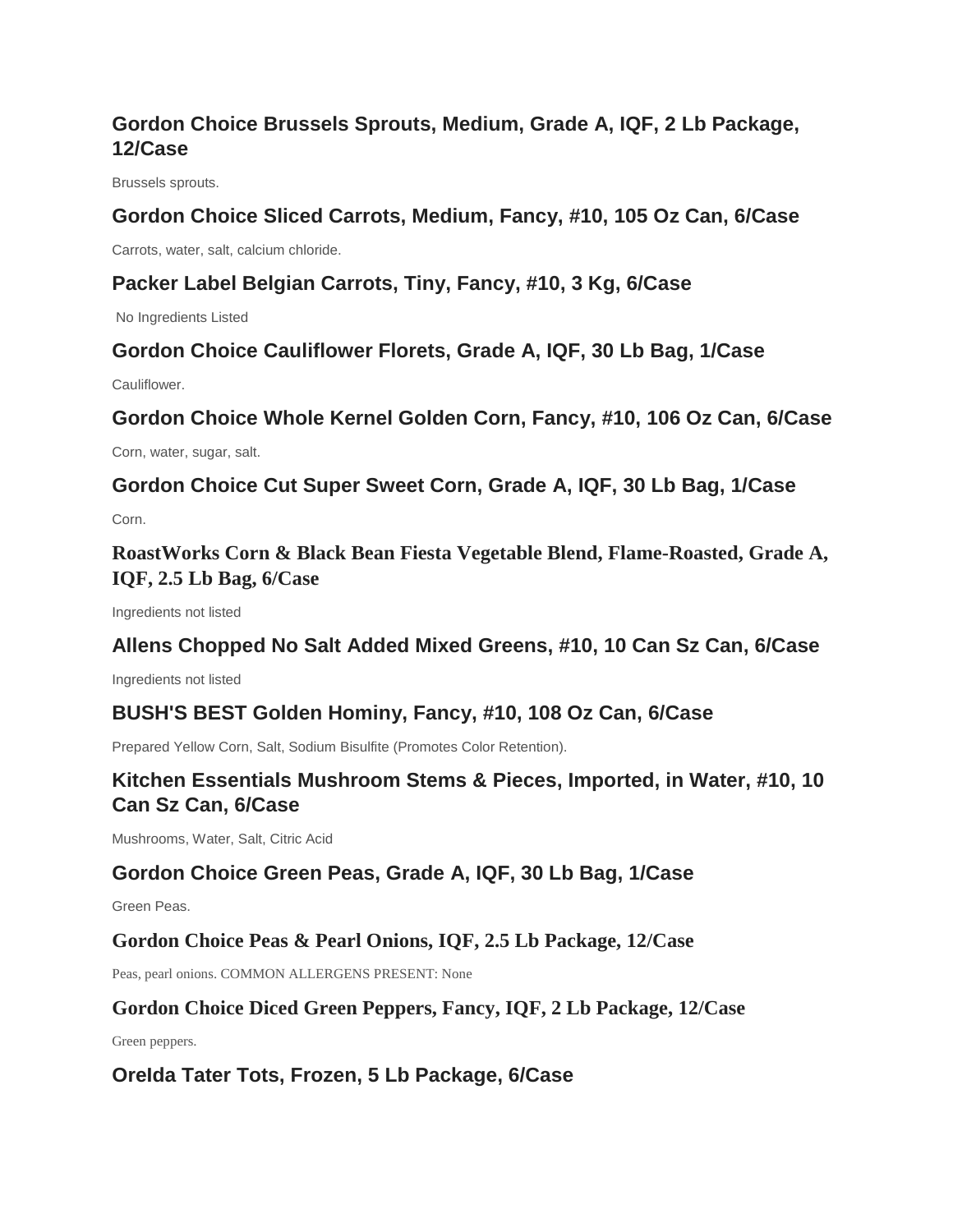### Gordon Choice Brussels Sprouts, Medium, Grade A, IQF, 2 Lb Package, 12/Case

Brussels sprouts.

### Gordon Choice Sliced Carrots, Medium, Fancy, #10, 105 Oz Can, 6/Case

Carrots, water, salt, calcium chloride.

### Packer Label Belgian Carrots, Tiny, Fancy, #10, 3 Kg, 6/Case

No Ingredients Listed

### Gordon Choice Cauliflower Florets, Grade A, IQF, 30 Lb Bag, 1/Case

Cauliflower.

### Gordon Choice Whole Kernel Golden Corn, Fancy, #10, 106 Oz Can, 6/Case

Corn, water, sugar, salt.

### Gordon Choice Cut Super Sweet Corn, Grade A, IQF, 30 Lb Bag, 1/Case

Corn.

### RoastWorks Corn & Black Bean Fiesta Vegetable Blend, Flame-Roasted, Grade A, IQF, 2.5 Lb Bag, 6/Case

Ingredients not listed

### Allens Chopped No Salt Added Mixed Greens, #10, 10 Can Sz Can, 6/Case

Ingredients not listed

### BUSH'S BEST Golden Hominy, Fancy, #10, 108 Oz Can, 6/Case

Prepared Yellow Corn, Salt, Sodium Bisulfite (Promotes Color Retention).

### Kitchen Essentials Mushroom Stems & Pieces, Imported, in Water, #10, 10 Can Sz Can, 6/Case

Mushrooms, Water, Salt, Citric Acid

### Gordon Choice Green Peas, Grade A, IQF, 30 Lb Bag, 1/Case

Green Peas.

### Gordon Choice Peas & Pearl Onions, IQF, 2.5 Lb Package, 12/Case

Peas, pearl onions. COMMON ALLERGENS PRESENT: None

### Gordon Choice Diced Green Peppers, Fancy, IQF, 2 Lb Package, 12/Case

Green peppers.

### OreIda Tater Tots, Frozen, 5 Lb Package, 6/Case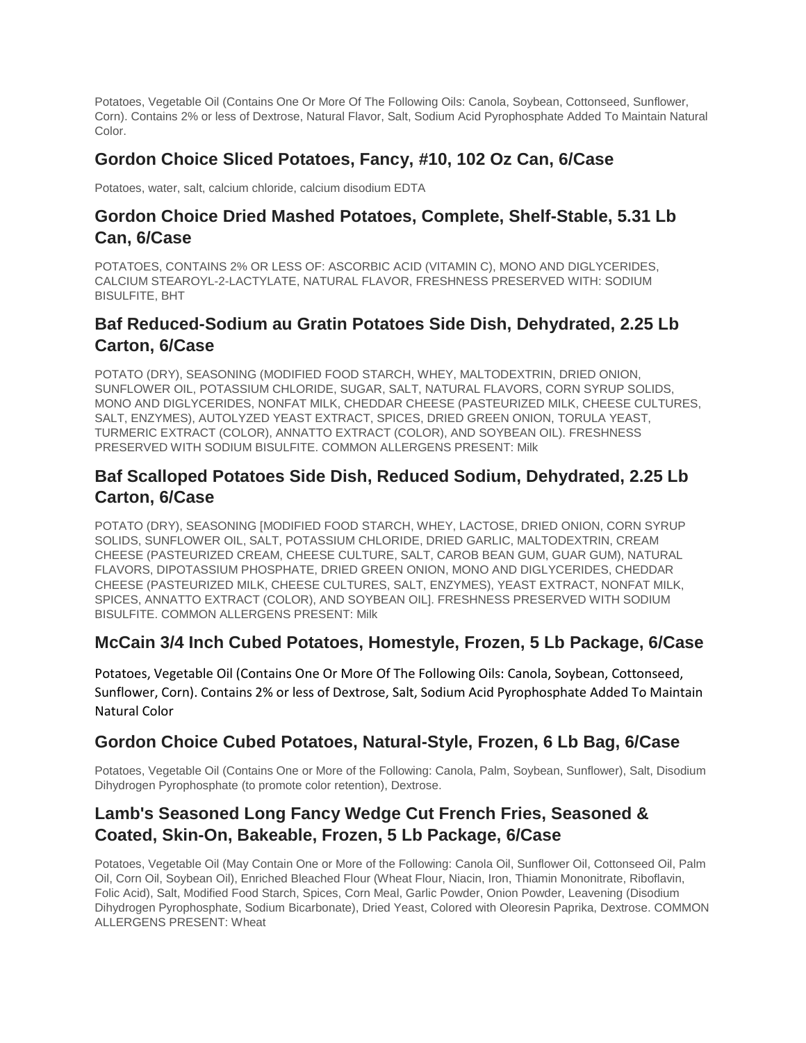Potatoes, Vegetable Oil (Contains One Or More Of The Following Oils: Canola, Soybean, Cottonseed, Sunflower, Corn). Contains 2% or less of Dextrose, Natural Flavor, Salt, Sodium Acid Pyrophosphate Added To Maintain Natural Color.

## Gordon Choice Sliced Potatoes, Fancy, #10, 102 Oz Can, 6/Case

Potatoes, water, salt, calcium chloride, calcium disodium EDTA

## Gordon Choice Dried Mashed Potatoes, Complete, Shelf-Stable, 5.31 Lb Can, 6/Case

POTATOES, CONTAINS 2% OR LESS OF: ASCORBIC ACID (VITAMIN C), MONO AND DIGLYCERIDES, CALCIUM STEAROYL-2-LACTYLATE, NATURAL FLAVOR, FRESHNESS PRESERVED WITH: SODIUM BISULFITE, BHT

## Baf Reduced-Sodium au Gratin Potatoes Side Dish, Dehydrated, 2.25 Lb Carton, 6/Case

POTATO (DRY), SEASONING (MODIFIED FOOD STARCH, WHEY, MALTODEXTRIN, DRIED ONION, SUNFLOWER OIL, POTASSIUM CHLORIDE, SUGAR, SALT, NATURAL FLAVORS, CORN SYRUP SOLIDS, MONO AND DIGLYCERIDES, NONFAT MILK, CHEDDAR CHEESE (PASTEURIZED MILK, CHEESE CULTURES, SALT, ENZYMES), AUTOLYZED YEAST EXTRACT, SPICES, DRIED GREEN ONION, TORULA YEAST, TURMERIC EXTRACT (COLOR), ANNATTO EXTRACT (COLOR), AND SOYBEAN OIL). FRESHNESS PRESERVED WITH SODIUM BISULFITE. COMMON ALLERGENS PRESENT: Milk

## Baf Scalloped Potatoes Side Dish, Reduced Sodium, Dehydrated, 2.25 Lb Carton, 6/Case

POTATO (DRY), SEASONING [MODIFIED FOOD STARCH, WHEY, LACTOSE, DRIED ONION, CORN SYRUP SOLIDS, SUNFLOWER OIL, SALT, POTASSIUM CHLORIDE, DRIED GARLIC, MALTODEXTRIN, CREAM CHEESE (PASTEURIZED CREAM, CHEESE CULTURE, SALT, CAROB BEAN GUM, GUAR GUM), NATURAL FLAVORS, DIPOTASSIUM PHOSPHATE, DRIED GREEN ONION, MONO AND DIGLYCERIDES, CHEDDAR CHEESE (PASTEURIZED MILK, CHEESE CULTURES, SALT, ENZYMES), YEAST EXTRACT, NONFAT MILK, SPICES, ANNATTO EXTRACT (COLOR), AND SOYBEAN OIL]. FRESHNESS PRESERVED WITH SODIUM BISULFITE. COMMON ALLERGENS PRESENT: Milk

## McCain 3/4 Inch Cubed Potatoes, Homestyle, Frozen, 5 Lb Package, 6/Case

Potatoes, Vegetable Oil (Contains One Or More Of The Following Oils: Canola, Soybean, Cottonseed, Sunflower, Corn). Contains 2% or less of Dextrose, Salt, Sodium Acid Pyrophosphate Added To Maintain Natural Color

## Gordon Choice Cubed Potatoes, Natural-Style, Frozen, 6 Lb Bag, 6/Case

Potatoes, Vegetable Oil (Contains One or More of the Following: Canola, Palm, Soybean, Sunflower), Salt, Disodium Dihydrogen Pyrophosphate (to promote color retention), Dextrose.

## Lamb's Seasoned Long Fancy Wedge Cut French Fries, Seasoned & Coated, Skin-On, Bakeable, Frozen, 5 Lb Package, 6/Case

Potatoes, Vegetable Oil (May Contain One or More of the Following: Canola Oil, Sunflower Oil, Cottonseed Oil, Palm Oil, Corn Oil, Soybean Oil), Enriched Bleached Flour (Wheat Flour, Niacin, Iron, Thiamin Mononitrate, Riboflavin, Folic Acid), Salt, Modified Food Starch, Spices, Corn Meal, Garlic Powder, Onion Powder, Leavening (Disodium Dihydrogen Pyrophosphate, Sodium Bicarbonate), Dried Yeast, Colored with Oleoresin Paprika, Dextrose. COMMON ALLERGENS PRESENT: Wheat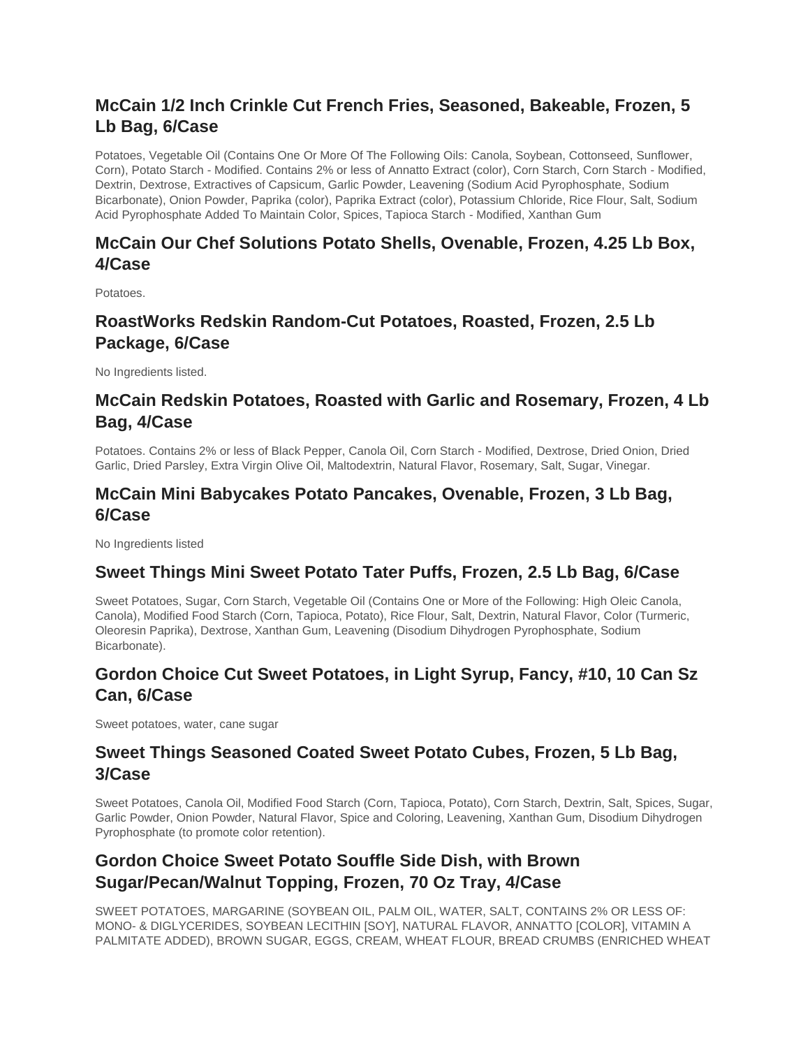### McCain 1/2 Inch Crinkle Cut French Fries, Seasoned, Bakeable, Frozen, 5 Lb Bag, 6/Case

Potatoes, Vegetable Oil (Contains One Or More Of The Following Oils: Canola, Soybean, Cottonseed, Sunflower, Corn), Potato Starch - Modified. Contains 2% or less of Annatto Extract (color), Corn Starch, Corn Starch - Modified, Dextrin, Dextrose, Extractives of Capsicum, Garlic Powder, Leavening (Sodium Acid Pyrophosphate, Sodium Bicarbonate), Onion Powder, Paprika (color), Paprika Extract (color), Potassium Chloride, Rice Flour, Salt, Sodium Acid Pyrophosphate Added To Maintain Color, Spices, Tapioca Starch - Modified, Xanthan Gum

### McCain Our Chef Solutions Potato Shells, Ovenable, Frozen, 4.25 Lb Box, 4/Case

Potatoes.

### RoastWorks Redskin Random-Cut Potatoes, Roasted, Frozen, 2.5 Lb Package, 6/Case

No Ingredients listed.

### McCain Redskin Potatoes, Roasted with Garlic and Rosemary, Frozen, 4 Lb Bag, 4/Case

Potatoes. Contains 2% or less of Black Pepper, Canola Oil, Corn Starch - Modified, Dextrose, Dried Onion, Dried Garlic, Dried Parsley, Extra Virgin Olive Oil, Maltodextrin, Natural Flavor, Rosemary, Salt, Sugar, Vinegar.

### McCain Mini Babycakes Potato Pancakes, Ovenable, Frozen, 3 Lb Bag, 6/Case

No Ingredients listed

### Sweet Things Mini Sweet Potato Tater Puffs, Frozen, 2.5 Lb Bag, 6/Case

Sweet Potatoes, Sugar, Corn Starch, Vegetable Oil (Contains One or More of the Following: High Oleic Canola, Canola), Modified Food Starch (Corn, Tapioca, Potato), Rice Flour, Salt, Dextrin, Natural Flavor, Color (Turmeric, Oleoresin Paprika), Dextrose, Xanthan Gum, Leavening (Disodium Dihydrogen Pyrophosphate, Sodium Bicarbonate).

### Gordon Choice Cut Sweet Potatoes, in Light Syrup, Fancy, #10, 10 Can Sz Can, 6/Case

Sweet potatoes, water, cane sugar

### Sweet Things Seasoned Coated Sweet Potato Cubes, Frozen, 5 Lb Bag, 3/Case

Sweet Potatoes, Canola Oil, Modified Food Starch (Corn, Tapioca, Potato), Corn Starch, Dextrin, Salt, Spices, Sugar, Garlic Powder, Onion Powder, Natural Flavor, Spice and Coloring, Leavening, Xanthan Gum, Disodium Dihydrogen Pyrophosphate (to promote color retention).

### Gordon Choice Sweet Potato Souffle Side Dish, with Brown Sugar/Pecan/Walnut Topping, Frozen, 70 Oz Tray, 4/Case

SWEET POTATOES, MARGARINE (SOYBEAN OIL, PALM OIL, WATER, SALT, CONTAINS 2% OR LESS OF: MONO- & DIGLYCERIDES, SOYBEAN LECITHIN [SOY], NATURAL FLAVOR, ANNATTO [COLOR], VITAMIN A PALMITATE ADDED), BROWN SUGAR, EGGS, CREAM, WHEAT FLOUR, BREAD CRUMBS (ENRICHED WHEAT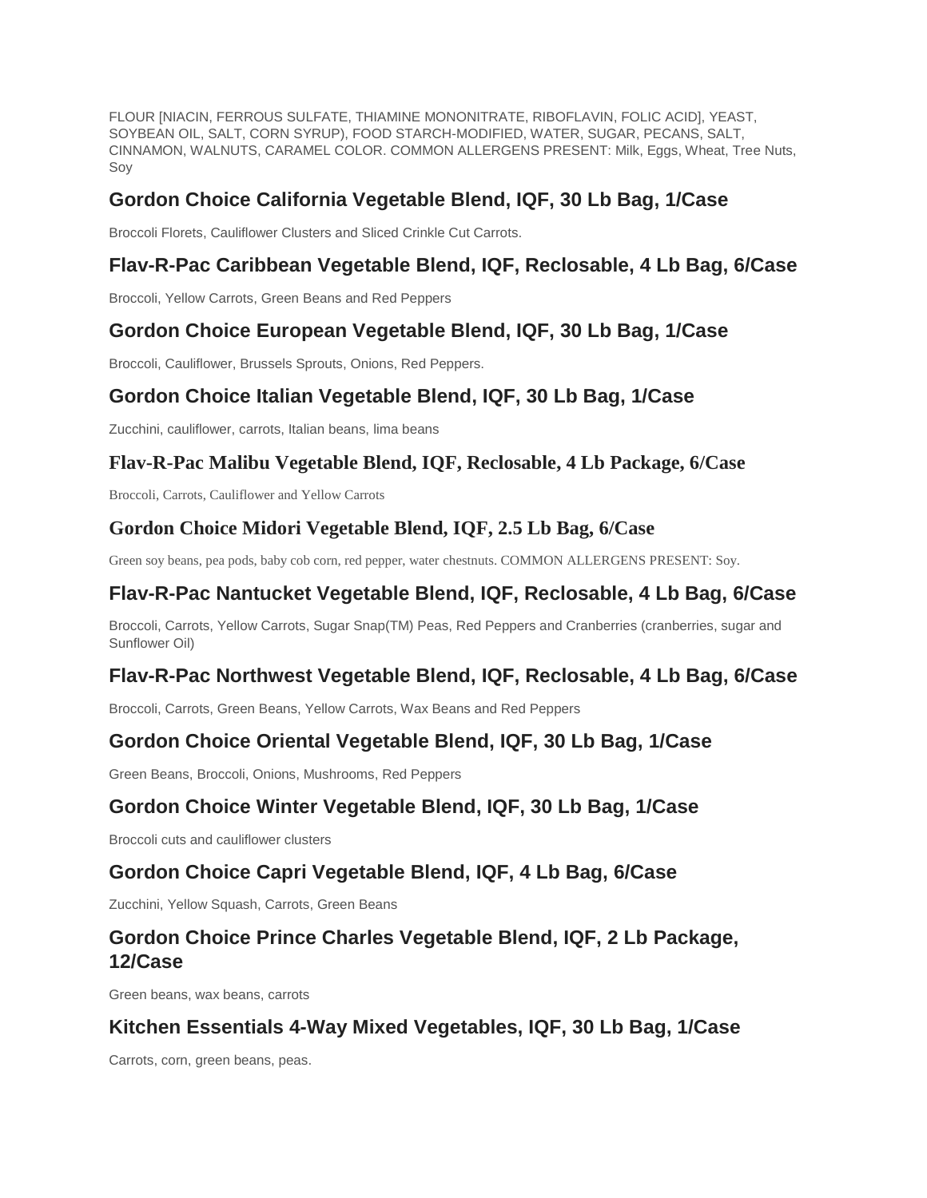FLOUR [NIACIN, FERROUS SULFATE, THIAMINE MONONITRATE, RIBOFLAVIN, FOLIC ACID], YEAST, SOYBEAN OIL, SALT, CORN SYRUP), FOOD STARCH-MODIFIED, WATER, SUGAR, PECANS, SALT, CINNAMON, WALNUTS, CARAMEL COLOR. COMMON ALLERGENS PRESENT: Milk, Eggs, Wheat, Tree Nuts, Soy

## Gordon Choice California Vegetable Blend, IQF, 30 Lb Bag, 1/Case

Broccoli Florets, Cauliflower Clusters and Sliced Crinkle Cut Carrots.

## Flav-R-Pac Caribbean Vegetable Blend, IQF, Reclosable, 4 Lb Bag, 6/Case

Broccoli, Yellow Carrots, Green Beans and Red Peppers

## Gordon Choice European Vegetable Blend, IQF, 30 Lb Bag, 1/Case

Broccoli, Cauliflower, Brussels Sprouts, Onions, Red Peppers.

## Gordon Choice Italian Vegetable Blend, IQF, 30 Lb Bag, 1/Case

Zucchini, cauliflower, carrots, Italian beans, lima beans

## Flav-R-Pac Malibu Vegetable Blend, IQF, Reclosable, 4 Lb Package, 6/Case

Broccoli, Carrots, Cauliflower and Yellow Carrots

## Gordon Choice Midori Vegetable Blend, IQF, 2.5 Lb Bag, 6/Case

Green soy beans, pea pods, baby cob corn, red pepper, water chestnuts. COMMON ALLERGENS PRESENT: Soy.

## Flav-R-Pac Nantucket Vegetable Blend, IQF, Reclosable, 4 Lb Bag, 6/Case

Broccoli, Carrots, Yellow Carrots, Sugar Snap(TM) Peas, Red Peppers and Cranberries (cranberries, sugar and Sunflower Oil)

## Flav-R-Pac Northwest Vegetable Blend, IQF, Reclosable, 4 Lb Bag, 6/Case

Broccoli, Carrots, Green Beans, Yellow Carrots, Wax Beans and Red Peppers

## Gordon Choice Oriental Vegetable Blend, IQF, 30 Lb Bag, 1/Case

Green Beans, Broccoli, Onions, Mushrooms, Red Peppers

## Gordon Choice Winter Vegetable Blend, IQF, 30 Lb Bag, 1/Case

Broccoli cuts and cauliflower clusters

## Gordon Choice Capri Vegetable Blend, IQF, 4 Lb Bag, 6/Case

Zucchini, Yellow Squash, Carrots, Green Beans

## Gordon Choice Prince Charles Vegetable Blend, IQF, 2 Lb Package, 12/Case

Green beans, wax beans, carrots

## Kitchen Essentials 4-Way Mixed Vegetables, IQF, 30 Lb Bag, 1/Case

Carrots, corn, green beans, peas.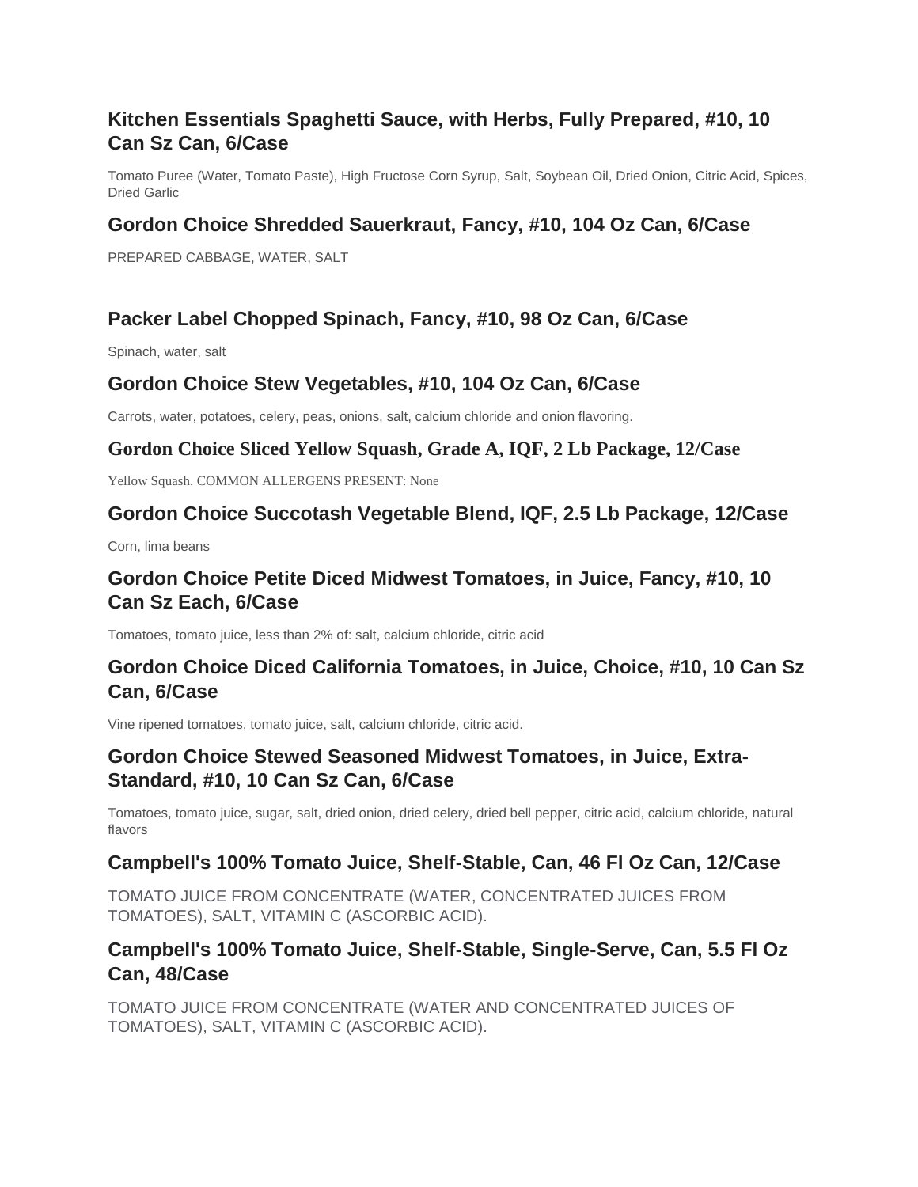### Kitchen Essentials Spaghetti Sauce, with Herbs, Fully Prepared, #10, 10 Can Sz Can, 6/Case

Tomato Puree (Water, Tomato Paste), High Fructose Corn Syrup, Salt, Soybean Oil, Dried Onion, Citric Acid, Spices, Dried Garlic

### Gordon Choice Shredded Sauerkraut, Fancy, #10, 104 Oz Can, 6/Case

PREPARED CABBAGE, WATER, SALT

### Packer Label Chopped Spinach, Fancy, #10, 98 Oz Can, 6/Case

Spinach, water, salt

### Gordon Choice Stew Vegetables, #10, 104 Oz Can, 6/Case

Carrots, water, potatoes, celery, peas, onions, salt, calcium chloride and onion flavoring.

### Gordon Choice Sliced Yellow Squash, Grade A, IQF, 2 Lb Package, 12/Case

Yellow Squash. COMMON ALLERGENS PRESENT: None

### Gordon Choice Succotash Vegetable Blend, IQF, 2.5 Lb Package, 12/Case

Corn, lima beans

### Gordon Choice Petite Diced Midwest Tomatoes, in Juice, Fancy, #10, 10 Can Sz Each, 6/Case

Tomatoes, tomato juice, less than 2% of: salt, calcium chloride, citric acid

### Gordon Choice Diced California Tomatoes, in Juice, Choice, #10, 10 Can Sz Can, 6/Case

Vine ripened tomatoes, tomato juice, salt, calcium chloride, citric acid.

### Gordon Choice Stewed Seasoned Midwest Tomatoes, in Juice, Extra-Standard, #10, 10 Can Sz Can, 6/Case

Tomatoes, tomato juice, sugar, salt, dried onion, dried celery, dried bell pepper, citric acid, calcium chloride, natural flavors

### Campbell's 100% Tomato Juice, Shelf-Stable, Can, 46 Fl Oz Can, 12/Case

TOMATO JUICE FROM CONCENTRATE (WATER, CONCENTRATED JUICES FROM TOMATOES), SALT, VITAMIN C (ASCORBIC ACID).

### Campbell's 100% Tomato Juice, Shelf-Stable, Single-Serve, Can, 5.5 Fl Oz Can, 48/Case

TOMATO JUICE FROM CONCENTRATE (WATER AND CONCENTRATED JUICES OF TOMATOES), SALT, VITAMIN C (ASCORBIC ACID).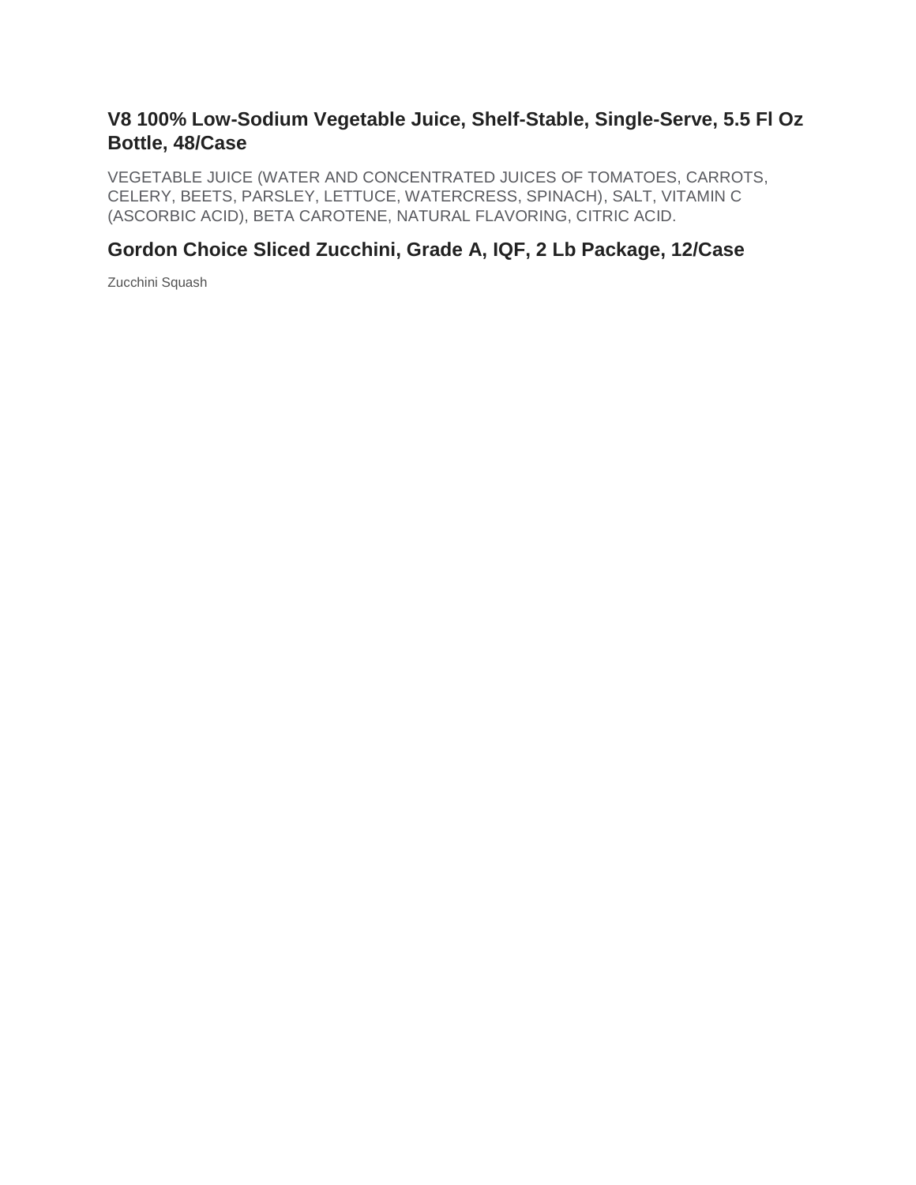### V8 100% Low-Sodium Vegetable Juice, Shelf-Stable, Single-Serve, 5.5 Fl Oz Bottle, 48/Case

VEGETABLE JUICE (WATER AND CONCENTRATED JUICES OF TOMATOES, CARROTS, CELERY, BEETS, PARSLEY, LETTUCE, WATERCRESS, SPINACH), SALT, VITAMIN C (ASCORBIC ACID), BETA CAROTENE, NATURAL FLAVORING, CITRIC ACID.

### Gordon Choice Sliced Zucchini, Grade A, IQF, 2 Lb Package, 12/Case

Zucchini Squash